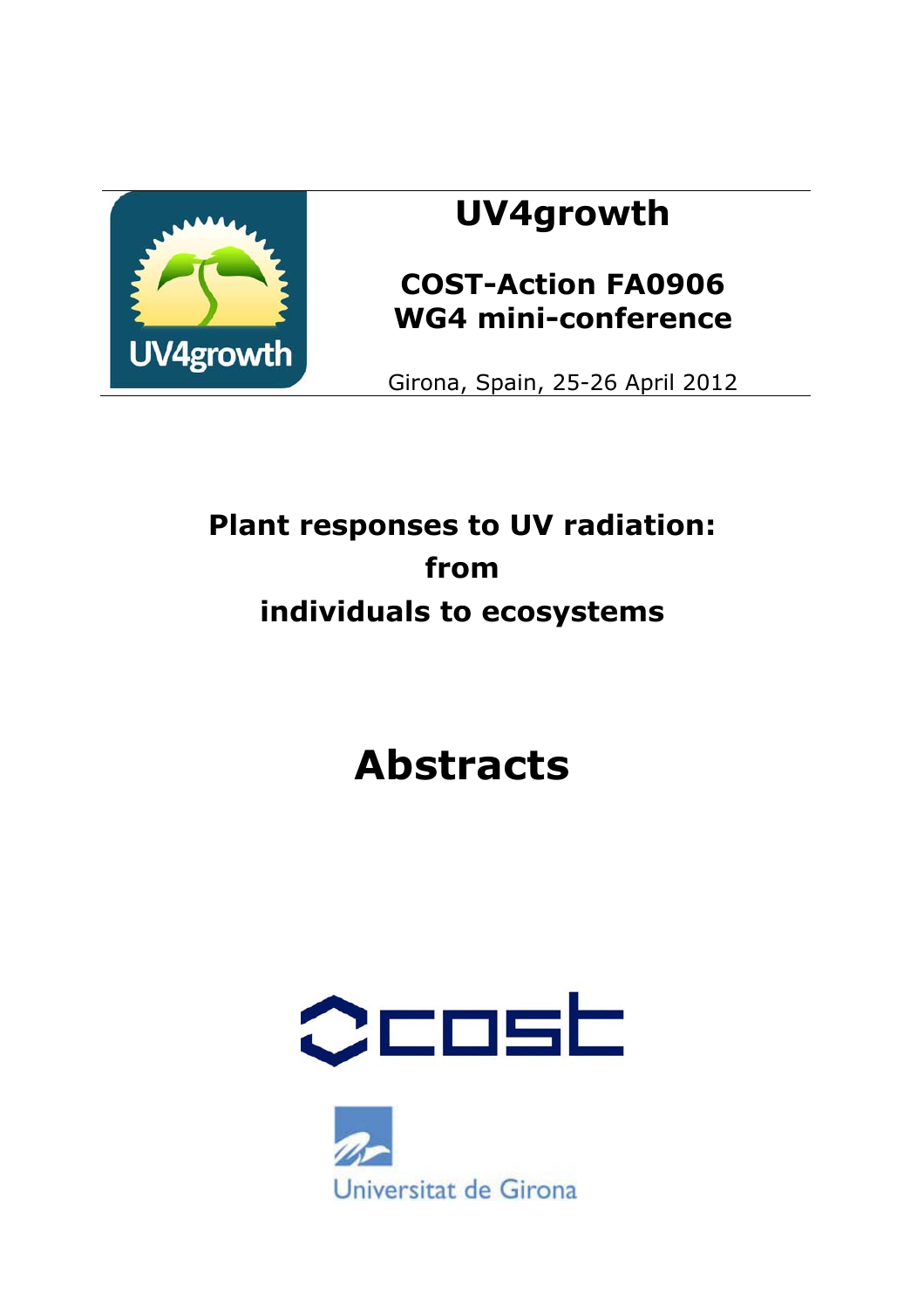# UV4growth

## COST-Action FA0906
## WG4 mini-conference

Girona, Spain, 25-26 April 2012

## Plant responses to UV radiation: from individuals to ecosystems

# Abstracts

Universitat de Girona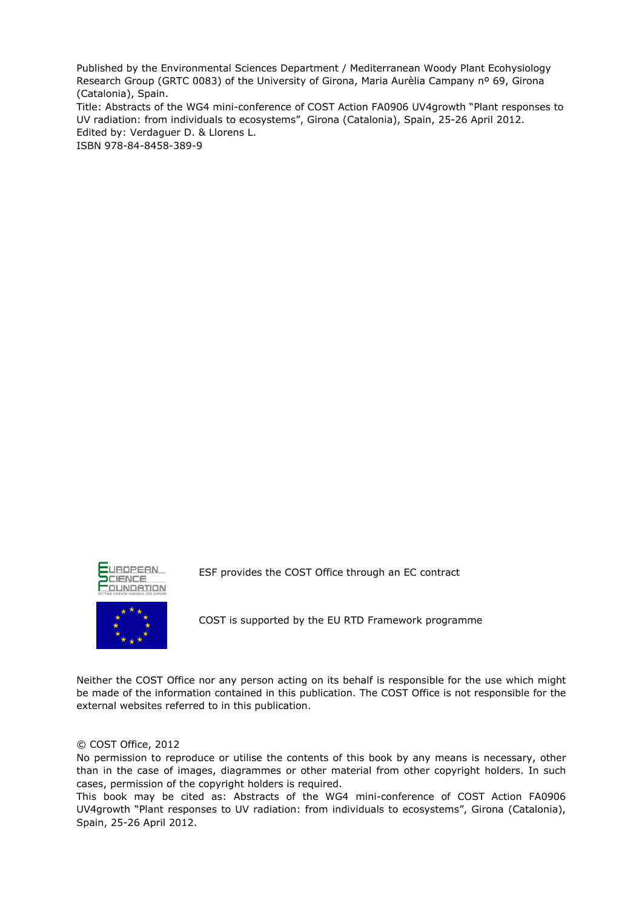Published by the Environmental Sciences Department / Mediterranean Woody Plant Ecohysiology Research Group (GRTC 0083) of the University of Girona, Maria Aurèlia Campany nº 69, Girona (Catalonia), Spain.

Title: Abstracts of the WG4 mini-conference of COST Action FA0906 UV4growth "Plant responses to UV radiation: from individuals to ecosystems", Girona (Catalonia), Spain, 25-26 April 2012.

Edited by: Verdaguer D. & Llorens L.

ISBN 978-84-8458-389-9

ESF provides the COST Office through an EC contract

COST is supported by the EU RTD Framework programme

Neither the COST Office nor any person acting on its behalf is responsible for the use which might be made of the information contained in this publication. The COST Office is not responsible for the external websites referred to in this publication.

© COST Office, 2012

No permission to reproduce or utilise the contents of this book by any means is necessary, other than in the case of images, diagrammes or other material from other copyright holders. In such cases, permission of the copyright holders is required.

This book may be cited as: Abstracts of the WG4 mini-conference of COST Action FA0906 UV4growth "Plant responses to UV radiation: from individuals to ecosystems", Girona (Catalonia), Spain, 25-26 April 2012.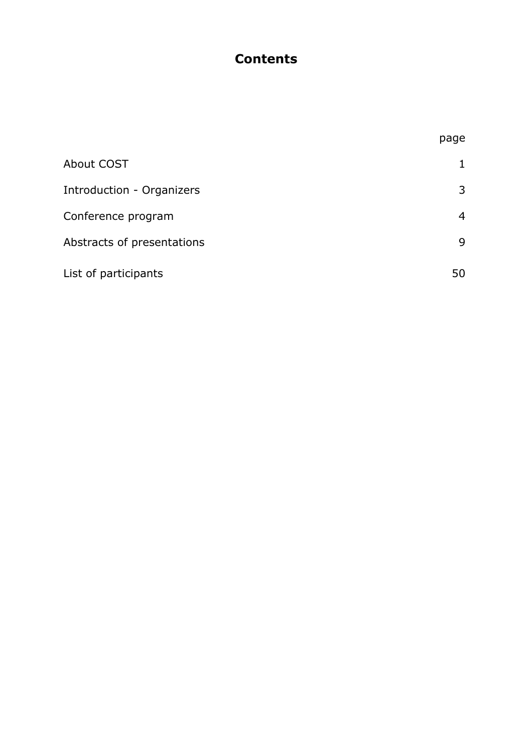# Contents

| | page |
|---|---|
| About COST | 1 |
| Introduction - Organizers | 3 |
| Conference program | 4 |
| Abstracts of presentations | 9 |
| List of participants | 50 |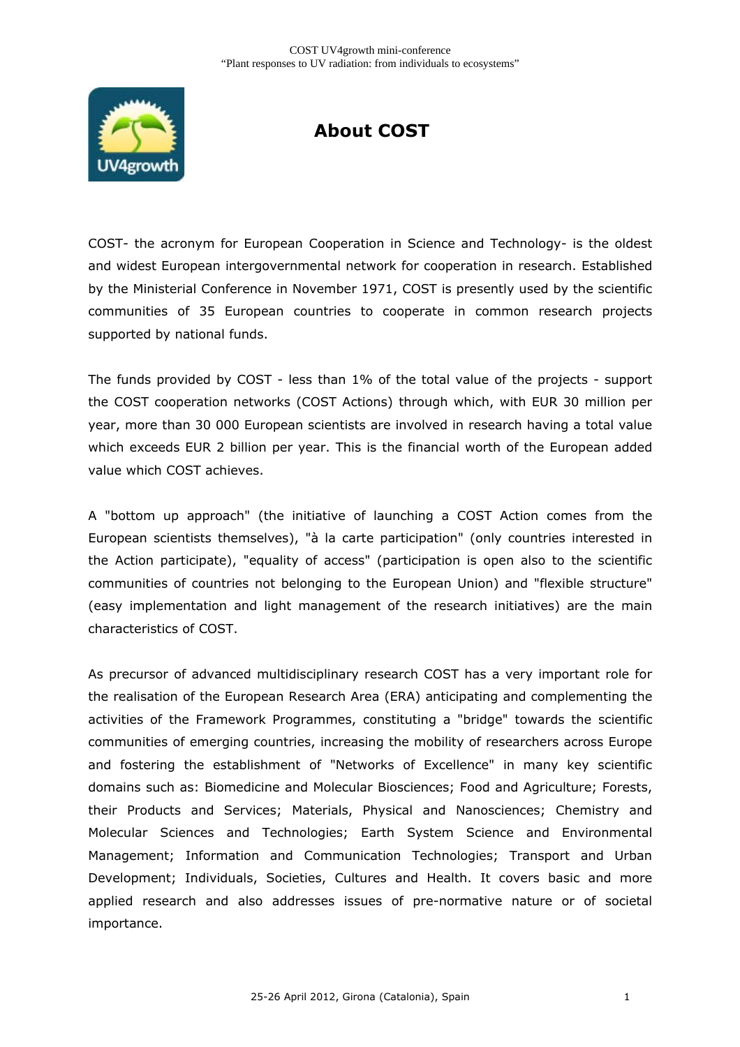# About COST

COST- the acronym for European Cooperation in Science and Technology- is the oldest and widest European intergovernmental network for cooperation in research. Established by the Ministerial Conference in November 1971, COST is presently used by the scientific communities of 35 European countries to cooperate in common research projects supported by national funds.

The funds provided by COST - less than 1% of the total value of the projects - support the COST cooperation networks (COST Actions) through which, with EUR 30 million per year, more than 30 000 European scientists are involved in research having a total value which exceeds EUR 2 billion per year. This is the financial worth of the European added value which COST achieves.

A "bottom up approach" (the initiative of launching a COST Action comes from the European scientists themselves), "à la carte participation" (only countries interested in the Action participate), "equality of access" (participation is open also to the scientific communities of countries not belonging to the European Union) and "flexible structure" (easy implementation and light management of the research initiatives) are the main characteristics of COST.

As precursor of advanced multidisciplinary research COST has a very important role for the realisation of the European Research Area (ERA) anticipating and complementing the activities of the Framework Programmes, constituting a "bridge" towards the scientific communities of emerging countries, increasing the mobility of researchers across Europe and fostering the establishment of "Networks of Excellence" in many key scientific domains such as: Biomedicine and Molecular Biosciences; Food and Agriculture; Forests, their Products and Services; Materials, Physical and Nanosciences; Chemistry and Molecular Sciences and Technologies; Earth System Science and Environmental Management; Information and Communication Technologies; Transport and Urban Development; Individuals, Societies, Cultures and Health. It covers basic and more applied research and also addresses issues of pre-normative nature or of societal importance.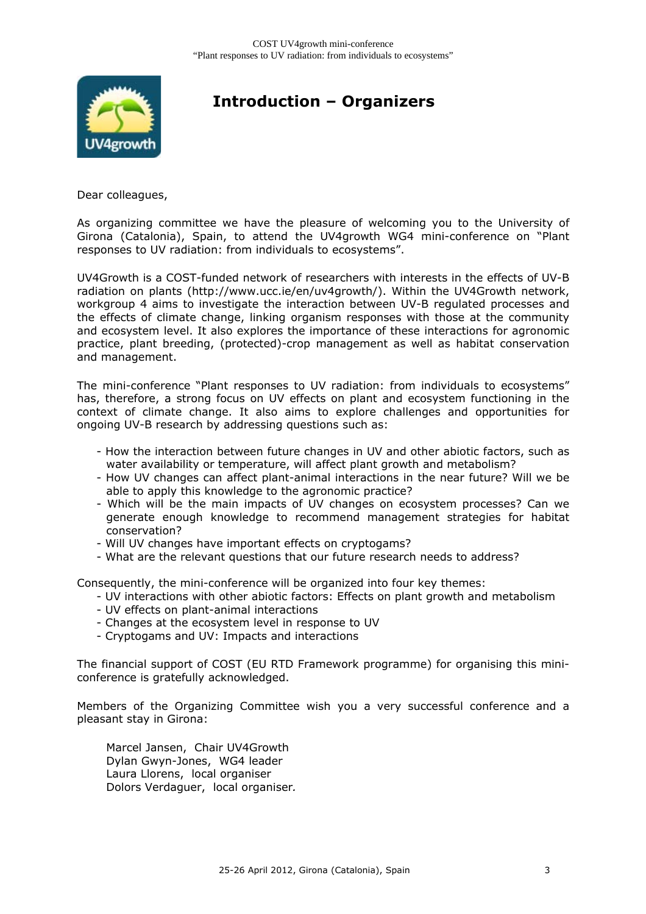# Introduction – Organizers

Dear colleagues,

As organizing committee we have the pleasure of welcoming you to the University of Girona (Catalonia), Spain, to attend the UV4growth WG4 mini-conference on "Plant responses to UV radiation: from individuals to ecosystems".

UV4Growth is a COST-funded network of researchers with interests in the effects of UV-B radiation on plants (http://www.ucc.ie/en/uv4growth/). Within the UV4Growth network, workgroup 4 aims to investigate the interaction between UV-B regulated processes and the effects of climate change, linking organism responses with those at the community and ecosystem level. It also explores the importance of these interactions for agronomic practice, plant breeding, (protected)-crop management as well as habitat conservation and management.

The mini-conference "Plant responses to UV radiation: from individuals to ecosystems" has, therefore, a strong focus on UV effects on plant and ecosystem functioning in the context of climate change. It also aims to explore challenges and opportunities for ongoing UV-B research by addressing questions such as:

- How the interaction between future changes in UV and other abiotic factors, such as water availability or temperature, will affect plant growth and metabolism?
- How UV changes can affect plant-animal interactions in the near future? Will we be able to apply this knowledge to the agronomic practice?
- Which will be the main impacts of UV changes on ecosystem processes? Can we generate enough knowledge to recommend management strategies for habitat conservation?
- Will UV changes have important effects on cryptogams?
- What are the relevant questions that our future research needs to address?

Consequently, the mini-conference will be organized into four key themes:

- UV interactions with other abiotic factors: Effects on plant growth and metabolism
- UV effects on plant-animal interactions
- Changes at the ecosystem level in response to UV
- Cryptogams and UV: Impacts and interactions

The financial support of COST (EU RTD Framework programme) for organising this mini-conference is gratefully acknowledged.

Members of the Organizing Committee wish you a very successful conference and a pleasant stay in Girona:

Marcel Jansen, Chair UV4Growth
Dylan Gwyn-Jones, WG4 leader
Laura Llorens, local organiser
Dolors Verdaguer, local organiser.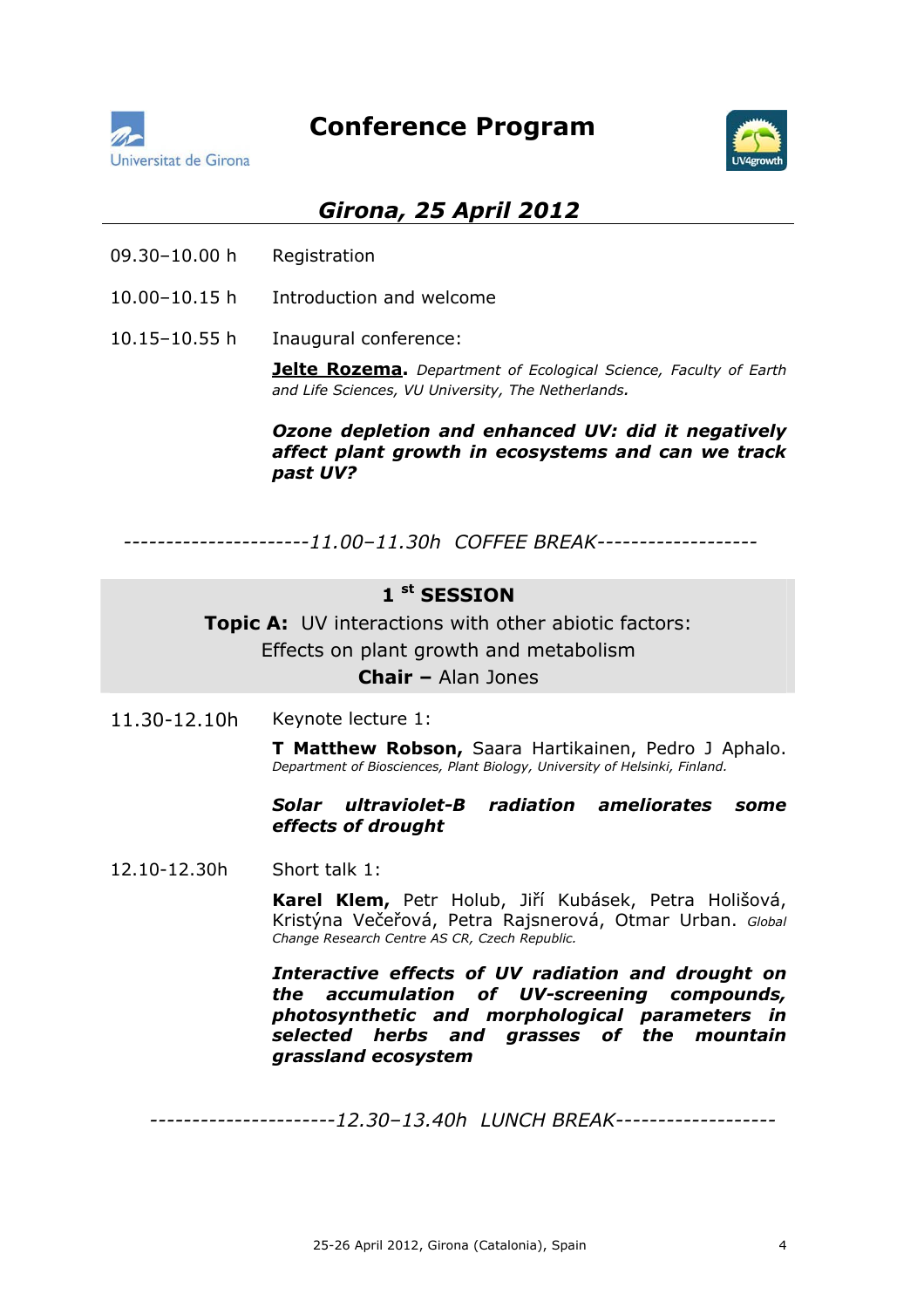# Conference Program

## *Girona, 25 April 2012*

09.30–10.00 h Registration

10.00–10.15 h Introduction and welcome

10.15–10.55 h Inaugural conference:

**Jelte Rozema**. *Department of Ecological Science, Faculty of Earth and Life Sciences, VU University, The Netherlands.*

***Ozone depletion and enhanced UV: did it negatively affect plant growth in ecosystems and can we track past UV?***

----------------------*11.00–11.30h COFFEE BREAK*-------------------

### 1 st SESSION

**Topic A:** UV interactions with other abiotic factors: Effects on plant growth and metabolism

**Chair –** Alan Jones

11.30-12.10h Keynote lecture 1:

**T Matthew Robson,** Saara Hartikainen, Pedro J Aphalo. *Department of Biosciences, Plant Biology, University of Helsinki, Finland.*

***Solar ultraviolet-B radiation ameliorates some effects of drought***

12.10-12.30h Short talk 1:

**Karel Klem,** Petr Holub, Jiří Kubásek, Petra Holišová, Kristýna Večeřová, Petra Rajsnerová, Otmar Urban. *Global Change Research Centre AS CR, Czech Republic.*

***Interactive effects of UV radiation and drought on the accumulation of UV-screening compounds, photosynthetic and morphological parameters in selected herbs and grasses of the mountain grassland ecosystem***

----------------------*12.30–13.40h LUNCH BREAK*-------------------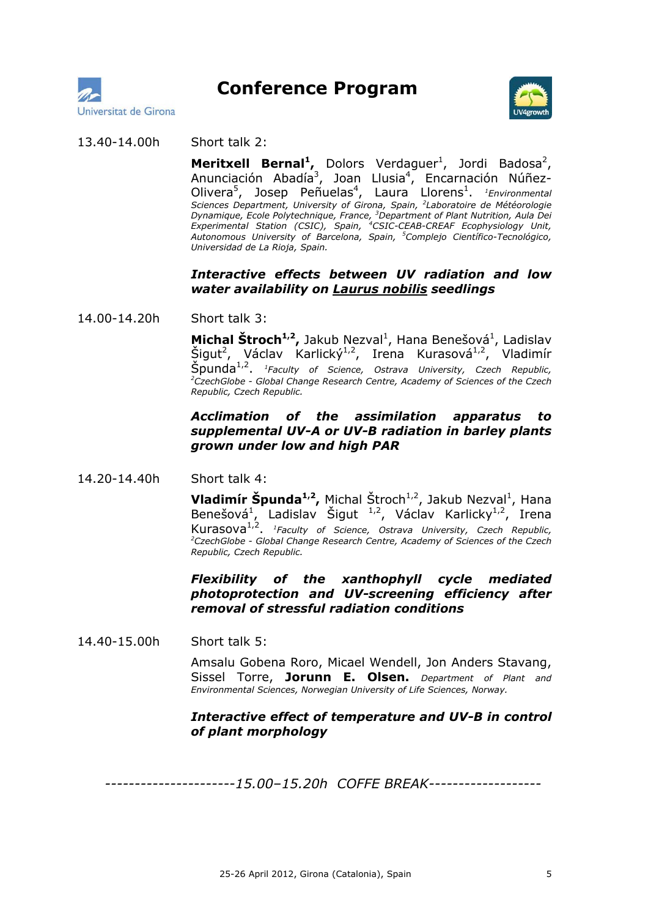# Conference Program

13.40-14.00h Short talk 2:

**Meritxell Bernal[1]**, Dolors Verdaguer[1], Jordi Badosa[2], Anunciación Abadía[3], Joan Llusia[4], Encarnación Núñez-Olivera[5], Josep Peñuelas[4], Laura Llorens[1]. *[1]Environmental Sciences Department, University of Girona, Spain, [2]Laboratoire de Météorologie Dynamique, Ecole Polytechnique, France, [3]Department of Plant Nutrition, Aula Dei Experimental Station (CSIC), Spain, [4]CSIC-CEAB-CREAF Ecophysiology Unit, Autonomous University of Barcelona, Spain, [5]Complejo Científico-Tecnológico, Universidad de La Rioja, Spain.*

***Interactive effects between UV radiation and low water availability on Laurus nobilis seedlings***

14.00-14.20h Short talk 3:

**Michal Štroch[1,2]**, Jakub Nezval[1], Hana Benešová[1], Ladislav Šigut[2], Václav Karlický[1,2], Irena Kurasová[1,2], Vladimír Špunda[1,2]. *[1]Faculty of Science, Ostrava University, Czech Republic, [2]CzechGlobe - Global Change Research Centre, Academy of Sciences of the Czech Republic, Czech Republic.*

***Acclimation of the assimilation apparatus to supplemental UV-A or UV-B radiation in barley plants grown under low and high PAR***

14.20-14.40h Short talk 4:

**Vladimír Špunda[1,2]**, Michal Štroch[1,2], Jakub Nezval[1], Hana Benešová[1], Ladislav Šigut [1,2], Václav Karlicky[1,2], Irena Kurasova[1,2]. *[1]Faculty of Science, Ostrava University, Czech Republic, [2]CzechGlobe - Global Change Research Centre, Academy of Sciences of the Czech Republic, Czech Republic.*

***Flexibility of the xanthophyll cycle mediated photoprotection and UV-screening efficiency after removal of stressful radiation conditions***

14.40-15.00h Short talk 5:

Amsalu Gobena Roro, Micael Wendell, Jon Anders Stavang, Sissel Torre, **Jorunn E. Olsen.** *Department of Plant and Environmental Sciences, Norwegian University of Life Sciences, Norway.*

***Interactive effect of temperature and UV-B in control of plant morphology***

*----------------------15.00–15.20h COFFE BREAK-------------------*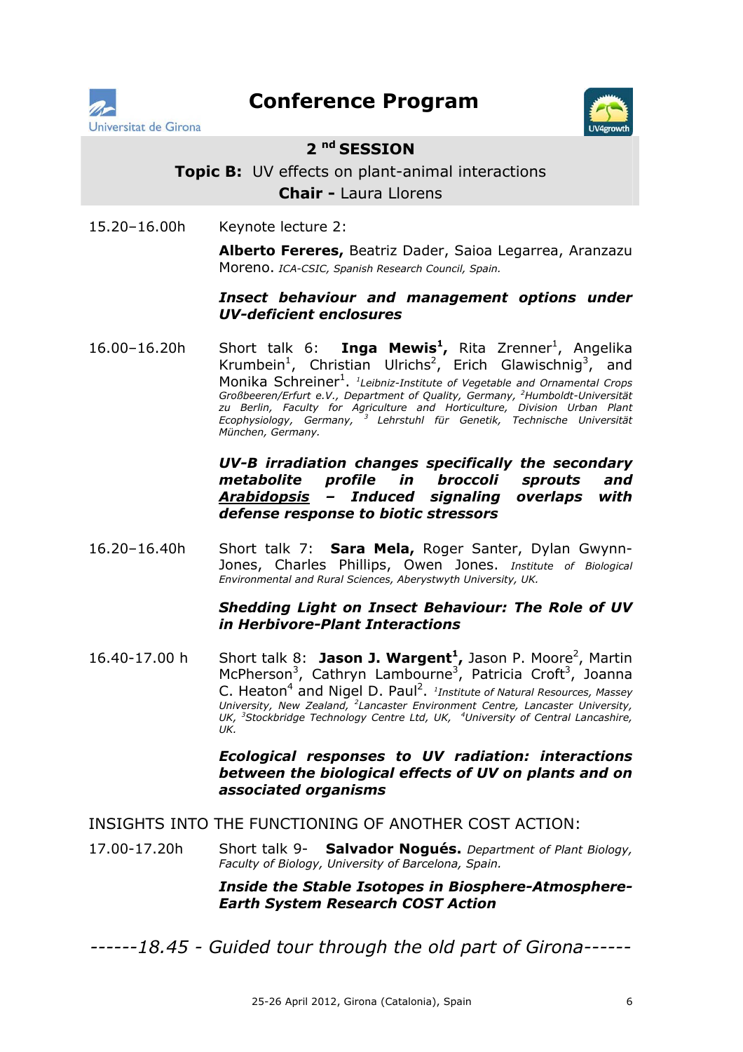# Conference Program

## 2nd SESSION

**Topic B:** UV effects on plant-animal interactions

**Chair -** Laura Llorens

15.20–16.00h Keynote lecture 2:

**Alberto Fereres,** Beatriz Dader, Saioa Legarrea, Aranzazu Moreno. *ICA-CSIC, Spanish Research Council, Spain.*

***Insect behaviour and management options under UV-deficient enclosures***

16.00–16.20h Short talk 6: **Inga Mewis[1],** Rita Zrenner[1], Angelika Krumbein[1], Christian Ulrichs[2], Erich Glawischnig[3], and Monika Schreiner[1]. *[1]Leibniz-Institute of Vegetable and Ornamental Crops Großbeeren/Erfurt e.V., Department of Quality, Germany, [2]Humboldt-Universität zu Berlin, Faculty for Agriculture and Horticulture, Division Urban Plant Ecophysiology, Germany, [3] Lehrstuhl für Genetik, Technische Universität München, Germany.*

***UV-B irradiation changes specifically the secondary metabolite profile in broccoli sprouts and Arabidopsis – Induced signaling overlaps with defense response to biotic stressors***

16.20–16.40h Short talk 7: **Sara Mela,** Roger Santer, Dylan Gwynn-Jones, Charles Phillips, Owen Jones. *Institute of Biological Environmental and Rural Sciences, Aberystwyth University, UK.*

***Shedding Light on Insect Behaviour: The Role of UV in Herbivore-Plant Interactions***

16.40-17.00 h Short talk 8: **Jason J. Wargent[1],** Jason P. Moore[2], Martin McPherson[3], Cathryn Lambourne[3], Patricia Croft[3], Joanna C. Heaton[4] and Nigel D. Paul[2]. *[1]Institute of Natural Resources, Massey University, New Zealand, [2]Lancaster Environment Centre, Lancaster University, UK, [3]Stockbridge Technology Centre Ltd, UK, [4]University of Central Lancashire, UK.*

***Ecological responses to UV radiation: interactions between the biological effects of UV on plants and on associated organisms***

INSIGHTS INTO THE FUNCTIONING OF ANOTHER COST ACTION:

17.00-17.20h Short talk 9- **Salvador Nogués.** *Department of Plant Biology, Faculty of Biology, University of Barcelona, Spain.*

***Inside the Stable Isotopes in Biosphere-Atmosphere-Earth System Research COST Action***

*------18.45 - Guided tour through the old part of Girona------*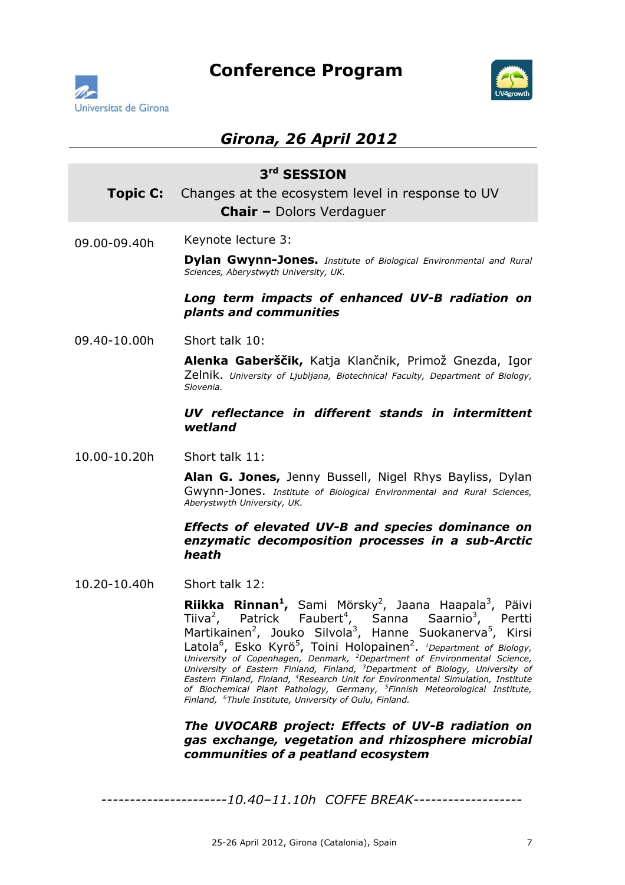# Conference Program

## *Girona, 26 April 2012*

### 3rd SESSION

**Topic C:** Changes at the ecosystem level in response to UV

**Chair –** Dolors Verdaguer

09.00-09.40h

Keynote lecture 3:

**Dylan Gwynn-Jones.** *Institute of Biological Environmental and Rural Sciences, Aberystwyth University, UK.*

***Long term impacts of enhanced UV-B radiation on plants and communities***

09.40-10.00h

Short talk 10:

**Alenka Gaberščik,** Katja Klančnik, Primož Gnezda, Igor Zelnik. *University of Ljubljana, Biotechnical Faculty, Department of Biology, Slovenia.*

***UV reflectance in different stands in intermittent wetland***

10.00-10.20h

Short talk 11:

**Alan G. Jones,** Jenny Bussell, Nigel Rhys Bayliss, Dylan Gwynn-Jones. *Institute of Biological Environmental and Rural Sciences, Aberystwyth University, UK.*

***Effects of elevated UV-B and species dominance on enzymatic decomposition processes in a sub-Arctic heath***

10.20-10.40h

Short talk 12:

**Riikka Rinnan[1],** Sami Mörsky[2], Jaana Haapala[3], Päivi Tiiva[2], Patrick Faubert[4], Sanna Saarnio[3], Pertti Martikainen[2], Jouko Silvola[3], Hanne Suokanerva[5], Kirsi Latola[6], Esko Kyrö[5], Toini Holopainen[2]. *[1]Department of Biology, University of Copenhagen, Denmark, [2]Department of Environmental Science, University of Eastern Finland, Finland, [3]Department of Biology, University of Eastern Finland, Finland, [4]Research Unit for Environmental Simulation, Institute of Biochemical Plant Pathology, Germany, [5]Finnish Meteorological Institute, Finland, [6]Thule Institute, University of Oulu, Finland.*

***The UVOCARB project: Effects of UV-B radiation on gas exchange, vegetation and rhizosphere microbial communities of a peatland ecosystem***

*----------------------10.40–11.10h COFFE BREAK-------------------*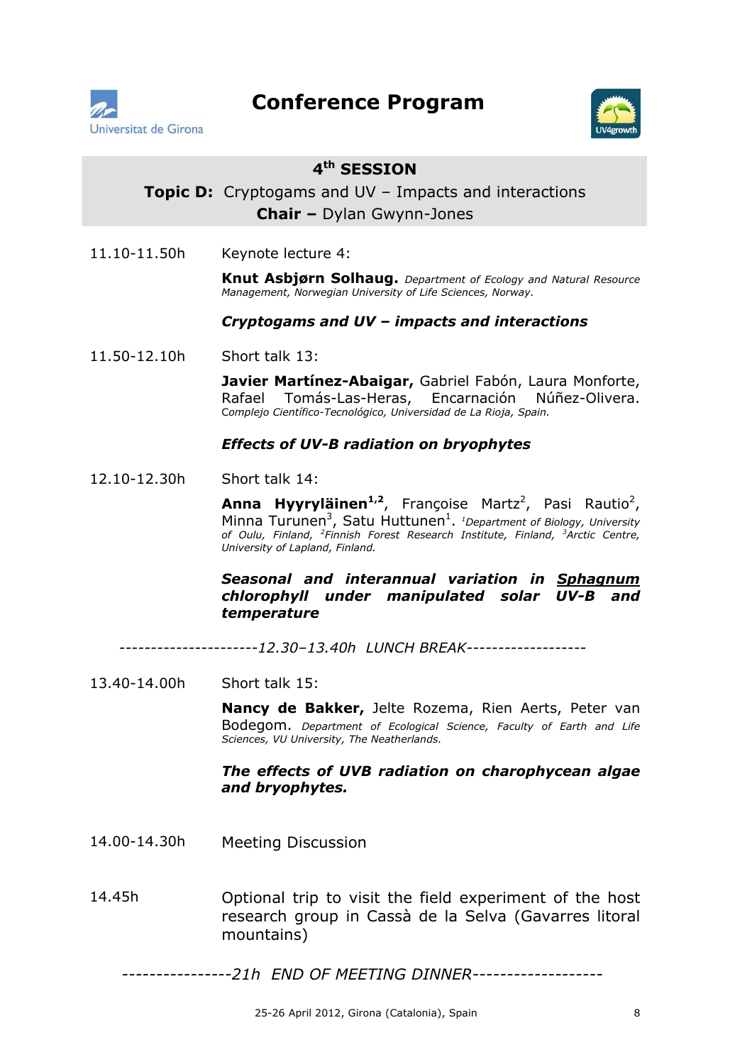# Conference Program

## 4th SESSION

**Topic D:** Cryptogams and UV – Impacts and interactions
**Chair –** Dylan Gwynn-Jones

11.10-11.50h Keynote lecture 4:

**Knut Asbjørn Solhaug.** *Department of Ecology and Natural Resource Management, Norwegian University of Life Sciences, Norway.*

***Cryptogams and UV – impacts and interactions***

11.50-12.10h Short talk 13:

**Javier Martínez-Abaigar,** Gabriel Fabón, Laura Monforte, Rafael Tomás-Las-Heras, Encarnación Núñez-Olivera. *Complejo Científico-Tecnológico, Universidad de La Rioja, Spain.*

***Effects of UV-B radiation on bryophytes***

12.10-12.30h Short talk 14:

**Anna Hyyryläinen**[1,2], Françoise Martz[2], Pasi Rautio[2], Minna Turunen[3], Satu Huttunen[1]. *[1]Department of Biology, University of Oulu, Finland, [2]Finnish Forest Research Institute, Finland, [3]Arctic Centre, University of Lapland, Finland.*

***Seasonal and interannual variation in Sphagnum chlorophyll under manipulated solar UV-B and temperature***

----------------------*12.30–13.40h LUNCH BREAK*-------------------

13.40-14.00h Short talk 15:

**Nancy de Bakker,** Jelte Rozema, Rien Aerts, Peter van Bodegom. *Department of Ecological Science, Faculty of Earth and Life Sciences, VU University, The Neatherlands.*

***The effects of UVB radiation on charophycean algae and bryophytes.***

14.00-14.30h Meeting Discussion

14.45h Optional trip to visit the field experiment of the host research group in Cassà de la Selva (Gavarres litoral mountains)

----------------*21h END OF MEETING DINNER*-------------------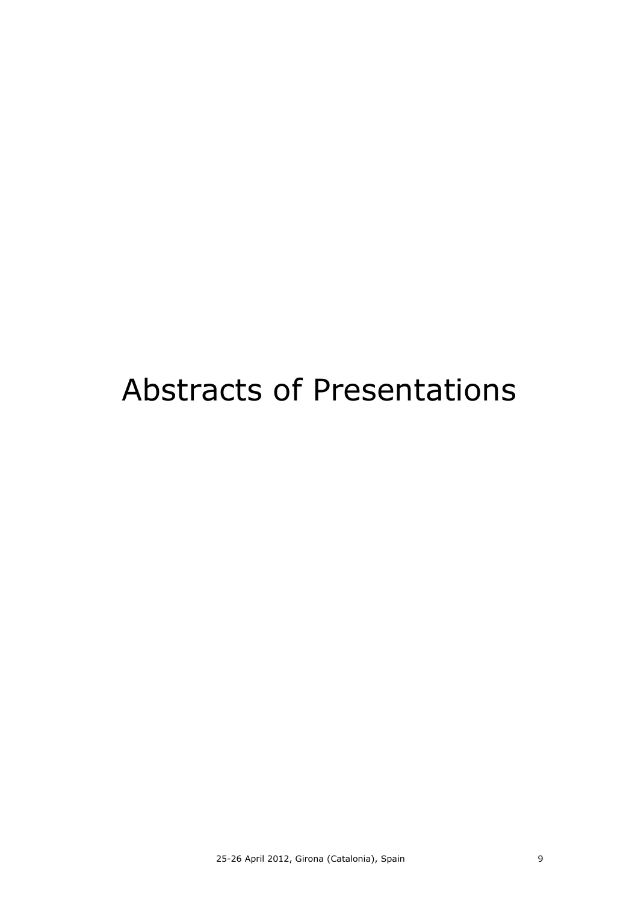# Abstracts of Presentations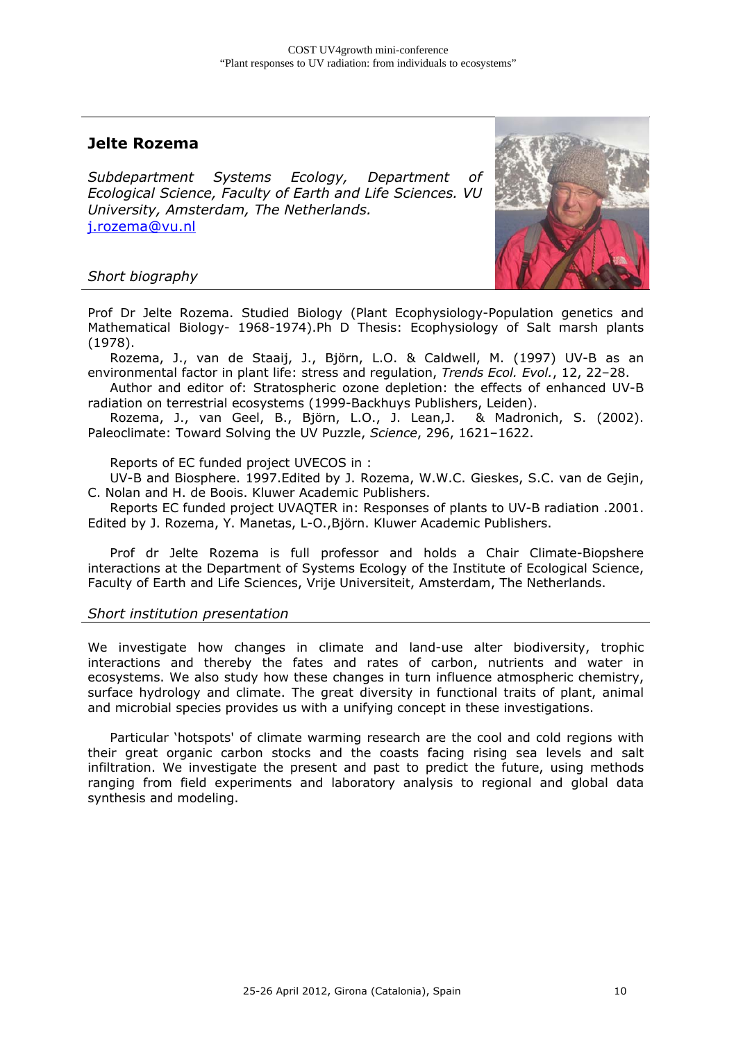## Jelte Rozema

*Subdepartment Systems Ecology, Department of Ecological Science, Faculty of Earth and Life Sciences. VU University, Amsterdam, The Netherlands.*
j.rozema@vu.nl

*Short biography*

Prof Dr Jelte Rozema. Studied Biology (Plant Ecophysiology-Population genetics and Mathematical Biology- 1968-1974).Ph D Thesis: Ecophysiology of Salt marsh plants (1978).

Rozema, J., van de Staaij, J., Björn, L.O. & Caldwell, M. (1997) UV-B as an environmental factor in plant life: stress and regulation, *Trends Ecol. Evol.*, 12, 22–28.

Author and editor of: Stratospheric ozone depletion: the effects of enhanced UV-B radiation on terrestrial ecosystems (1999-Backhuys Publishers, Leiden).

Rozema, J., van Geel, B., Björn, L.O., J. Lean,J. & Madronich, S. (2002). Paleoclimate: Toward Solving the UV Puzzle, *Science*, 296, 1621–1622.

Reports of EC funded project UVECOS in :

UV-B and Biosphere. 1997.Edited by J. Rozema, W.W.C. Gieskes, S.C. van de Gejin, C. Nolan and H. de Boois. Kluwer Academic Publishers.

Reports EC funded project UVAQTER in: Responses of plants to UV-B radiation .2001. Edited by J. Rozema, Y. Manetas, L-O.,Björn. Kluwer Academic Publishers.

Prof dr Jelte Rozema is full professor and holds a Chair Climate-Biopshere interactions at the Department of Systems Ecology of the Institute of Ecological Science, Faculty of Earth and Life Sciences, Vrije Universiteit, Amsterdam, The Netherlands.

*Short institution presentation*

We investigate how changes in climate and land-use alter biodiversity, trophic interactions and thereby the fates and rates of carbon, nutrients and water in ecosystems. We also study how these changes in turn influence atmospheric chemistry, surface hydrology and climate. The great diversity in functional traits of plant, animal and microbial species provides us with a unifying concept in these investigations.

Particular 'hotspots' of climate warming research are the cool and cold regions with their great organic carbon stocks and the coasts facing rising sea levels and salt infiltration. We investigate the present and past to predict the future, using methods ranging from field experiments and laboratory analysis to regional and global data synthesis and modeling.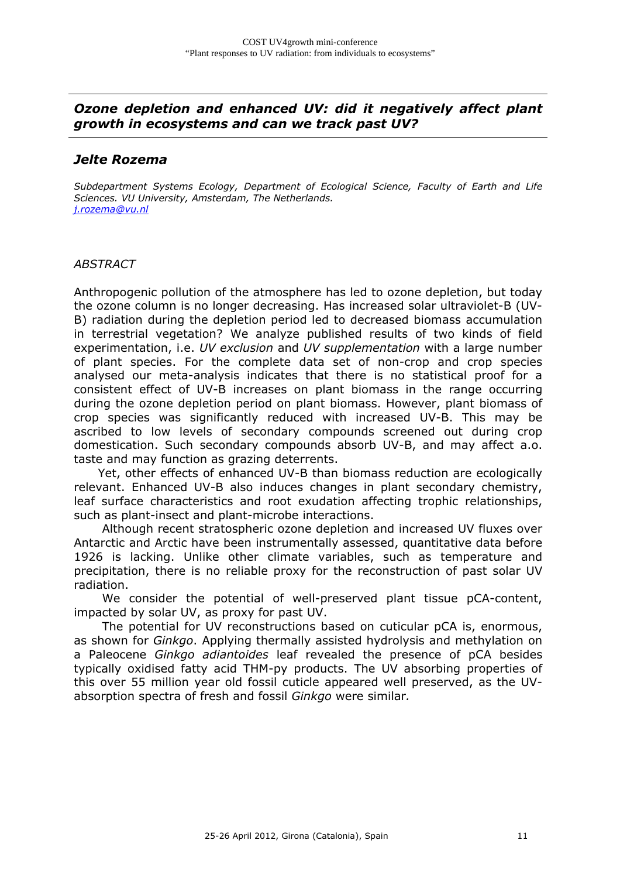## *Ozone depletion and enhanced UV: did it negatively affect plant growth in ecosystems and can we track past UV?*

### *Jelte Rozema*

*Subdepartment Systems Ecology, Department of Ecological Science, Faculty of Earth and Life Sciences. VU University, Amsterdam, The Netherlands.*
*j.rozema@vu.nl*

*ABSTRACT*

Anthropogenic pollution of the atmosphere has led to ozone depletion, but today the ozone column is no longer decreasing. Has increased solar ultraviolet-B (UV-B) radiation during the depletion period led to decreased biomass accumulation in terrestrial vegetation? We analyze published results of two kinds of field experimentation, i.e. *UV exclusion* and *UV supplementation* with a large number of plant species. For the complete data set of non-crop and crop species analysed our meta-analysis indicates that there is no statistical proof for a consistent effect of UV-B increases on plant biomass in the range occurring during the ozone depletion period on plant biomass. However, plant biomass of crop species was significantly reduced with increased UV-B. This may be ascribed to low levels of secondary compounds screened out during crop domestication. Such secondary compounds absorb UV-B, and may affect a.o. taste and may function as grazing deterrents.

Yet, other effects of enhanced UV-B than biomass reduction are ecologically relevant. Enhanced UV-B also induces changes in plant secondary chemistry, leaf surface characteristics and root exudation affecting trophic relationships, such as plant-insect and plant-microbe interactions.

Although recent stratospheric ozone depletion and increased UV fluxes over Antarctic and Arctic have been instrumentally assessed, quantitative data before 1926 is lacking. Unlike other climate variables, such as temperature and precipitation, there is no reliable proxy for the reconstruction of past solar UV radiation.

We consider the potential of well-preserved plant tissue pCA-content, impacted by solar UV, as proxy for past UV.

The potential for UV reconstructions based on cuticular pCA is, enormous, as shown for *Ginkgo*. Applying thermally assisted hydrolysis and methylation on a Paleocene *Ginkgo adiantoides* leaf revealed the presence of pCA besides typically oxidised fatty acid THM-py products. The UV absorbing properties of this over 55 million year old fossil cuticle appeared well preserved, as the UV-absorption spectra of fresh and fossil *Ginkgo* were similar.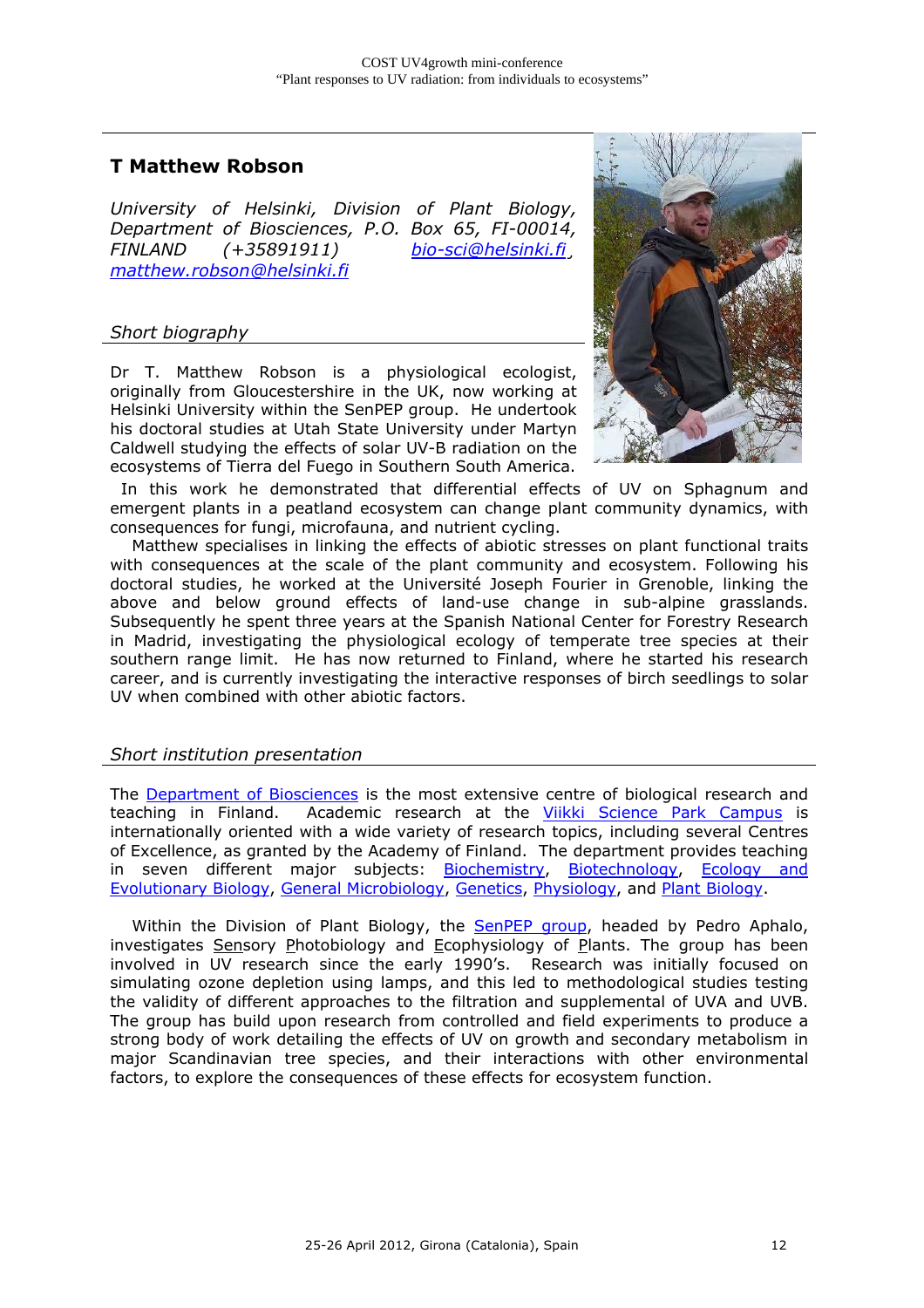## T Matthew Robson

*University of Helsinki, Division of Plant Biology, Department of Biosciences, P.O. Box 65, FI-00014, FINLAND (+35891911) [bio-sci@helsinki.fi](mailto:bio-sci@helsinki.fi), [matthew.robson@helsinki.fi](mailto:matthew.robson@helsinki.fi)*

### *Short biography*

Dr T. Matthew Robson is a physiological ecologist, originally from Gloucestershire in the UK, now working at Helsinki University within the SenPEP group. He undertook his doctoral studies at Utah State University under Martyn Caldwell studying the effects of solar UV-B radiation on the ecosystems of Tierra del Fuego in Southern South America.

In this work he demonstrated that differential effects of UV on Sphagnum and emergent plants in a peatland ecosystem can change plant community dynamics, with consequences for fungi, microfauna, and nutrient cycling.

Matthew specialises in linking the effects of abiotic stresses on plant functional traits with consequences at the scale of the plant community and ecosystem. Following his doctoral studies, he worked at the Université Joseph Fourier in Grenoble, linking the above and below ground effects of land-use change in sub-alpine grasslands. Subsequently he spent three years at the Spanish National Center for Forestry Research in Madrid, investigating the physiological ecology of temperate tree species at their southern range limit. He has now returned to Finland, where he started his research career, and is currently investigating the interactive responses of birch seedlings to solar UV when combined with other abiotic factors.

### *Short institution presentation*

The Department of Biosciences is the most extensive centre of biological research and teaching in Finland. Academic research at the Viikki Science Park Campus is internationally oriented with a wide variety of research topics, including several Centres of Excellence, as granted by the Academy of Finland. The department provides teaching in seven different major subjects: Biochemistry, Biotechnology, Ecology and Evolutionary Biology, General Microbiology, Genetics, Physiology, and Plant Biology.

Within the Division of Plant Biology, the SenPEP group, headed by Pedro Aphalo, investigates Sensory Photobiology and Ecophysiology of Plants. The group has been involved in UV research since the early 1990's. Research was initially focused on simulating ozone depletion using lamps, and this led to methodological studies testing the validity of different approaches to the filtration and supplemental of UVA and UVB. The group has build upon research from controlled and field experiments to produce a strong body of work detailing the effects of UV on growth and secondary metabolism in major Scandinavian tree species, and their interactions with other environmental factors, to explore the consequences of these effects for ecosystem function.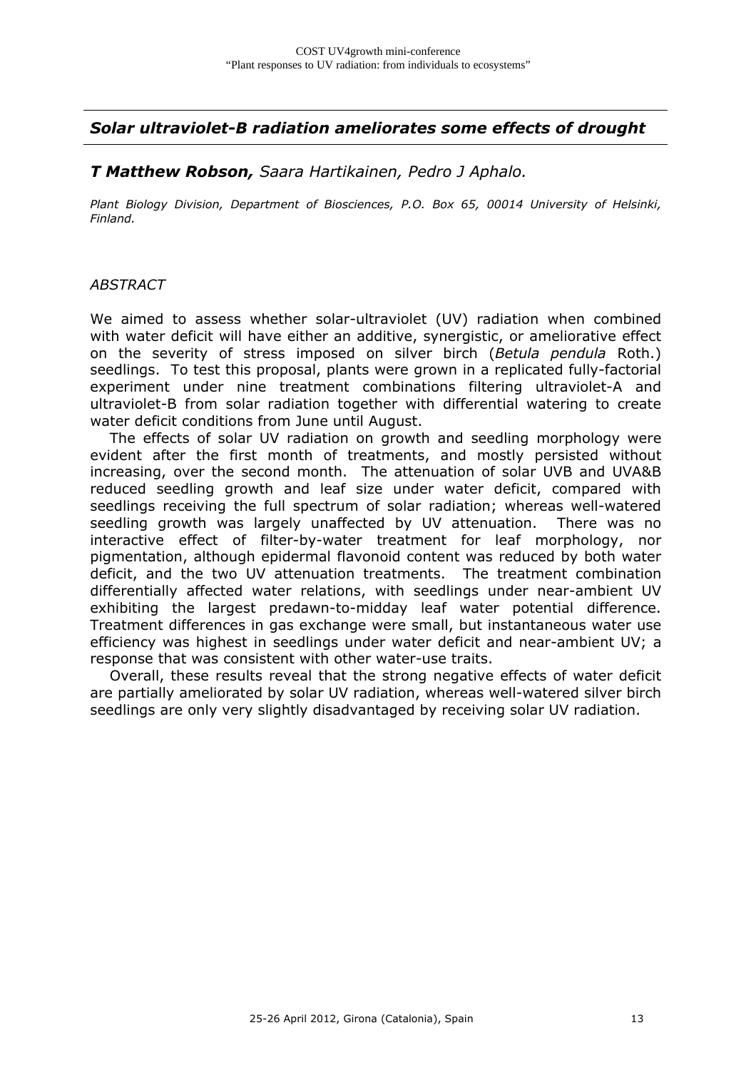## *Solar ultraviolet-B radiation ameliorates some effects of drought*

***T Matthew Robson,*** *Saara Hartikainen, Pedro J Aphalo.*

*Plant Biology Division, Department of Biosciences, P.O. Box 65, 00014 University of Helsinki, Finland.*

*ABSTRACT*

We aimed to assess whether solar-ultraviolet (UV) radiation when combined with water deficit will have either an additive, synergistic, or ameliorative effect on the severity of stress imposed on silver birch (*Betula pendula* Roth.) seedlings. To test this proposal, plants were grown in a replicated fully-factorial experiment under nine treatment combinations filtering ultraviolet-A and ultraviolet-B from solar radiation together with differential watering to create water deficit conditions from June until August.

The effects of solar UV radiation on growth and seedling morphology were evident after the first month of treatments, and mostly persisted without increasing, over the second month. The attenuation of solar UVB and UVA&B reduced seedling growth and leaf size under water deficit, compared with seedlings receiving the full spectrum of solar radiation; whereas well-watered seedling growth was largely unaffected by UV attenuation. There was no interactive effect of filter-by-water treatment for leaf morphology, nor pigmentation, although epidermal flavonoid content was reduced by both water deficit, and the two UV attenuation treatments. The treatment combination differentially affected water relations, with seedlings under near-ambient UV exhibiting the largest predawn-to-midday leaf water potential difference. Treatment differences in gas exchange were small, but instantaneous water use efficiency was highest in seedlings under water deficit and near-ambient UV; a response that was consistent with other water-use traits.

Overall, these results reveal that the strong negative effects of water deficit are partially ameliorated by solar UV radiation, whereas well-watered silver birch seedlings are only very slightly disadvantaged by receiving solar UV radiation.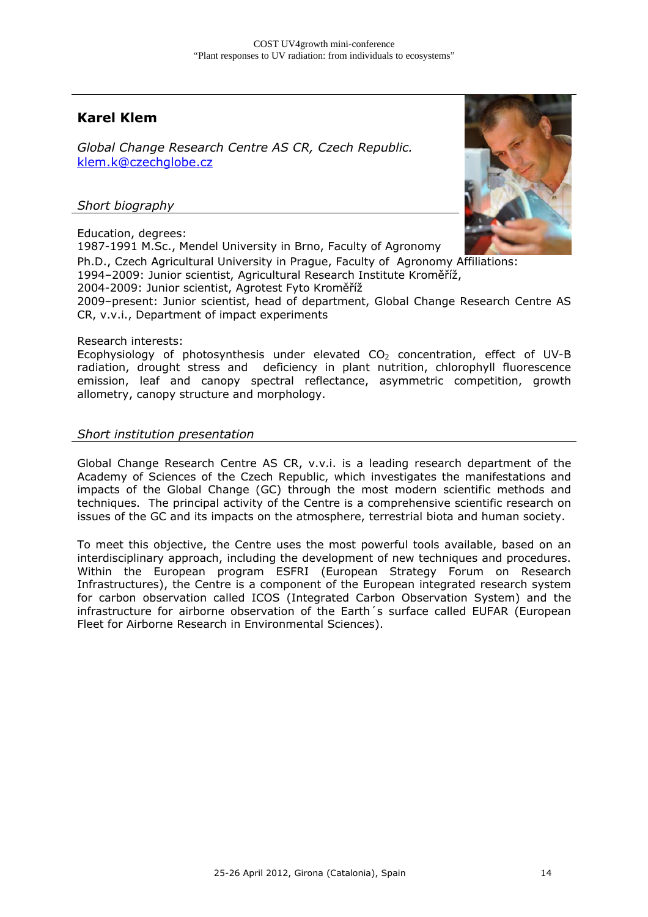## Karel Klem

*Global Change Research Centre AS CR, Czech Republic.*
klem.k@czechglobe.cz

### *Short biography*

Education, degrees:
1987-1991 M.Sc., Mendel University in Brno, Faculty of Agronomy
Ph.D., Czech Agricultural University in Prague, Faculty of Agronomy Affiliations:
1994–2009: Junior scientist, Agricultural Research Institute Kroměříž,
2004-2009: Junior scientist, Agrotest Fyto Kroměříž
2009–present: Junior scientist, head of department, Global Change Research Centre AS CR, v.v.i., Department of impact experiments

Research interests:
Ecophysiology of photosynthesis under elevated $CO_2$ concentration, effect of UV-B radiation, drought stress and deficiency in plant nutrition, chlorophyll fluorescence emission, leaf and canopy spectral reflectance, asymmetric competition, growth allometry, canopy structure and morphology.

### *Short institution presentation*

Global Change Research Centre AS CR, v.v.i. is a leading research department of the Academy of Sciences of the Czech Republic, which investigates the manifestations and impacts of the Global Change (GC) through the most modern scientific methods and techniques. The principal activity of the Centre is a comprehensive scientific research on issues of the GC and its impacts on the atmosphere, terrestrial biota and human society.

To meet this objective, the Centre uses the most powerful tools available, based on an interdisciplinary approach, including the development of new techniques and procedures. Within the European program ESFRI (European Strategy Forum on Research Infrastructures), the Centre is a component of the European integrated research system for carbon observation called ICOS (Integrated Carbon Observation System) and the infrastructure for airborne observation of the Earth´s surface called EUFAR (European Fleet for Airborne Research in Environmental Sciences).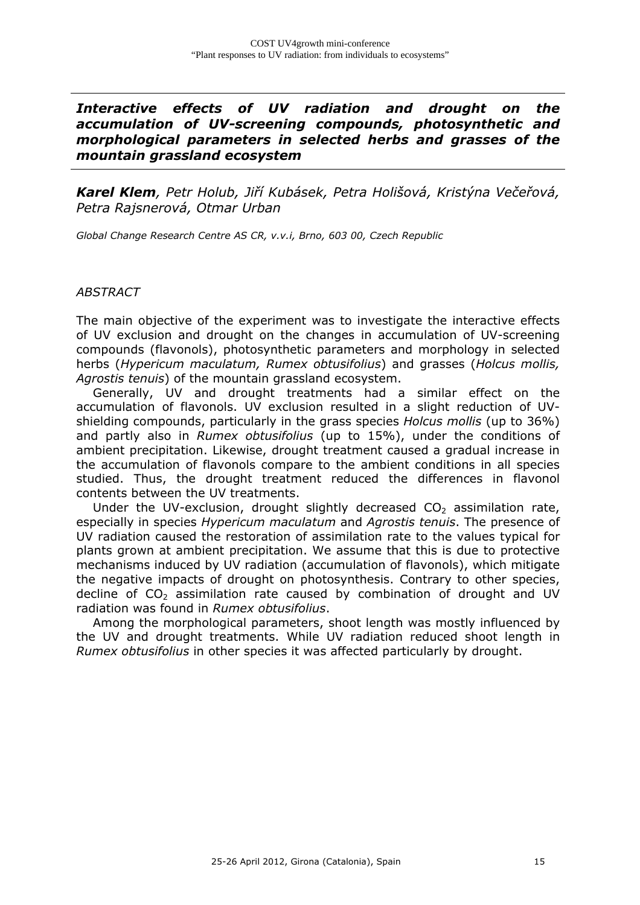## *Interactive effects of UV radiation and drought on the accumulation of UV-screening compounds, photosynthetic and morphological parameters in selected herbs and grasses of the mountain grassland ecosystem*

***Karel Klem****, Petr Holub, Jiří Kubásek, Petra Holišová, Kristýna Večeřová, Petra Rajsnerová, Otmar Urban*

*Global Change Research Centre AS CR, v.v.i, Brno, 603 00, Czech Republic*

*ABSTRACT*

The main objective of the experiment was to investigate the interactive effects of UV exclusion and drought on the changes in accumulation of UV-screening compounds (flavonols), photosynthetic parameters and morphology in selected herbs (*Hypericum maculatum, Rumex obtusifolius*) and grasses (*Holcus mollis, Agrostis tenuis*) of the mountain grassland ecosystem.

Generally, UV and drought treatments had a similar effect on the accumulation of flavonols. UV exclusion resulted in a slight reduction of UV-shielding compounds, particularly in the grass species *Holcus mollis* (up to 36%) and partly also in *Rumex obtusifolius* (up to 15%), under the conditions of ambient precipitation. Likewise, drought treatment caused a gradual increase in the accumulation of flavonols compare to the ambient conditions in all species studied. Thus, the drought treatment reduced the differences in flavonol contents between the UV treatments.

Under the UV-exclusion, drought slightly decreased $CO_2$ assimilation rate, especially in species *Hypericum maculatum* and *Agrostis tenuis*. The presence of UV radiation caused the restoration of assimilation rate to the values typical for plants grown at ambient precipitation. We assume that this is due to protective mechanisms induced by UV radiation (accumulation of flavonols), which mitigate the negative impacts of drought on photosynthesis. Contrary to other species, decline of $CO_2$ assimilation rate caused by combination of drought and UV radiation was found in *Rumex obtusifolius*.

Among the morphological parameters, shoot length was mostly influenced by the UV and drought treatments. While UV radiation reduced shoot length in *Rumex obtusifolius* in other species it was affected particularly by drought.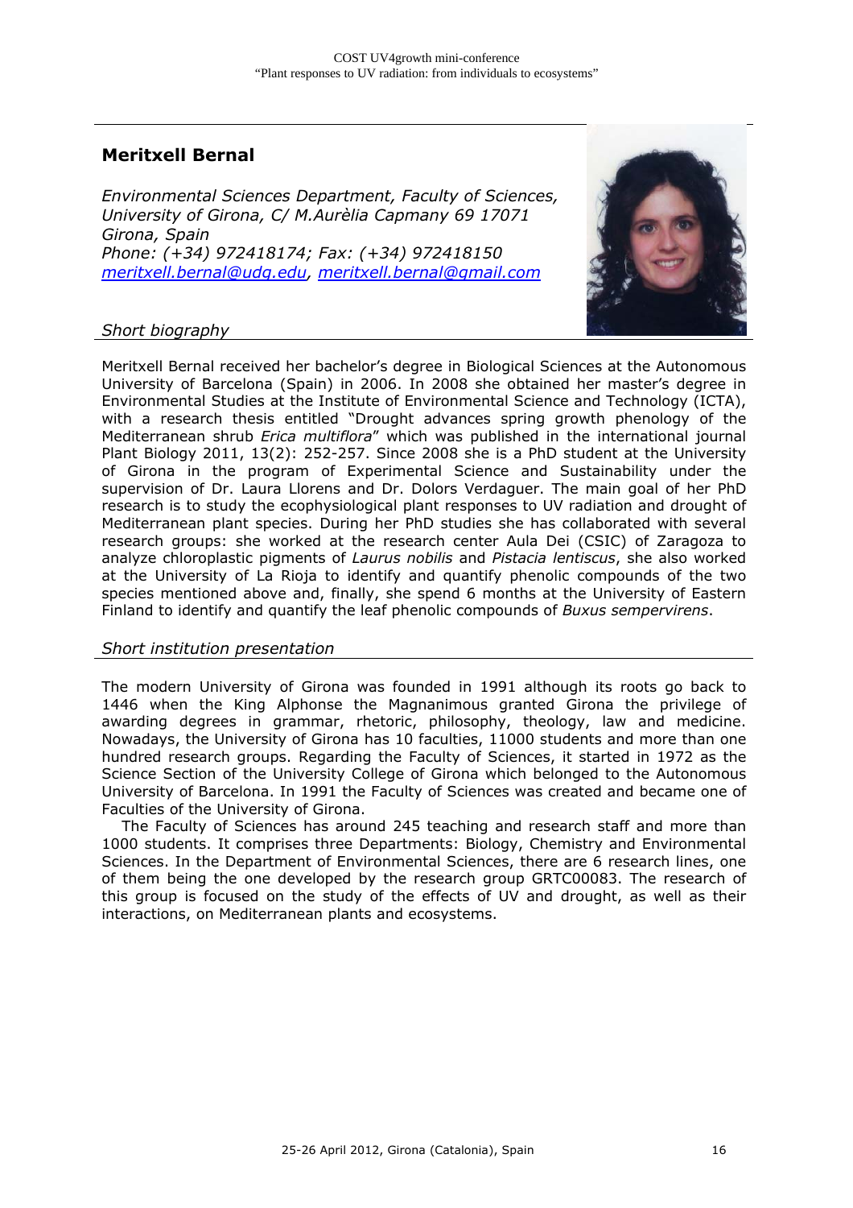## Meritxell Bernal

*Environmental Sciences Department, Faculty of Sciences, University of Girona, C/ M.Aurèlia Capmany 69 17071 Girona, Spain*
*Phone: (+34) 972418174; Fax: (+34) 972418150*
*meritxell.bernal@udg.edu, meritxell.bernal@gmail.com*

### *Short biography*

Meritxell Bernal received her bachelor's degree in Biological Sciences at the Autonomous University of Barcelona (Spain) in 2006. In 2008 she obtained her master's degree in Environmental Studies at the Institute of Environmental Science and Technology (ICTA), with a research thesis entitled "Drought advances spring growth phenology of the Mediterranean shrub *Erica multiflora*" which was published in the international journal Plant Biology 2011, 13(2): 252-257. Since 2008 she is a PhD student at the University of Girona in the program of Experimental Science and Sustainability under the supervision of Dr. Laura Llorens and Dr. Dolors Verdaguer. The main goal of her PhD research is to study the ecophysiological plant responses to UV radiation and drought of Mediterranean plant species. During her PhD studies she has collaborated with several research groups: she worked at the research center Aula Dei (CSIC) of Zaragoza to analyze chloroplastic pigments of *Laurus nobilis* and *Pistacia lentiscus*, she also worked at the University of La Rioja to identify and quantify phenolic compounds of the two species mentioned above and, finally, she spend 6 months at the University of Eastern Finland to identify and quantify the leaf phenolic compounds of *Buxus sempervirens*.

### *Short institution presentation*

The modern University of Girona was founded in 1991 although its roots go back to 1446 when the King Alphonse the Magnanimous granted Girona the privilege of awarding degrees in grammar, rhetoric, philosophy, theology, law and medicine. Nowadays, the University of Girona has 10 faculties, 11000 students and more than one hundred research groups. Regarding the Faculty of Sciences, it started in 1972 as the Science Section of the University College of Girona which belonged to the Autonomous University of Barcelona. In 1991 the Faculty of Sciences was created and became one of Faculties of the University of Girona.

The Faculty of Sciences has around 245 teaching and research staff and more than 1000 students. It comprises three Departments: Biology, Chemistry and Environmental Sciences. In the Department of Environmental Sciences, there are 6 research lines, one of them being the one developed by the research group GRTC00083. The research of this group is focused on the study of the effects of UV and drought, as well as their interactions, on Mediterranean plants and ecosystems.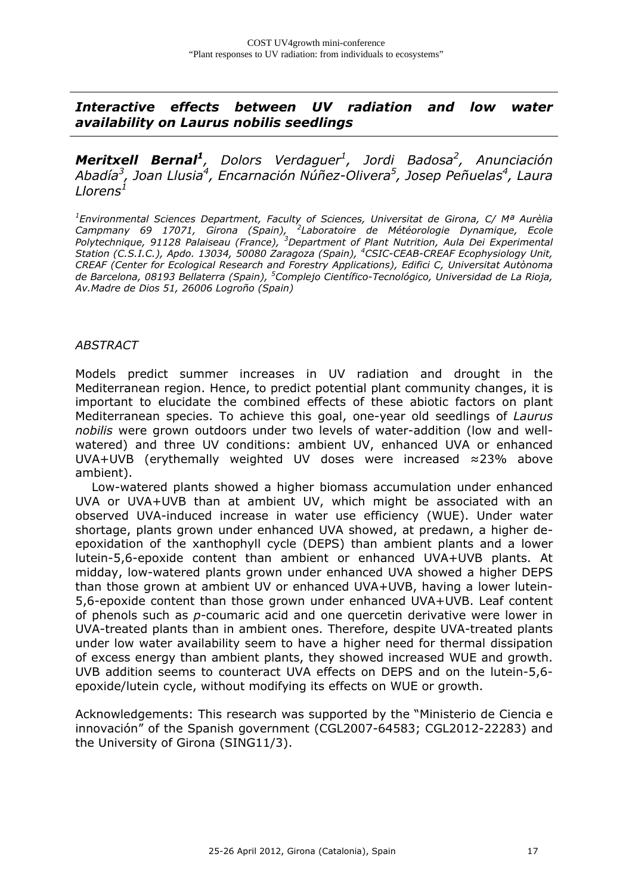## *Interactive effects between UV radiation and low water availability on Laurus nobilis seedlings*

***Meritxell Bernal***[1], *Dolors Verdaguer*[1], *Jordi Badosa*[2], *Anunciación Abadía*[3], *Joan Llusia*[4], *Encarnación Núñez-Olivera*[5], *Josep Peñuelas*[4], *Laura Llorens*[1]

*[1]Environmental Sciences Department, Faculty of Sciences, Universitat de Girona, C/ Mª Aurèlia Campmany 69 17071, Girona (Spain), [2]Laboratoire de Météorologie Dynamique, Ecole Polytechnique, 91128 Palaiseau (France), [3]Department of Plant Nutrition, Aula Dei Experimental Station (C.S.I.C.), Apdo. 13034, 50080 Zaragoza (Spain), [4]CSIC-CEAB-CREAF Ecophysiology Unit, CREAF (Center for Ecological Research and Forestry Applications), Edifici C, Universitat Autònoma de Barcelona, 08193 Bellaterra (Spain), [5]Complejo Científico-Tecnológico, Universidad de La Rioja, Av.Madre de Dios 51, 26006 Logroño (Spain)*

*ABSTRACT*

Models predict summer increases in UV radiation and drought in the Mediterranean region. Hence, to predict potential plant community changes, it is important to elucidate the combined effects of these abiotic factors on plant Mediterranean species. To achieve this goal, one-year old seedlings of *Laurus nobilis* were grown outdoors under two levels of water-addition (low and well-watered) and three UV conditions: ambient UV, enhanced UVA or enhanced UVA+UVB (erythemally weighted UV doses were increased ≈23% above ambient).

Low-watered plants showed a higher biomass accumulation under enhanced UVA or UVA+UVB than at ambient UV, which might be associated with an observed UVA-induced increase in water use efficiency (WUE). Under water shortage, plants grown under enhanced UVA showed, at predawn, a higher de-epoxidation of the xanthophyll cycle (DEPS) than ambient plants and a lower lutein-5,6-epoxide content than ambient or enhanced UVA+UVB plants. At midday, low-watered plants grown under enhanced UVA showed a higher DEPS than those grown at ambient UV or enhanced UVA+UVB, having a lower lutein-5,6-epoxide content than those grown under enhanced UVA+UVB. Leaf content of phenols such as *p*-coumaric acid and one quercetin derivative were lower in UVA-treated plants than in ambient ones. Therefore, despite UVA-treated plants under low water availability seem to have a higher need for thermal dissipation of excess energy than ambient plants, they showed increased WUE and growth. UVB addition seems to counteract UVA effects on DEPS and on the lutein-5,6-epoxide/lutein cycle, without modifying its effects on WUE or growth.

Acknowledgements: This research was supported by the "Ministerio de Ciencia e innovación" of the Spanish government (CGL2007-64583; CGL2012-22283) and the University of Girona (SING11/3).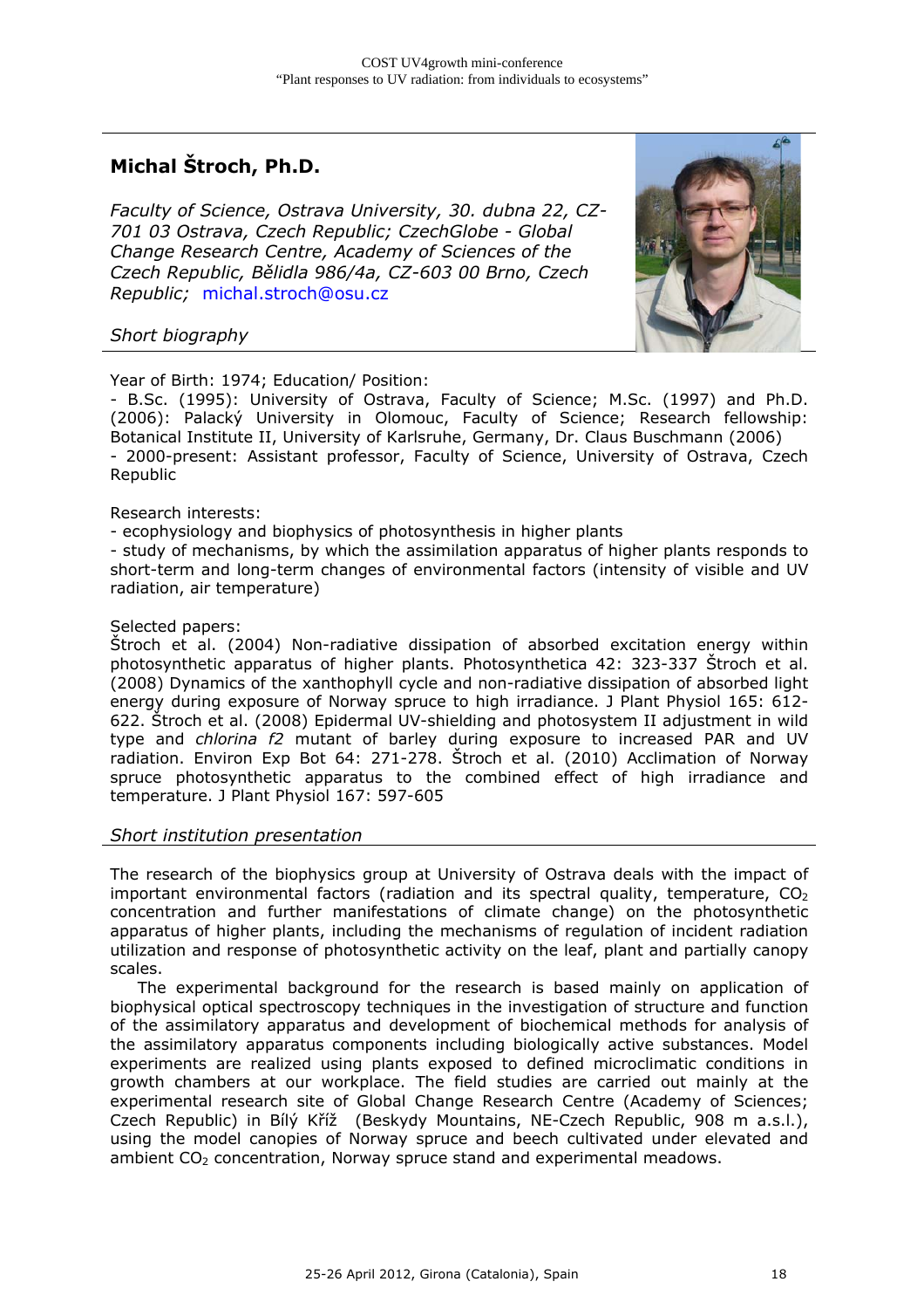## Michal Štroch, Ph.D.

*Faculty of Science, Ostrava University, 30. dubna 22, CZ-701 03 Ostrava, Czech Republic; CzechGlobe - Global Change Research Centre, Academy of Sciences of the Czech Republic, Bělidla 986/4a, CZ-603 00 Brno, Czech Republic;* michal.stroch@osu.cz

### *Short biography*

Year of Birth: 1974; Education/ Position:

- B.Sc. (1995): University of Ostrava, Faculty of Science; M.Sc. (1997) and Ph.D. (2006): Palacký University in Olomouc, Faculty of Science; Research fellowship: Botanical Institute II, University of Karlsruhe, Germany, Dr. Claus Buschmann (2006)
- 2000-present: Assistant professor, Faculty of Science, University of Ostrava, Czech Republic

Research interests:

- ecophysiology and biophysics of photosynthesis in higher plants
- study of mechanisms, by which the assimilation apparatus of higher plants responds to short-term and long-term changes of environmental factors (intensity of visible and UV radiation, air temperature)

Selected papers:

Štroch et al. (2004) Non-radiative dissipation of absorbed excitation energy within photosynthetic apparatus of higher plants. Photosynthetica 42: 323-337 Štroch et al. (2008) Dynamics of the xanthophyll cycle and non-radiative dissipation of absorbed light energy during exposure of Norway spruce to high irradiance. J Plant Physiol 165: 612-622. Štroch et al. (2008) Epidermal UV-shielding and photosystem II adjustment in wild type and *chlorina f2* mutant of barley during exposure to increased PAR and UV radiation. Environ Exp Bot 64: 271-278. Štroch et al. (2010) Acclimation of Norway spruce photosynthetic apparatus to the combined effect of high irradiance and temperature. J Plant Physiol 167: 597-605

### *Short institution presentation*

The research of the biophysics group at University of Ostrava deals with the impact of important environmental factors (radiation and its spectral quality, temperature, $CO_2$ concentration and further manifestations of climate change) on the photosynthetic apparatus of higher plants, including the mechanisms of regulation of incident radiation utilization and response of photosynthetic activity on the leaf, plant and partially canopy scales.

The experimental background for the research is based mainly on application of biophysical optical spectroscopy techniques in the investigation of structure and function of the assimilatory apparatus and development of biochemical methods for analysis of the assimilatory apparatus components including biologically active substances. Model experiments are realized using plants exposed to defined microclimatic conditions in growth chambers at our workplace. The field studies are carried out mainly at the experimental research site of Global Change Research Centre (Academy of Sciences; Czech Republic) in Bílý Kříž (Beskydy Mountains, NE-Czech Republic, 908 m a.s.l.), using the model canopies of Norway spruce and beech cultivated under elevated and ambient $CO_2$ concentration, Norway spruce stand and experimental meadows.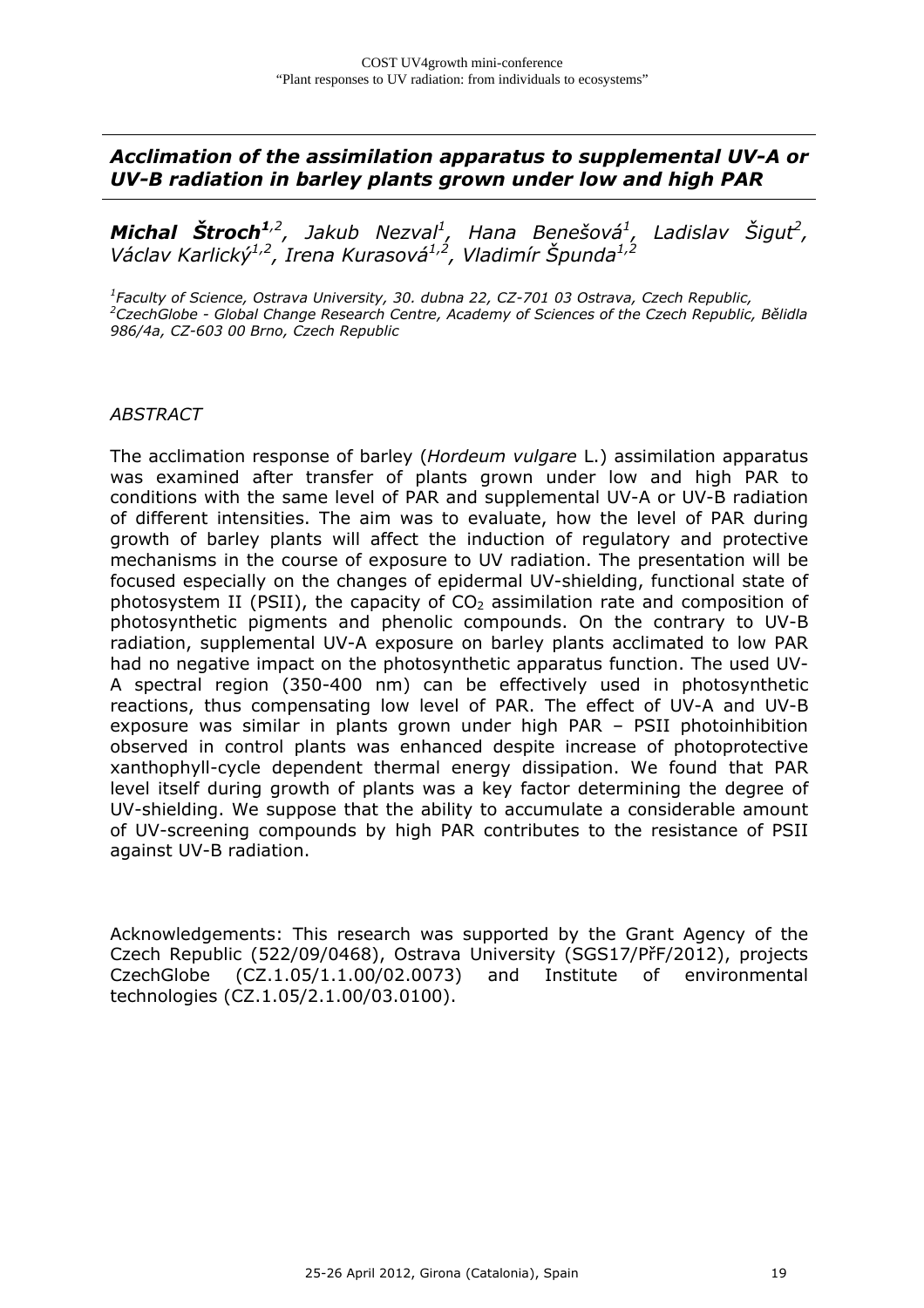## *Acclimation of the assimilation apparatus to supplemental UV-A or UV-B radiation in barley plants grown under low and high PAR*

***Michal Štroch***[1,2], *Jakub Nezval*[1], *Hana Benešová*[1], *Ladislav Šigut*[2], *Václav Karlický*[1,2], *Irena Kurasová*[1,2], *Vladimír Špunda*[1,2]

[1]*Faculty of Science, Ostrava University, 30. dubna 22, CZ-701 03 Ostrava, Czech Republic,*
[2]*CzechGlobe - Global Change Research Centre, Academy of Sciences of the Czech Republic, Bělidla 986/4a, CZ-603 00 Brno, Czech Republic*

*ABSTRACT*

The acclimation response of barley (*Hordeum vulgare* L.) assimilation apparatus was examined after transfer of plants grown under low and high PAR to conditions with the same level of PAR and supplemental UV-A or UV-B radiation of different intensities. The aim was to evaluate, how the level of PAR during growth of barley plants will affect the induction of regulatory and protective mechanisms in the course of exposure to UV radiation. The presentation will be focused especially on the changes of epidermal UV-shielding, functional state of photosystem II (PSII), the capacity of $CO_2$ assimilation rate and composition of photosynthetic pigments and phenolic compounds. On the contrary to UV-B radiation, supplemental UV-A exposure on barley plants acclimated to low PAR had no negative impact on the photosynthetic apparatus function. The used UV-A spectral region (350-400 nm) can be effectively used in photosynthetic reactions, thus compensating low level of PAR. The effect of UV-A and UV-B exposure was similar in plants grown under high PAR – PSII photoinhibition observed in control plants was enhanced despite increase of photoprotective xanthophyll-cycle dependent thermal energy dissipation. We found that PAR level itself during growth of plants was a key factor determining the degree of UV-shielding. We suppose that the ability to accumulate a considerable amount of UV-screening compounds by high PAR contributes to the resistance of PSII against UV-B radiation.

Acknowledgements: This research was supported by the Grant Agency of the Czech Republic (522/09/0468), Ostrava University (SGS17/PřF/2012), projects CzechGlobe (CZ.1.05/1.1.00/02.0073) and Institute of environmental technologies (CZ.1.05/2.1.00/03.0100).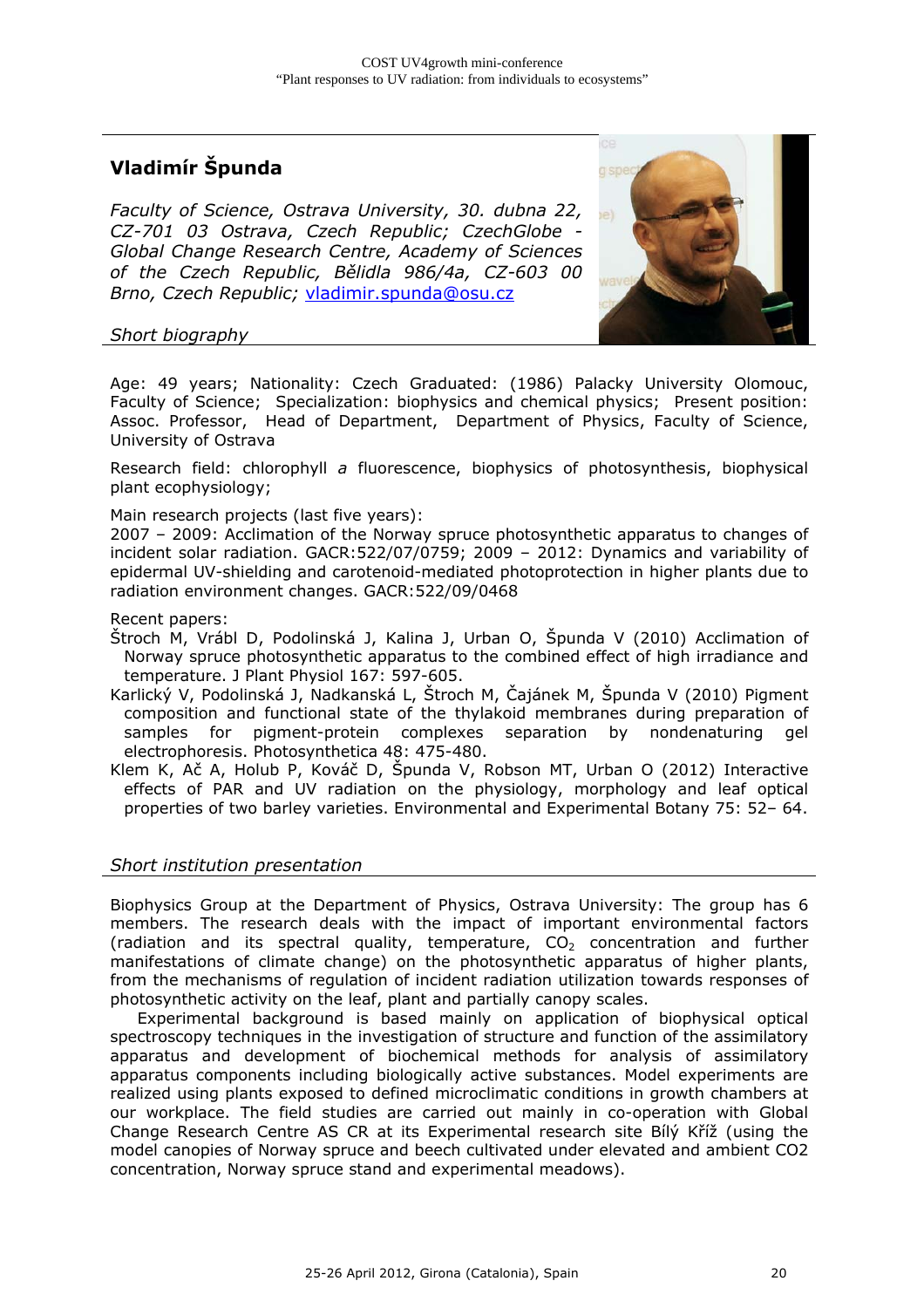## Vladimír Špunda

*Faculty of Science, Ostrava University, 30. dubna 22, CZ-701 03 Ostrava, Czech Republic; CzechGlobe - Global Change Research Centre, Academy of Sciences of the Czech Republic, Bělidla 986/4a, CZ-603 00 Brno, Czech Republic;* vladimir.spunda@osu.cz

### *Short biography*

Age: 49 years; Nationality: Czech Graduated: (1986) Palacky University Olomouc, Faculty of Science; Specialization: biophysics and chemical physics; Present position: Assoc. Professor, Head of Department, Department of Physics, Faculty of Science, University of Ostrava

Research field: chlorophyll *a* fluorescence, biophysics of photosynthesis, biophysical plant ecophysiology;

Main research projects (last five years):
2007 – 2009: Acclimation of the Norway spruce photosynthetic apparatus to changes of incident solar radiation. GACR:522/07/0759; 2009 – 2012: Dynamics and variability of epidermal UV-shielding and carotenoid-mediated photoprotection in higher plants due to radiation environment changes. GACR:522/09/0468

Recent papers:

Štroch M, Vrábl D, Podolinská J, Kalina J, Urban O, Špunda V (2010) Acclimation of Norway spruce photosynthetic apparatus to the combined effect of high irradiance and temperature. J Plant Physiol 167: 597-605.

Karlický V, Podolinská J, Nadkanská L, Štroch M, Čajánek M, Špunda V (2010) Pigment composition and functional state of the thylakoid membranes during preparation of samples for pigment-protein complexes separation by nondenaturing gel electrophoresis. Photosynthetica 48: 475-480.

Klem K, Ač A, Holub P, Kováč D, Špunda V, Robson MT, Urban O (2012) Interactive effects of PAR and UV radiation on the physiology, morphology and leaf optical properties of two barley varieties. Environmental and Experimental Botany 75: 52– 64.

### *Short institution presentation*

Biophysics Group at the Department of Physics, Ostrava University: The group has 6 members. The research deals with the impact of important environmental factors (radiation and its spectral quality, temperature, $CO_2$ concentration and further manifestations of climate change) on the photosynthetic apparatus of higher plants, from the mechanisms of regulation of incident radiation utilization towards responses of photosynthetic activity on the leaf, plant and partially canopy scales.

Experimental background is based mainly on application of biophysical optical spectroscopy techniques in the investigation of structure and function of the assimilatory apparatus and development of biochemical methods for analysis of assimilatory apparatus components including biologically active substances. Model experiments are realized using plants exposed to defined microclimatic conditions in growth chambers at our workplace. The field studies are carried out mainly in co-operation with Global Change Research Centre AS CR at its Experimental research site Bílý Kříž (using the model canopies of Norway spruce and beech cultivated under elevated and ambient CO2 concentration, Norway spruce stand and experimental meadows).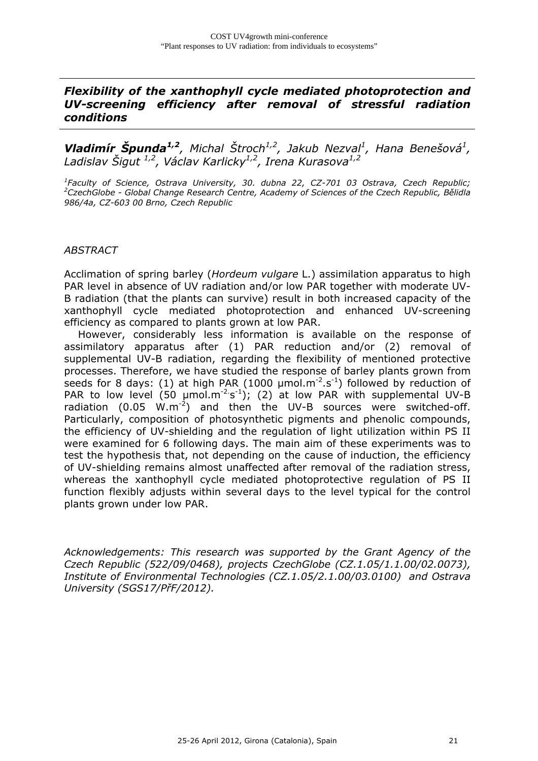# *Flexibility of the xanthophyll cycle mediated photoprotection and UV-screening efficiency after removal of stressful radiation conditions*

***Vladimír Špunda**[1,2], Michal Štroch[1,2], Jakub Nezval[1], Hana Benešová[1], Ladislav Šigut [1,2], Václav Karlicky[1,2], Irena Kurasova[1,2]*

*[1]Faculty of Science, Ostrava University, 30. dubna 22, CZ-701 03 Ostrava, Czech Republic; [2]CzechGlobe - Global Change Research Centre, Academy of Sciences of the Czech Republic, Bělidla 986/4a, CZ-603 00 Brno, Czech Republic*

*ABSTRACT*

Acclimation of spring barley (*Hordeum vulgare* L.) assimilation apparatus to high PAR level in absence of UV radiation and/or low PAR together with moderate UV-B radiation (that the plants can survive) result in both increased capacity of the xanthophyll cycle mediated photoprotection and enhanced UV-screening efficiency as compared to plants grown at low PAR.

However, considerably less information is available on the response of assimilatory apparatus after (1) PAR reduction and/or (2) removal of supplemental UV-B radiation, regarding the flexibility of mentioned protective processes. Therefore, we have studied the response of barley plants grown from seeds for 8 days: (1) at high PAR (1000 $\mu mol.m^{-2}.s^{-1}$) followed by reduction of PAR to low level (50 $\mu mol.m^{-2}.s^{-1}$); (2) at low PAR with supplemental UV-B radiation (0.05 $W.m^{-2}$) and then the UV-B sources were switched-off. Particularly, composition of photosynthetic pigments and phenolic compounds, the efficiency of UV-shielding and the regulation of light utilization within PS II were examined for 6 following days. The main aim of these experiments was to test the hypothesis that, not depending on the cause of induction, the efficiency of UV-shielding remains almost unaffected after removal of the radiation stress, whereas the xanthophyll cycle mediated photoprotective regulation of PS II function flexibly adjusts within several days to the level typical for the control plants grown under low PAR.

*Acknowledgements: This research was supported by the Grant Agency of the Czech Republic (522/09/0468), projects CzechGlobe (CZ.1.05/1.1.00/02.0073), Institute of Environmental Technologies (CZ.1.05/2.1.00/03.0100) and Ostrava University (SGS17/PřF/2012).*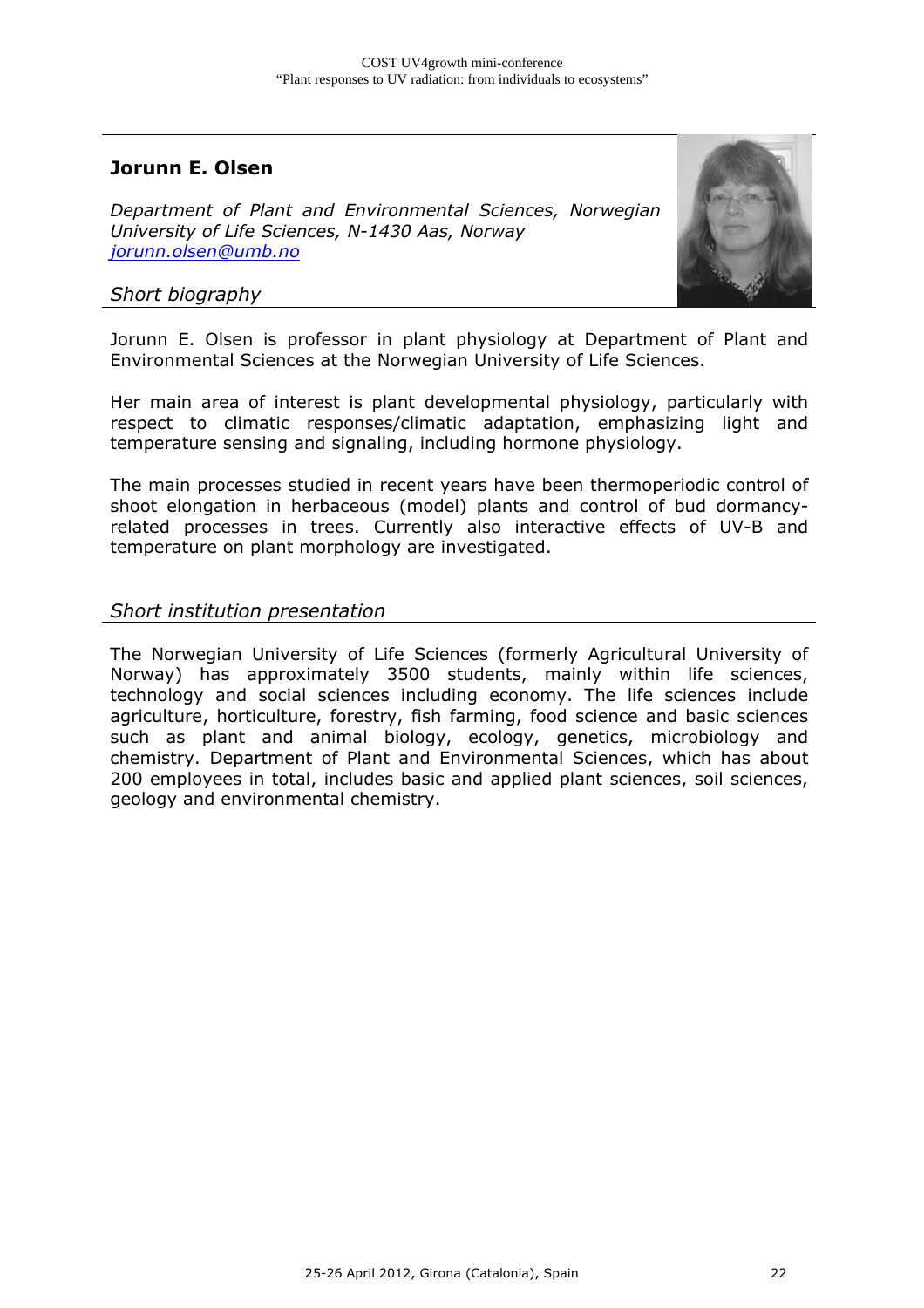## Jorunn E. Olsen

*Department of Plant and Environmental Sciences, Norwegian University of Life Sciences, N-1430 Aas, Norway*
*jorunn.olsen@umb.no*

### *Short biography*

Jorunn E. Olsen is professor in plant physiology at Department of Plant and Environmental Sciences at the Norwegian University of Life Sciences.

Her main area of interest is plant developmental physiology, particularly with respect to climatic responses/climatic adaptation, emphasizing light and temperature sensing and signaling, including hormone physiology.

The main processes studied in recent years have been thermoperiodic control of shoot elongation in herbaceous (model) plants and control of bud dormancy-related processes in trees. Currently also interactive effects of UV-B and temperature on plant morphology are investigated.

### *Short institution presentation*

The Norwegian University of Life Sciences (formerly Agricultural University of Norway) has approximately 3500 students, mainly within life sciences, technology and social sciences including economy. The life sciences include agriculture, horticulture, forestry, fish farming, food science and basic sciences such as plant and animal biology, ecology, genetics, microbiology and chemistry. Department of Plant and Environmental Sciences, which has about 200 employees in total, includes basic and applied plant sciences, soil sciences, geology and environmental chemistry.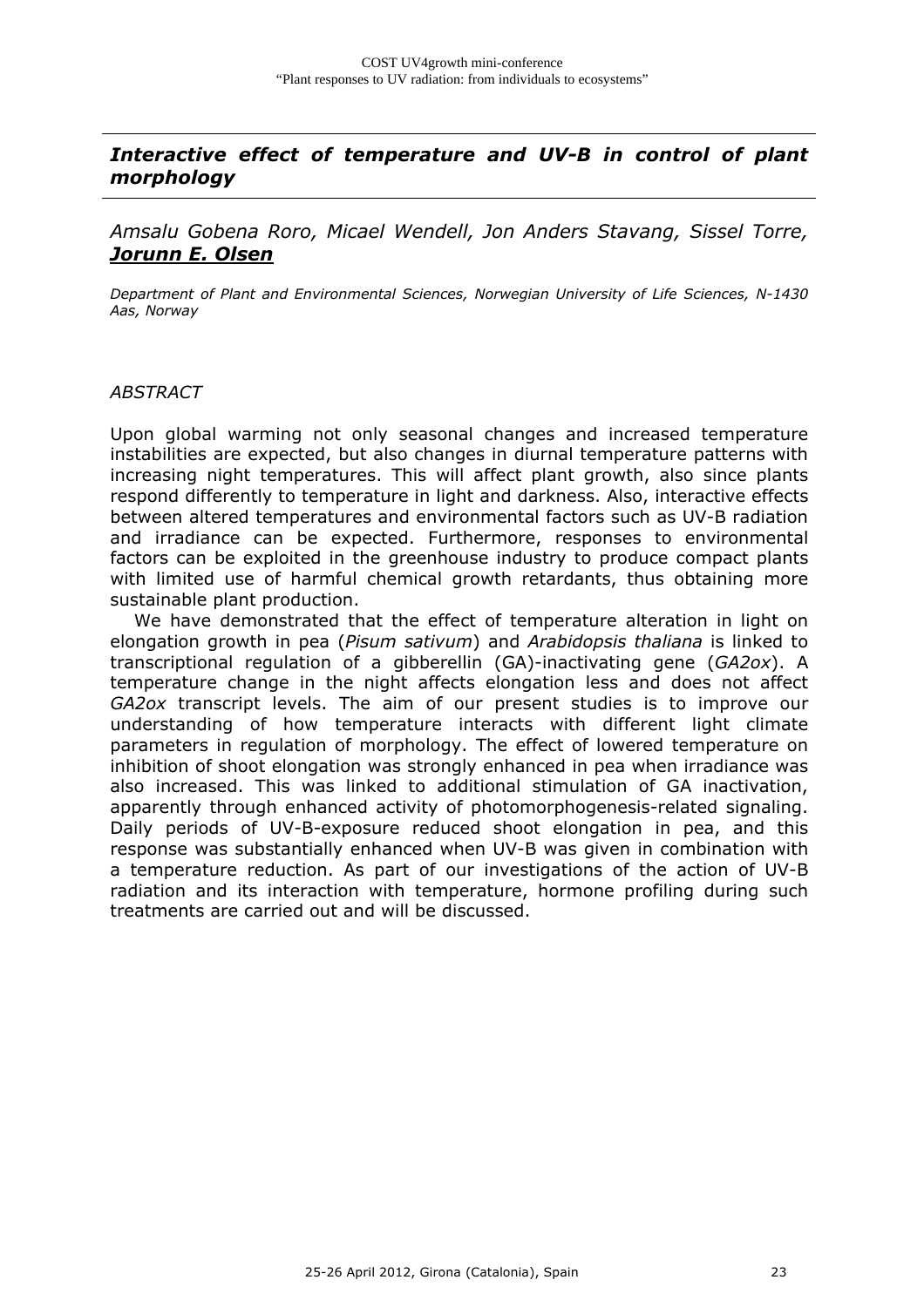## *Interactive effect of temperature and UV-B in control of plant morphology*

*Amsalu Gobena Roro, Micael Wendell, Jon Anders Stavang, Sissel Torre,* ***Jorunn E. Olsen***

*Department of Plant and Environmental Sciences, Norwegian University of Life Sciences, N-1430 Aas, Norway*

*ABSTRACT*

Upon global warming not only seasonal changes and increased temperature instabilities are expected, but also changes in diurnal temperature patterns with increasing night temperatures. This will affect plant growth, also since plants respond differently to temperature in light and darkness. Also, interactive effects between altered temperatures and environmental factors such as UV-B radiation and irradiance can be expected. Furthermore, responses to environmental factors can be exploited in the greenhouse industry to produce compact plants with limited use of harmful chemical growth retardants, thus obtaining more sustainable plant production.

We have demonstrated that the effect of temperature alteration in light on elongation growth in pea (*Pisum sativum*) and *Arabidopsis thaliana* is linked to transcriptional regulation of a gibberellin (GA)-inactivating gene (*GA2ox*). A temperature change in the night affects elongation less and does not affect *GA2ox* transcript levels. The aim of our present studies is to improve our understanding of how temperature interacts with different light climate parameters in regulation of morphology. The effect of lowered temperature on inhibition of shoot elongation was strongly enhanced in pea when irradiance was also increased. This was linked to additional stimulation of GA inactivation, apparently through enhanced activity of photomorphogenesis-related signaling. Daily periods of UV-B-exposure reduced shoot elongation in pea, and this response was substantially enhanced when UV-B was given in combination with a temperature reduction. As part of our investigations of the action of UV-B radiation and its interaction with temperature, hormone profiling during such treatments are carried out and will be discussed.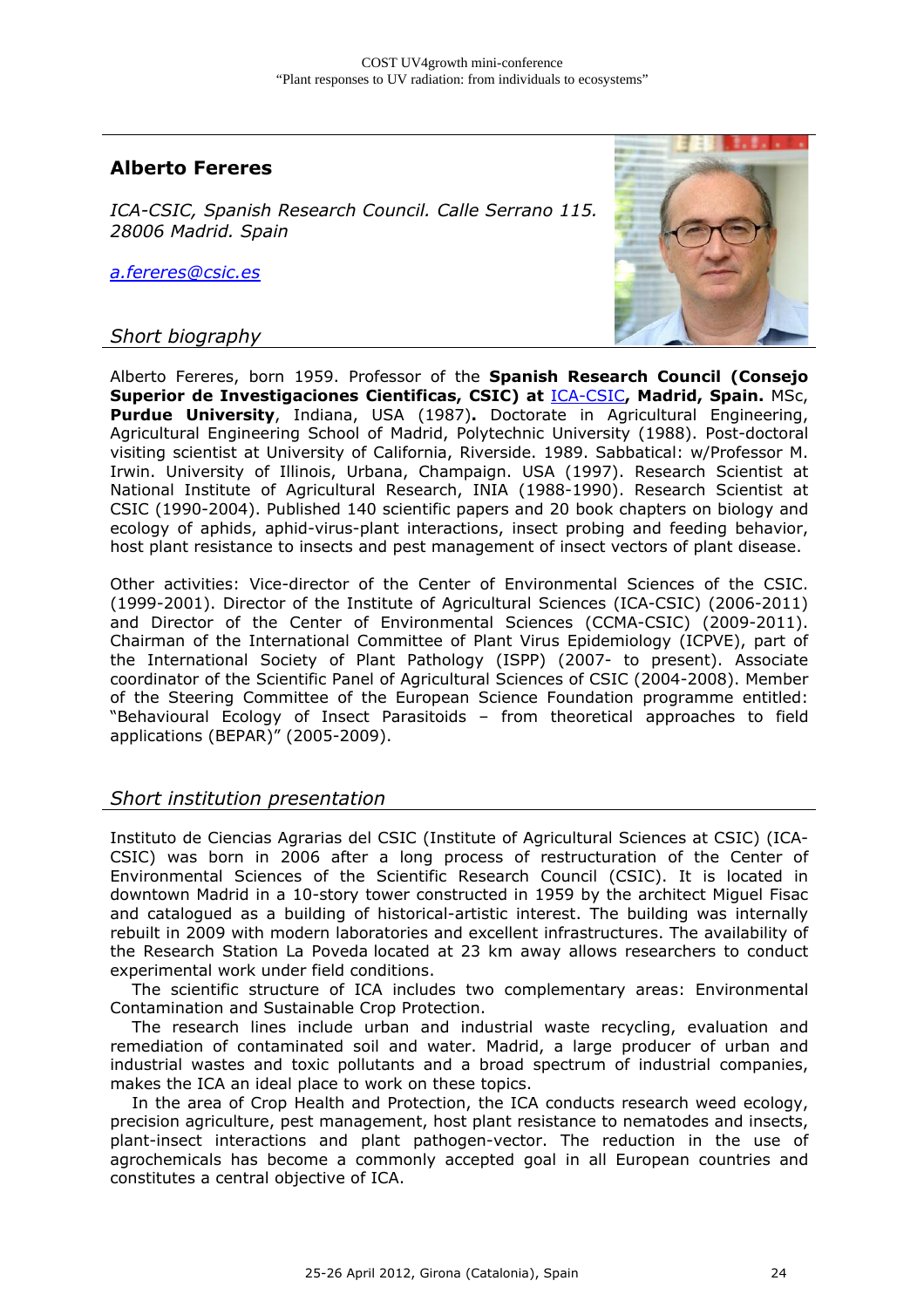## Alberto Fereres

*ICA-CSIC, Spanish Research Council. Calle Serrano 115. 28006 Madrid. Spain*

*a.fereres@csic.es*

### *Short biography*

Alberto Fereres, born 1959. Professor of the **Spanish Research Council (Consejo Superior de Investigaciones Cientificas, CSIC) at** ICA-CSIC**, Madrid, Spain.** MSc, **Purdue University**, Indiana, USA (1987)**.** Doctorate in Agricultural Engineering, Agricultural Engineering School of Madrid, Polytechnic University (1988). Post-doctoral visiting scientist at University of California, Riverside. 1989. Sabbatical: w/Professor M. Irwin. University of Illinois, Urbana, Champaign. USA (1997). Research Scientist at National Institute of Agricultural Research, INIA (1988-1990). Research Scientist at CSIC (1990-2004). Published 140 scientific papers and 20 book chapters on biology and ecology of aphids, aphid-virus-plant interactions, insect probing and feeding behavior, host plant resistance to insects and pest management of insect vectors of plant disease.

Other activities: Vice-director of the Center of Environmental Sciences of the CSIC. (1999-2001). Director of the Institute of Agricultural Sciences (ICA-CSIC) (2006-2011) and Director of the Center of Environmental Sciences (CCMA-CSIC) (2009-2011). Chairman of the International Committee of Plant Virus Epidemiology (ICPVE), part of the International Society of Plant Pathology (ISPP) (2007- to present). Associate coordinator of the Scientific Panel of Agricultural Sciences of CSIC (2004-2008). Member of the Steering Committee of the European Science Foundation programme entitled: "Behavioural Ecology of Insect Parasitoids – from theoretical approaches to field applications (BEPAR)" (2005-2009).

### *Short institution presentation*

Instituto de Ciencias Agrarias del CSIC (Institute of Agricultural Sciences at CSIC) (ICA-CSIC) was born in 2006 after a long process of restructuration of the Center of Environmental Sciences of the Scientific Research Council (CSIC). It is located in downtown Madrid in a 10-story tower constructed in 1959 by the architect Miguel Fisac and catalogued as a building of historical-artistic interest. The building was internally rebuilt in 2009 with modern laboratories and excellent infrastructures. The availability of the Research Station La Poveda located at 23 km away allows researchers to conduct experimental work under field conditions.

The scientific structure of ICA includes two complementary areas: Environmental Contamination and Sustainable Crop Protection.

The research lines include urban and industrial waste recycling, evaluation and remediation of contaminated soil and water. Madrid, a large producer of urban and industrial wastes and toxic pollutants and a broad spectrum of industrial companies, makes the ICA an ideal place to work on these topics.

In the area of Crop Health and Protection, the ICA conducts research weed ecology, precision agriculture, pest management, host plant resistance to nematodes and insects, plant-insect interactions and plant pathogen-vector. The reduction in the use of agrochemicals has become a commonly accepted goal in all European countries and constitutes a central objective of ICA.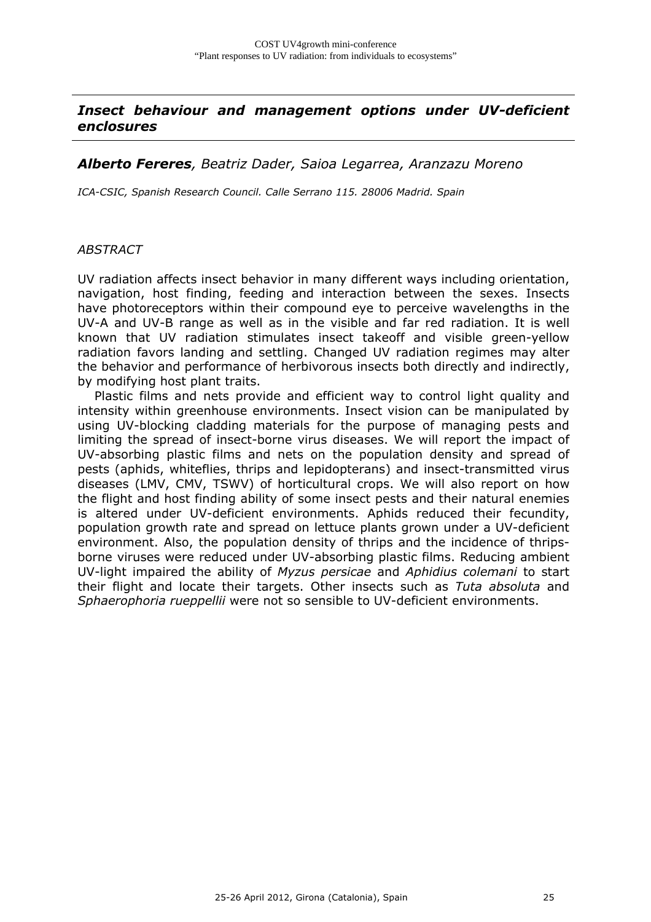## *Insect behaviour and management options under UV-deficient enclosures*

***Alberto Fereres****, Beatriz Dader, Saioa Legarrea, Aranzazu Moreno*

*ICA-CSIC, Spanish Research Council. Calle Serrano 115. 28006 Madrid. Spain*

*ABSTRACT*

UV radiation affects insect behavior in many different ways including orientation, navigation, host finding, feeding and interaction between the sexes. Insects have photoreceptors within their compound eye to perceive wavelengths in the UV-A and UV-B range as well as in the visible and far red radiation. It is well known that UV radiation stimulates insect takeoff and visible green-yellow radiation favors landing and settling. Changed UV radiation regimes may alter the behavior and performance of herbivorous insects both directly and indirectly, by modifying host plant traits.

Plastic films and nets provide and efficient way to control light quality and intensity within greenhouse environments. Insect vision can be manipulated by using UV-blocking cladding materials for the purpose of managing pests and limiting the spread of insect-borne virus diseases. We will report the impact of UV-absorbing plastic films and nets on the population density and spread of pests (aphids, whiteflies, thrips and lepidopterans) and insect-transmitted virus diseases (LMV, CMV, TSWV) of horticultural crops. We will also report on how the flight and host finding ability of some insect pests and their natural enemies is altered under UV-deficient environments. Aphids reduced their fecundity, population growth rate and spread on lettuce plants grown under a UV-deficient environment. Also, the population density of thrips and the incidence of thrips-borne viruses were reduced under UV-absorbing plastic films. Reducing ambient UV-light impaired the ability of *Myzus persicae* and *Aphidius colemani* to start their flight and locate their targets. Other insects such as *Tuta absoluta* and *Sphaerophoria rueppellii* were not so sensible to UV-deficient environments.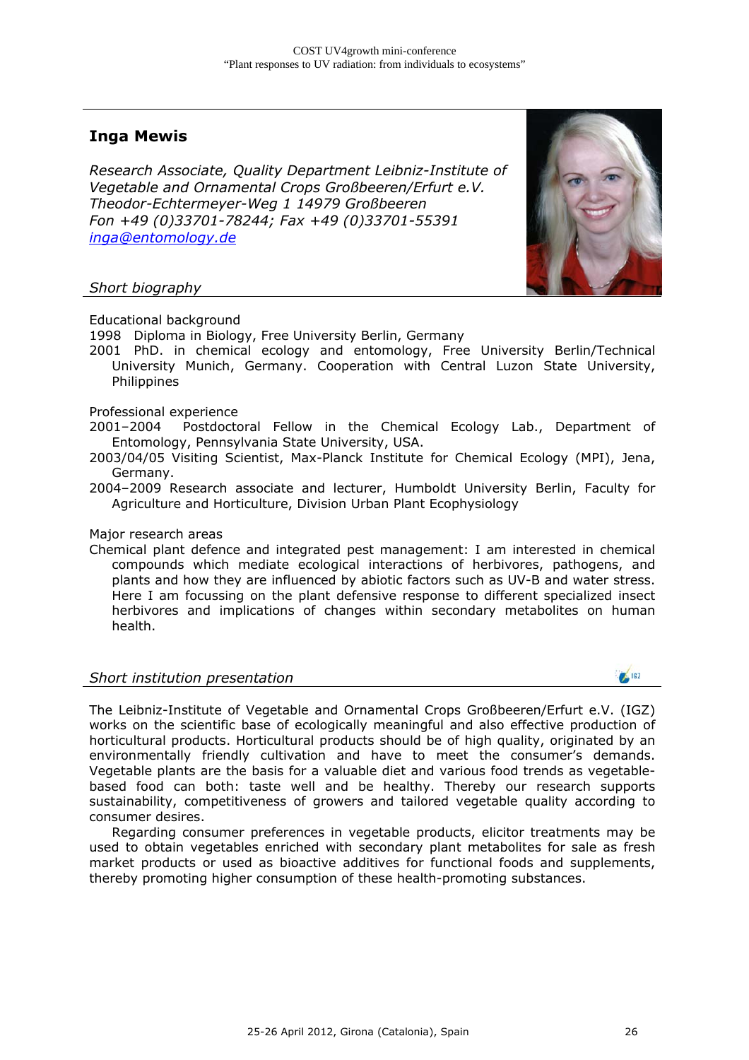## Inga Mewis

*Research Associate, Quality Department Leibniz-Institute of Vegetable and Ornamental Crops Großbeeren/Erfurt e.V.*
*Theodor-Echtermeyer-Weg 1 14979 Großbeeren*
*Fon +49 (0)33701-78244; Fax +49 (0)33701-55391*
*inga@entomology.de*

### *Short biography*

Educational background

1998 Diploma in Biology, Free University Berlin, Germany
2001 PhD. in chemical ecology and entomology, Free University Berlin/Technical University Munich, Germany. Cooperation with Central Luzon State University, Philippines

Professional experience

2001–2004 Postdoctoral Fellow in the Chemical Ecology Lab., Department of Entomology, Pennsylvania State University, USA.
2003/04/05 Visiting Scientist, Max-Planck Institute for Chemical Ecology (MPI), Jena, Germany.
2004–2009 Research associate and lecturer, Humboldt University Berlin, Faculty for Agriculture and Horticulture, Division Urban Plant Ecophysiology

Major research areas

Chemical plant defence and integrated pest management: I am interested in chemical compounds which mediate ecological interactions of herbivores, pathogens, and plants and how they are influenced by abiotic factors such as UV-B and water stress. Here I am focussing on the plant defensive response to different specialized insect herbivores and implications of changes within secondary metabolites on human health.

### *Short institution presentation*

The Leibniz-Institute of Vegetable and Ornamental Crops Großbeeren/Erfurt e.V. (IGZ) works on the scientific base of ecologically meaningful and also effective production of horticultural products. Horticultural products should be of high quality, originated by an environmentally friendly cultivation and have to meet the consumer's demands. Vegetable plants are the basis for a valuable diet and various food trends as vegetable-based food can both: taste well and be healthy. Thereby our research supports sustainability, competitiveness of growers and tailored vegetable quality according to consumer desires.

Regarding consumer preferences in vegetable products, elicitor treatments may be used to obtain vegetables enriched with secondary plant metabolites for sale as fresh market products or used as bioactive additives for functional foods and supplements, thereby promoting higher consumption of these health-promoting substances.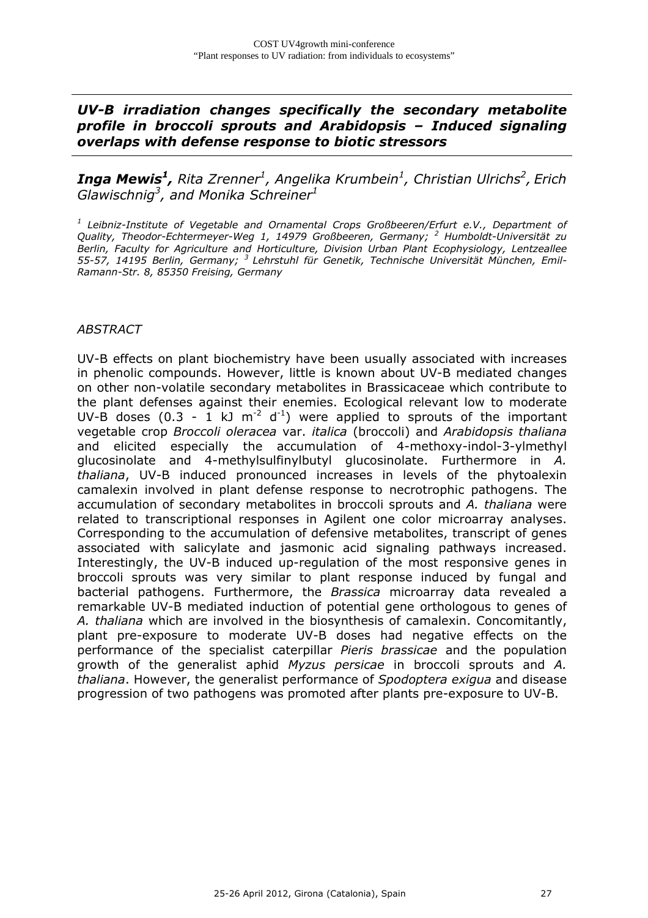## *UV-B irradiation changes specifically the secondary metabolite profile in broccoli sprouts and Arabidopsis – Induced signaling overlaps with defense response to biotic stressors*

***Inga Mewis[1]***, *Rita Zrenner[1], Angelika Krumbein[1], Christian Ulrichs[2], Erich Glawischnig[3], and Monika Schreiner[1]*

*[1] Leibniz-Institute of Vegetable and Ornamental Crops Großbeeren/Erfurt e.V., Department of Quality, Theodor-Echtermeyer-Weg 1, 14979 Großbeeren, Germany; [2] Humboldt-Universität zu Berlin, Faculty for Agriculture and Horticulture, Division Urban Plant Ecophysiology, Lentzeallee 55-57, 14195 Berlin, Germany; [3] Lehrstuhl für Genetik, Technische Universität München, Emil-Ramann-Str. 8, 85350 Freising, Germany*

*ABSTRACT*

UV-B effects on plant biochemistry have been usually associated with increases in phenolic compounds. However, little is known about UV-B mediated changes on other non-volatile secondary metabolites in Brassicaceae which contribute to the plant defenses against their enemies. Ecological relevant low to moderate UV-B doses (0.3 - 1 kJ $m^{-2}$ $d^{-1}$) were applied to sprouts of the important vegetable crop *Broccoli oleracea* var. *italica* (broccoli) and *Arabidopsis thaliana* and elicited especially the accumulation of 4-methoxy-indol-3-ylmethyl glucosinolate and 4-methylsulfinylbutyl glucosinolate. Furthermore in *A. thaliana*, UV-B induced pronounced increases in levels of the phytoalexin camalexin involved in plant defense response to necrotrophic pathogens. The accumulation of secondary metabolites in broccoli sprouts and *A. thaliana* were related to transcriptional responses in Agilent one color microarray analyses. Corresponding to the accumulation of defensive metabolites, transcript of genes associated with salicylate and jasmonic acid signaling pathways increased. Interestingly, the UV-B induced up-regulation of the most responsive genes in broccoli sprouts was very similar to plant response induced by fungal and bacterial pathogens. Furthermore, the *Brassica* microarray data revealed a remarkable UV-B mediated induction of potential gene orthologous to genes of *A. thaliana* which are involved in the biosynthesis of camalexin. Concomitantly, plant pre-exposure to moderate UV-B doses had negative effects on the performance of the specialist caterpillar *Pieris brassicae* and the population growth of the generalist aphid *Myzus persicae* in broccoli sprouts and *A. thaliana*. However, the generalist performance of *Spodoptera exigua* and disease progression of two pathogens was promoted after plants pre-exposure to UV-B.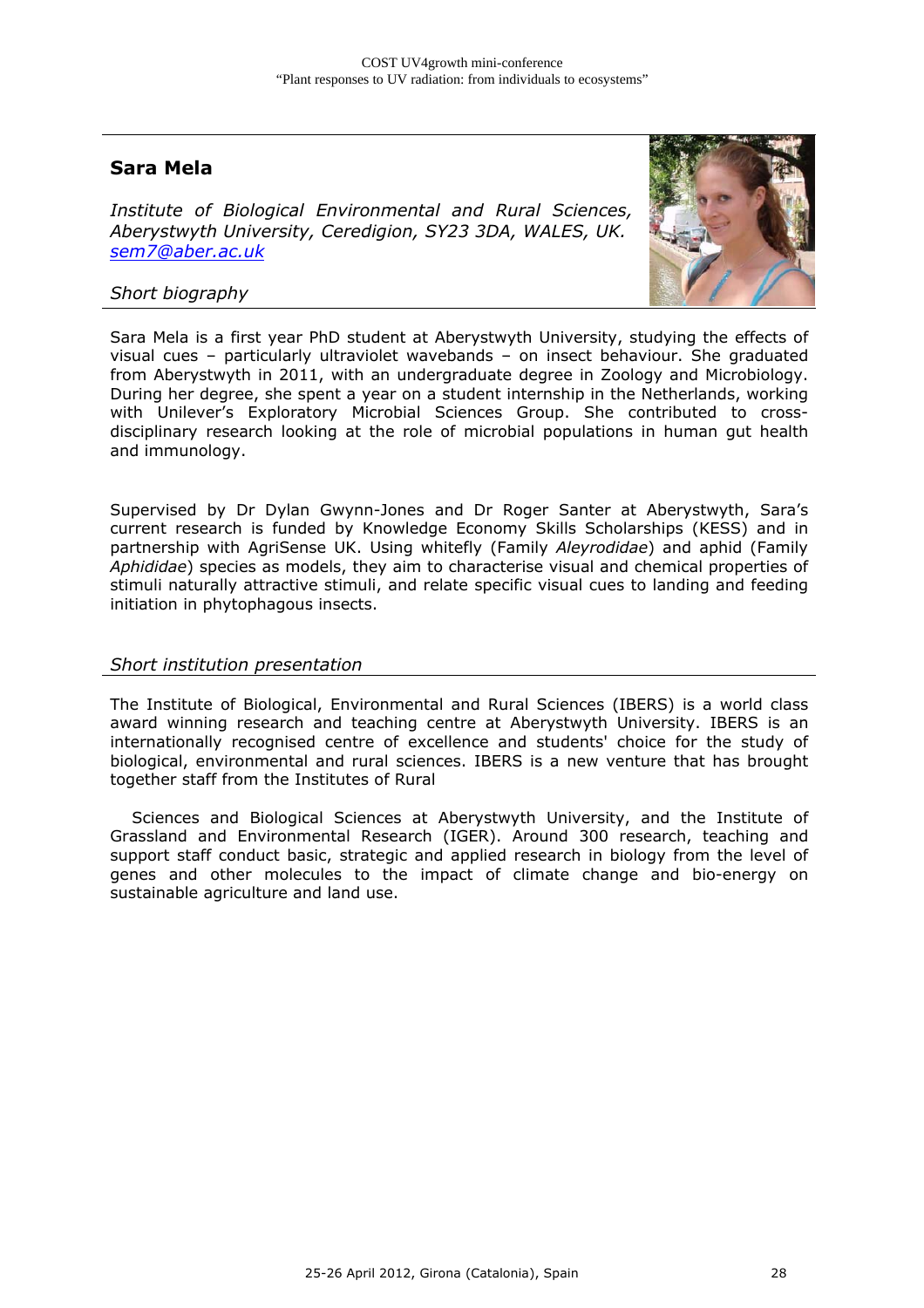## Sara Mela

*Institute of Biological Environmental and Rural Sciences, Aberystwyth University, Ceredigion, SY23 3DA, WALES, UK.*
*sem7@aber.ac.uk*

### *Short biography*

Sara Mela is a first year PhD student at Aberystwyth University, studying the effects of visual cues – particularly ultraviolet wavebands – on insect behaviour. She graduated from Aberystwyth in 2011, with an undergraduate degree in Zoology and Microbiology. During her degree, she spent a year on a student internship in the Netherlands, working with Unilever's Exploratory Microbial Sciences Group. She contributed to cross-disciplinary research looking at the role of microbial populations in human gut health and immunology.

Supervised by Dr Dylan Gwynn-Jones and Dr Roger Santer at Aberystwyth, Sara's current research is funded by Knowledge Economy Skills Scholarships (KESS) and in partnership with AgriSense UK. Using whitefly (Family *Aleyrodidae*) and aphid (Family *Aphididae*) species as models, they aim to characterise visual and chemical properties of stimuli naturally attractive stimuli, and relate specific visual cues to landing and feeding initiation in phytophagous insects.

### *Short institution presentation*

The Institute of Biological, Environmental and Rural Sciences (IBERS) is a world class award winning research and teaching centre at Aberystwyth University. IBERS is an internationally recognised centre of excellence and students' choice for the study of biological, environmental and rural sciences. IBERS is a new venture that has brought together staff from the Institutes of Rural

Sciences and Biological Sciences at Aberystwyth University, and the Institute of Grassland and Environmental Research (IGER). Around 300 research, teaching and support staff conduct basic, strategic and applied research in biology from the level of genes and other molecules to the impact of climate change and bio-energy on sustainable agriculture and land use.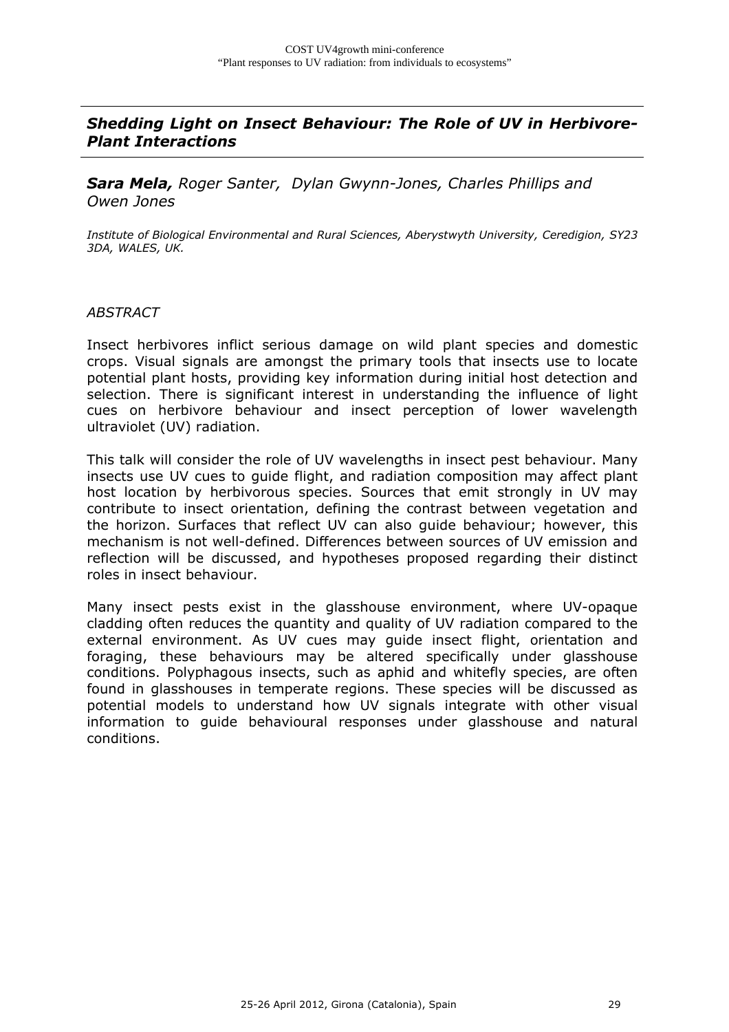## *Shedding Light on Insect Behaviour: The Role of UV in Herbivore-Plant Interactions*

***Sara Mela,*** *Roger Santer, Dylan Gwynn-Jones, Charles Phillips and Owen Jones*

*Institute of Biological Environmental and Rural Sciences, Aberystwyth University, Ceredigion, SY23 3DA, WALES, UK.*

*ABSTRACT*

Insect herbivores inflict serious damage on wild plant species and domestic crops. Visual signals are amongst the primary tools that insects use to locate potential plant hosts, providing key information during initial host detection and selection. There is significant interest in understanding the influence of light cues on herbivore behaviour and insect perception of lower wavelength ultraviolet (UV) radiation.

This talk will consider the role of UV wavelengths in insect pest behaviour. Many insects use UV cues to guide flight, and radiation composition may affect plant host location by herbivorous species. Sources that emit strongly in UV may contribute to insect orientation, defining the contrast between vegetation and the horizon. Surfaces that reflect UV can also guide behaviour; however, this mechanism is not well-defined. Differences between sources of UV emission and reflection will be discussed, and hypotheses proposed regarding their distinct roles in insect behaviour.

Many insect pests exist in the glasshouse environment, where UV-opaque cladding often reduces the quantity and quality of UV radiation compared to the external environment. As UV cues may guide insect flight, orientation and foraging, these behaviours may be altered specifically under glasshouse conditions. Polyphagous insects, such as aphid and whitefly species, are often found in glasshouses in temperate regions. These species will be discussed as potential models to understand how UV signals integrate with other visual information to guide behavioural responses under glasshouse and natural conditions.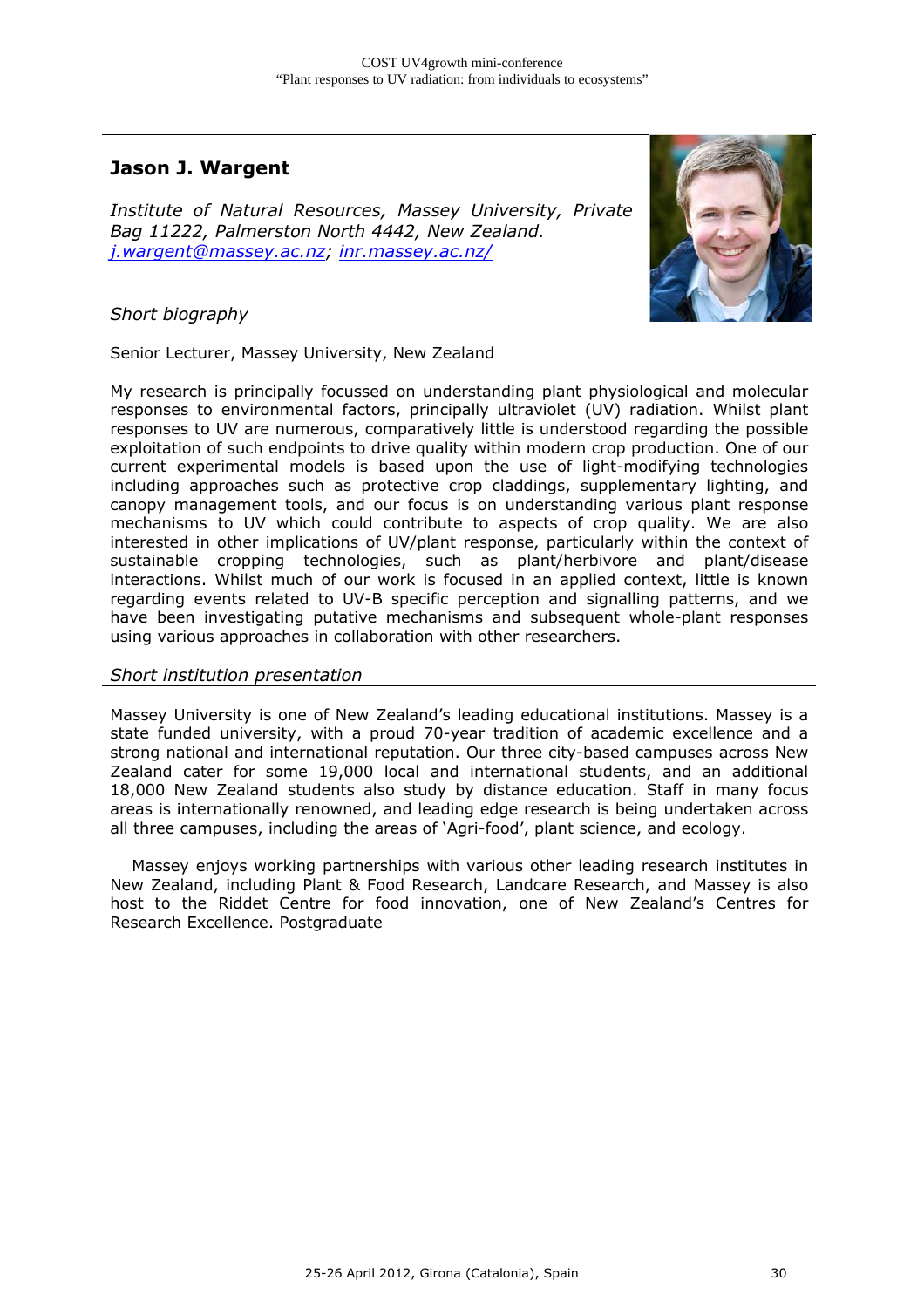## Jason J. Wargent

*Institute of Natural Resources, Massey University, Private Bag 11222, Palmerston North 4442, New Zealand.*
*j.wargent@massey.ac.nz; inr.massey.ac.nz/*

### *Short biography*

Senior Lecturer, Massey University, New Zealand

My research is principally focussed on understanding plant physiological and molecular responses to environmental factors, principally ultraviolet (UV) radiation. Whilst plant responses to UV are numerous, comparatively little is understood regarding the possible exploitation of such endpoints to drive quality within modern crop production. One of our current experimental models is based upon the use of light-modifying technologies including approaches such as protective crop claddings, supplementary lighting, and canopy management tools, and our focus is on understanding various plant response mechanisms to UV which could contribute to aspects of crop quality. We are also interested in other implications of UV/plant response, particularly within the context of sustainable cropping technologies, such as plant/herbivore and plant/disease interactions. Whilst much of our work is focused in an applied context, little is known regarding events related to UV-B specific perception and signalling patterns, and we have been investigating putative mechanisms and subsequent whole-plant responses using various approaches in collaboration with other researchers.

### *Short institution presentation*

Massey University is one of New Zealand's leading educational institutions. Massey is a state funded university, with a proud 70-year tradition of academic excellence and a strong national and international reputation. Our three city-based campuses across New Zealand cater for some 19,000 local and international students, and an additional 18,000 New Zealand students also study by distance education. Staff in many focus areas is internationally renowned, and leading edge research is being undertaken across all three campuses, including the areas of 'Agri-food', plant science, and ecology.

Massey enjoys working partnerships with various other leading research institutes in New Zealand, including Plant & Food Research, Landcare Research, and Massey is also host to the Riddet Centre for food innovation, one of New Zealand's Centres for Research Excellence. Postgraduate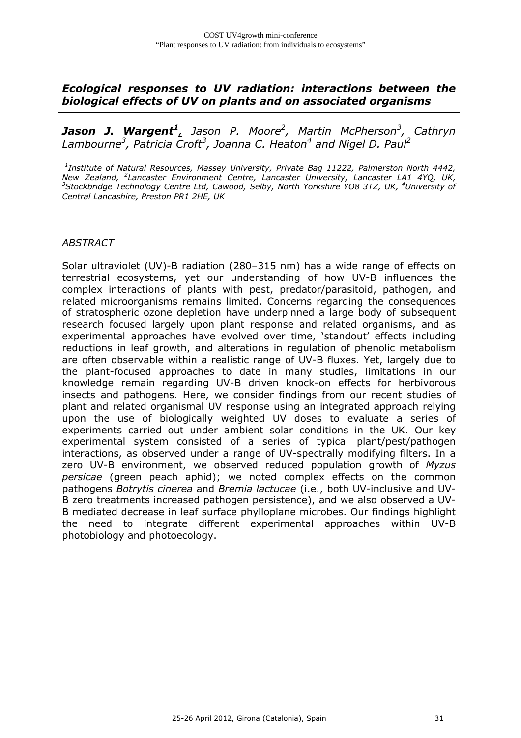## *Ecological responses to UV radiation: interactions between the biological effects of UV on plants and on associated organisms*

***Jason J. Wargent**[1], Jason P. Moore[2], Martin McPherson[3], Cathryn Lambourne[3], Patricia Croft[3], Joanna C. Heaton[4] and Nigel D. Paul[2]*

*[1]Institute of Natural Resources, Massey University, Private Bag 11222, Palmerston North 4442, New Zealand, [2]Lancaster Environment Centre, Lancaster University, Lancaster LA1 4YQ, UK, [3]Stockbridge Technology Centre Ltd, Cawood, Selby, North Yorkshire YO8 3TZ, UK, [4]University of Central Lancashire, Preston PR1 2HE, UK*

*ABSTRACT*

Solar ultraviolet (UV)-B radiation (280–315 nm) has a wide range of effects on terrestrial ecosystems, yet our understanding of how UV-B influences the complex interactions of plants with pest, predator/parasitoid, pathogen, and related microorganisms remains limited. Concerns regarding the consequences of stratospheric ozone depletion have underpinned a large body of subsequent research focused largely upon plant response and related organisms, and as experimental approaches have evolved over time, 'standout' effects including reductions in leaf growth, and alterations in regulation of phenolic metabolism are often observable within a realistic range of UV-B fluxes. Yet, largely due to the plant-focused approaches to date in many studies, limitations in our knowledge remain regarding UV-B driven knock-on effects for herbivorous insects and pathogens. Here, we consider findings from our recent studies of plant and related organismal UV response using an integrated approach relying upon the use of biologically weighted UV doses to evaluate a series of experiments carried out under ambient solar conditions in the UK. Our key experimental system consisted of a series of typical plant/pest/pathogen interactions, as observed under a range of UV-spectrally modifying filters. In a zero UV-B environment, we observed reduced population growth of *Myzus persicae* (green peach aphid); we noted complex effects on the common pathogens *Botrytis cinerea* and *Bremia lactucae* (i.e., both UV-inclusive and UV-B zero treatments increased pathogen persistence), and we also observed a UV-B mediated decrease in leaf surface phylloplane microbes. Our findings highlight the need to integrate different experimental approaches within UV-B photobiology and photoecology.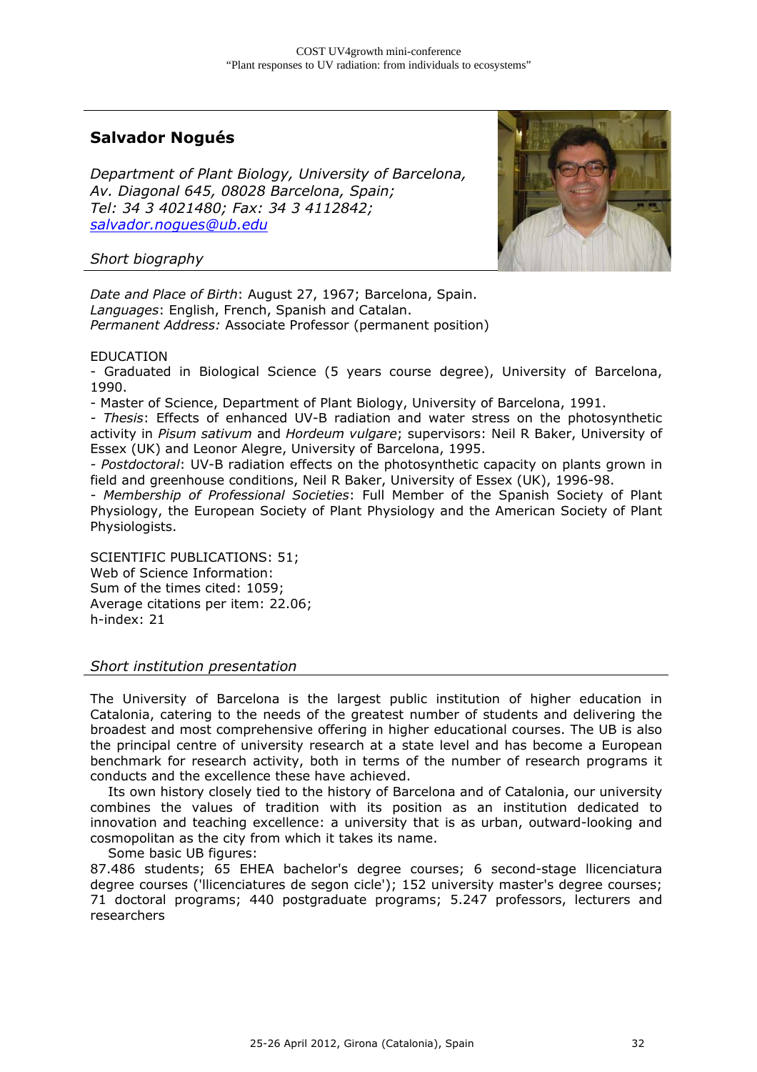## Salvador Nogués

*Department of Plant Biology, University of Barcelona, Av. Diagonal 645, 08028 Barcelona, Spain; Tel: 34 3 4021480; Fax: 34 3 4112842;* *salvador.nogues@ub.edu*

### *Short biography*

*Date and Place of Birth*: August 27, 1967; Barcelona, Spain.
*Languages*: English, French, Spanish and Catalan.
*Permanent Address:* Associate Professor (permanent position)

EDUCATION

- Graduated in Biological Science (5 years course degree), University of Barcelona, 1990.
- Master of Science, Department of Plant Biology, University of Barcelona, 1991.
- *Thesis*: Effects of enhanced UV-B radiation and water stress on the photosynthetic activity in *Pisum sativum* and *Hordeum vulgare*; supervisors: Neil R Baker, University of Essex (UK) and Leonor Alegre, University of Barcelona, 1995.
- *Postdoctoral*: UV-B radiation effects on the photosynthetic capacity on plants grown in field and greenhouse conditions, Neil R Baker, University of Essex (UK), 1996-98.
- *Membership of Professional Societies*: Full Member of the Spanish Society of Plant Physiology, the European Society of Plant Physiology and the American Society of Plant Physiologists.

SCIENTIFIC PUBLICATIONS: 51;
Web of Science Information:
Sum of the times cited: 1059;
Average citations per item: 22.06;
h-index: 21

### *Short institution presentation*

The University of Barcelona is the largest public institution of higher education in Catalonia, catering to the needs of the greatest number of students and delivering the broadest and most comprehensive offering in higher educational courses. The UB is also the principal centre of university research at a state level and has become a European benchmark for research activity, both in terms of the number of research programs it conducts and the excellence these have achieved.

Its own history closely tied to the history of Barcelona and of Catalonia, our university combines the values of tradition with its position as an institution dedicated to innovation and teaching excellence: a university that is as urban, outward-looking and cosmopolitan as the city from which it takes its name.

Some basic UB figures:
87.486 students; 65 EHEA bachelor's degree courses; 6 second-stage llicenciatura degree courses ('llicenciatures de segon cicle'); 152 university master's degree courses; 71 doctoral programs; 440 postgraduate programs; 5.247 professors, lecturers and researchers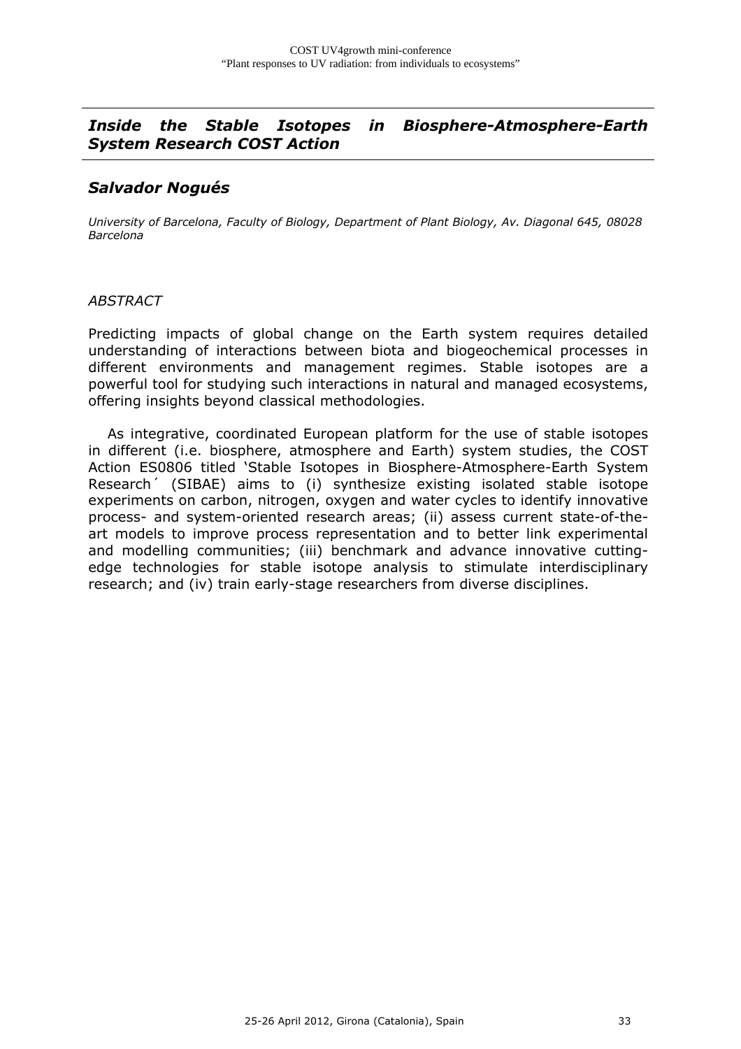## *Inside the Stable Isotopes in Biosphere-Atmosphere-Earth System Research COST Action*

### *Salvador Nogués*

*University of Barcelona, Faculty of Biology, Department of Plant Biology, Av. Diagonal 645, 08028 Barcelona*

*ABSTRACT*

Predicting impacts of global change on the Earth system requires detailed understanding of interactions between biota and biogeochemical processes in different environments and management regimes. Stable isotopes are a powerful tool for studying such interactions in natural and managed ecosystems, offering insights beyond classical methodologies.

As integrative, coordinated European platform for the use of stable isotopes in different (i.e. biosphere, atmosphere and Earth) system studies, the COST Action ES0806 titled 'Stable Isotopes in Biosphere-Atmosphere-Earth System Research´ (SIBAE) aims to (i) synthesize existing isolated stable isotope experiments on carbon, nitrogen, oxygen and water cycles to identify innovative process- and system-oriented research areas; (ii) assess current state-of-the-art models to improve process representation and to better link experimental and modelling communities; (iii) benchmark and advance innovative cutting-edge technologies for stable isotope analysis to stimulate interdisciplinary research; and (iv) train early-stage researchers from diverse disciplines.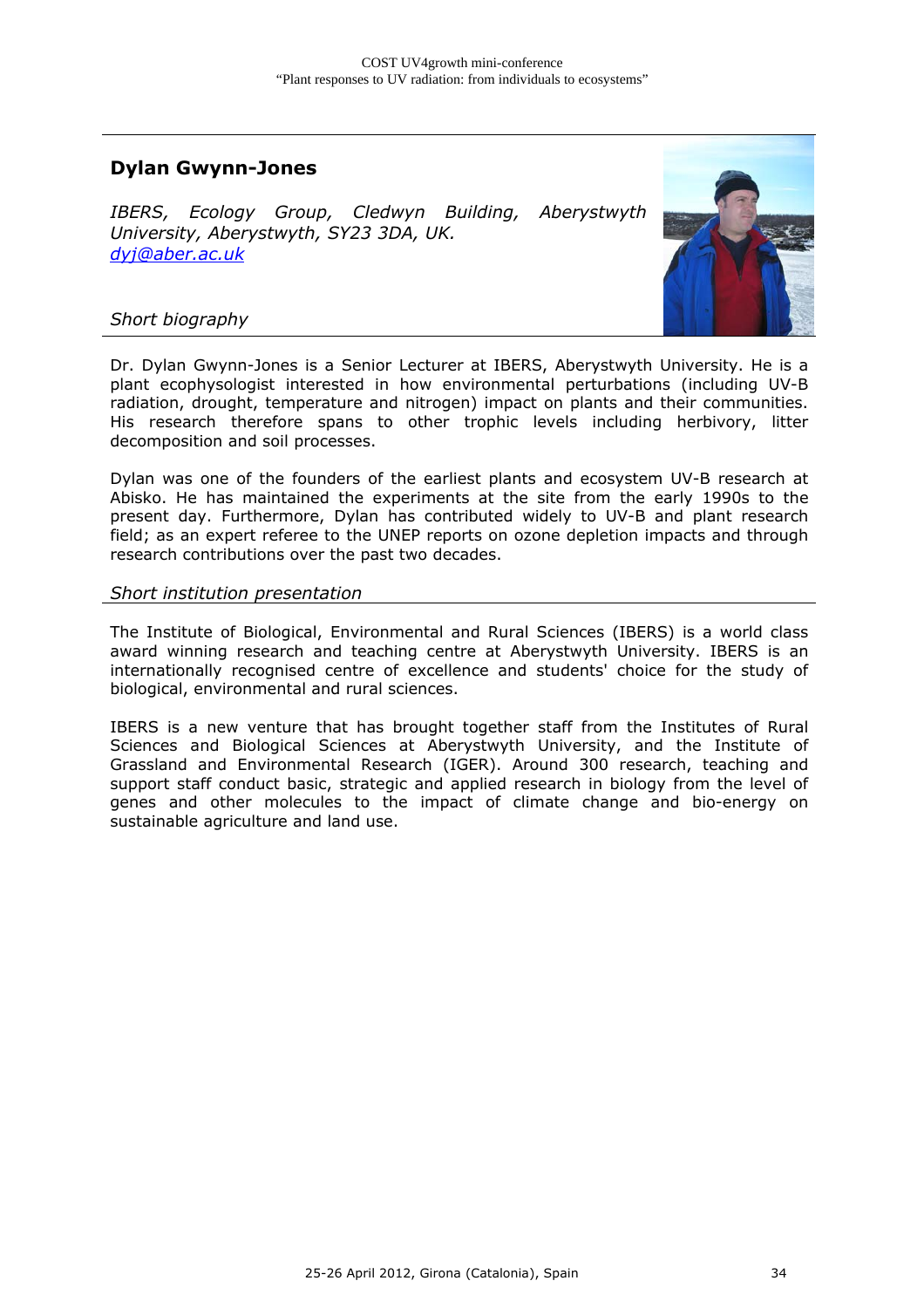## Dylan Gwynn-Jones

*IBERS, Ecology Group, Cledwyn Building, Aberystwyth University, Aberystwyth, SY23 3DA, UK.*
*dyj@aber.ac.uk*

### *Short biography*

Dr. Dylan Gwynn-Jones is a Senior Lecturer at IBERS, Aberystwyth University. He is a plant ecophysologist interested in how environmental perturbations (including UV-B radiation, drought, temperature and nitrogen) impact on plants and their communities. His research therefore spans to other trophic levels including herbivory, litter decomposition and soil processes.

Dylan was one of the founders of the earliest plants and ecosystem UV-B research at Abisko. He has maintained the experiments at the site from the early 1990s to the present day. Furthermore, Dylan has contributed widely to UV-B and plant research field; as an expert referee to the UNEP reports on ozone depletion impacts and through research contributions over the past two decades.

### *Short institution presentation*

The Institute of Biological, Environmental and Rural Sciences (IBERS) is a world class award winning research and teaching centre at Aberystwyth University. IBERS is an internationally recognised centre of excellence and students' choice for the study of biological, environmental and rural sciences.

IBERS is a new venture that has brought together staff from the Institutes of Rural Sciences and Biological Sciences at Aberystwyth University, and the Institute of Grassland and Environmental Research (IGER). Around 300 research, teaching and support staff conduct basic, strategic and applied research in biology from the level of genes and other molecules to the impact of climate change and bio-energy on sustainable agriculture and land use.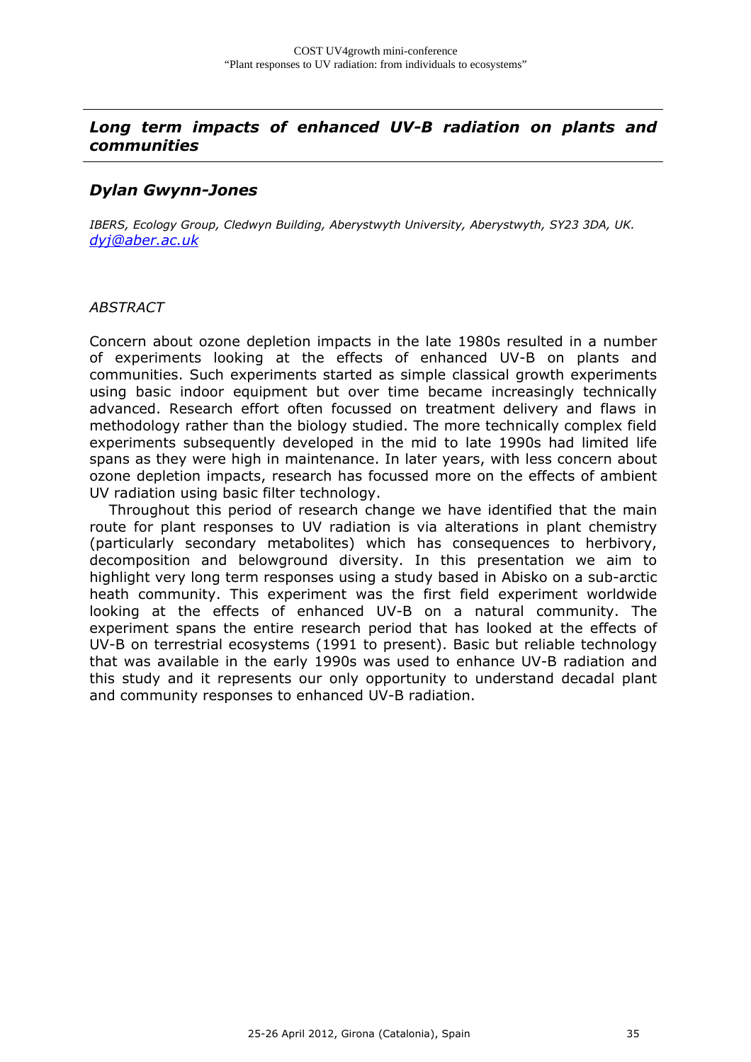## *Long term impacts of enhanced UV-B radiation on plants and communities*

### *Dylan Gwynn-Jones*

*IBERS, Ecology Group, Cledwyn Building, Aberystwyth University, Aberystwyth, SY23 3DA, UK.*
*dyj@aber.ac.uk*

*ABSTRACT*

Concern about ozone depletion impacts in the late 1980s resulted in a number of experiments looking at the effects of enhanced UV-B on plants and communities. Such experiments started as simple classical growth experiments using basic indoor equipment but over time became increasingly technically advanced. Research effort often focussed on treatment delivery and flaws in methodology rather than the biology studied. The more technically complex field experiments subsequently developed in the mid to late 1990s had limited life spans as they were high in maintenance. In later years, with less concern about ozone depletion impacts, research has focussed more on the effects of ambient UV radiation using basic filter technology.

Throughout this period of research change we have identified that the main route for plant responses to UV radiation is via alterations in plant chemistry (particularly secondary metabolites) which has consequences to herbivory, decomposition and belowground diversity. In this presentation we aim to highlight very long term responses using a study based in Abisko on a sub-arctic heath community. This experiment was the first field experiment worldwide looking at the effects of enhanced UV-B on a natural community. The experiment spans the entire research period that has looked at the effects of UV-B on terrestrial ecosystems (1991 to present). Basic but reliable technology that was available in the early 1990s was used to enhance UV-B radiation and this study and it represents our only opportunity to understand decadal plant and community responses to enhanced UV-B radiation.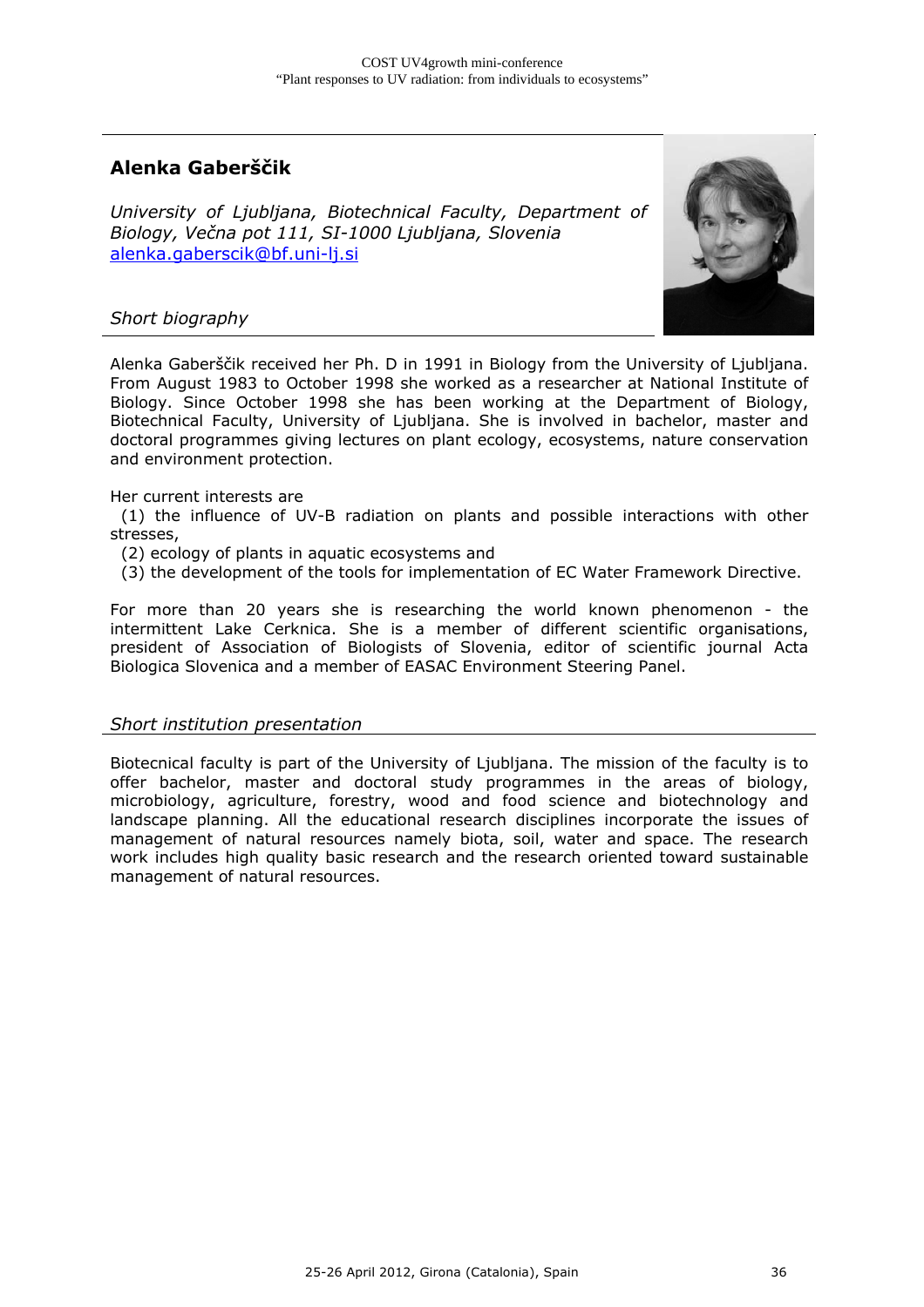## Alenka Gaberščik

*University of Ljubljana, Biotechnical Faculty, Department of Biology, Večna pot 111, SI-1000 Ljubljana, Slovenia*
alenka.gaberscik@bf.uni-lj.si

### *Short biography*

Alenka Gaberščik received her Ph. D in 1991 in Biology from the University of Ljubljana. From August 1983 to October 1998 she worked as a researcher at National Institute of Biology. Since October 1998 she has been working at the Department of Biology, Biotechnical Faculty, University of Ljubljana. She is involved in bachelor, master and doctoral programmes giving lectures on plant ecology, ecosystems, nature conservation and environment protection.

Her current interests are
 (1) the influence of UV-B radiation on plants and possible interactions with other stresses,
 (2) ecology of plants in aquatic ecosystems and
 (3) the development of the tools for implementation of EC Water Framework Directive.

For more than 20 years she is researching the world known phenomenon - the intermittent Lake Cerknica. She is a member of different scientific organisations, president of Association of Biologists of Slovenia, editor of scientific journal Acta Biologica Slovenica and a member of EASAC Environment Steering Panel.

### *Short institution presentation*

Biotecnical faculty is part of the University of Ljubljana. The mission of the faculty is to offer bachelor, master and doctoral study programmes in the areas of biology, microbiology, agriculture, forestry, wood and food science and biotechnology and landscape planning. All the educational research disciplines incorporate the issues of management of natural resources namely biota, soil, water and space. The research work includes high quality basic research and the research oriented toward sustainable management of natural resources.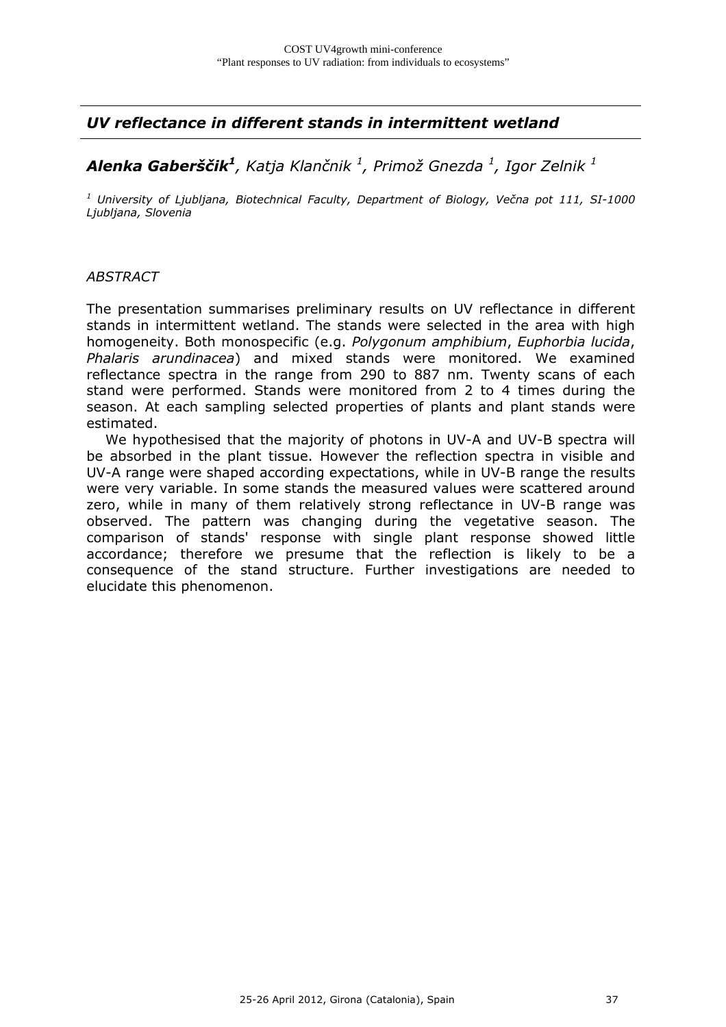## *UV reflectance in different stands in intermittent wetland*

***Alenka Gaberščik***[1], *Katja Klančnik* [1], *Primož Gnezda* [1], *Igor Zelnik* [1]

[1] *University of Ljubljana, Biotechnical Faculty, Department of Biology, Večna pot 111, SI-1000 Ljubljana, Slovenia*

*ABSTRACT*

The presentation summarises preliminary results on UV reflectance in different stands in intermittent wetland. The stands were selected in the area with high homogeneity. Both monospecific (e.g. *Polygonum amphibium*, *Euphorbia lucida*, *Phalaris arundinacea*) and mixed stands were monitored. We examined reflectance spectra in the range from 290 to 887 nm. Twenty scans of each stand were performed. Stands were monitored from 2 to 4 times during the season. At each sampling selected properties of plants and plant stands were estimated.

We hypothesised that the majority of photons in UV-A and UV-B spectra will be absorbed in the plant tissue. However the reflection spectra in visible and UV-A range were shaped according expectations, while in UV-B range the results were very variable. In some stands the measured values were scattered around zero, while in many of them relatively strong reflectance in UV-B range was observed. The pattern was changing during the vegetative season. The comparison of stands' response with single plant response showed little accordance; therefore we presume that the reflection is likely to be a consequence of the stand structure. Further investigations are needed to elucidate this phenomenon.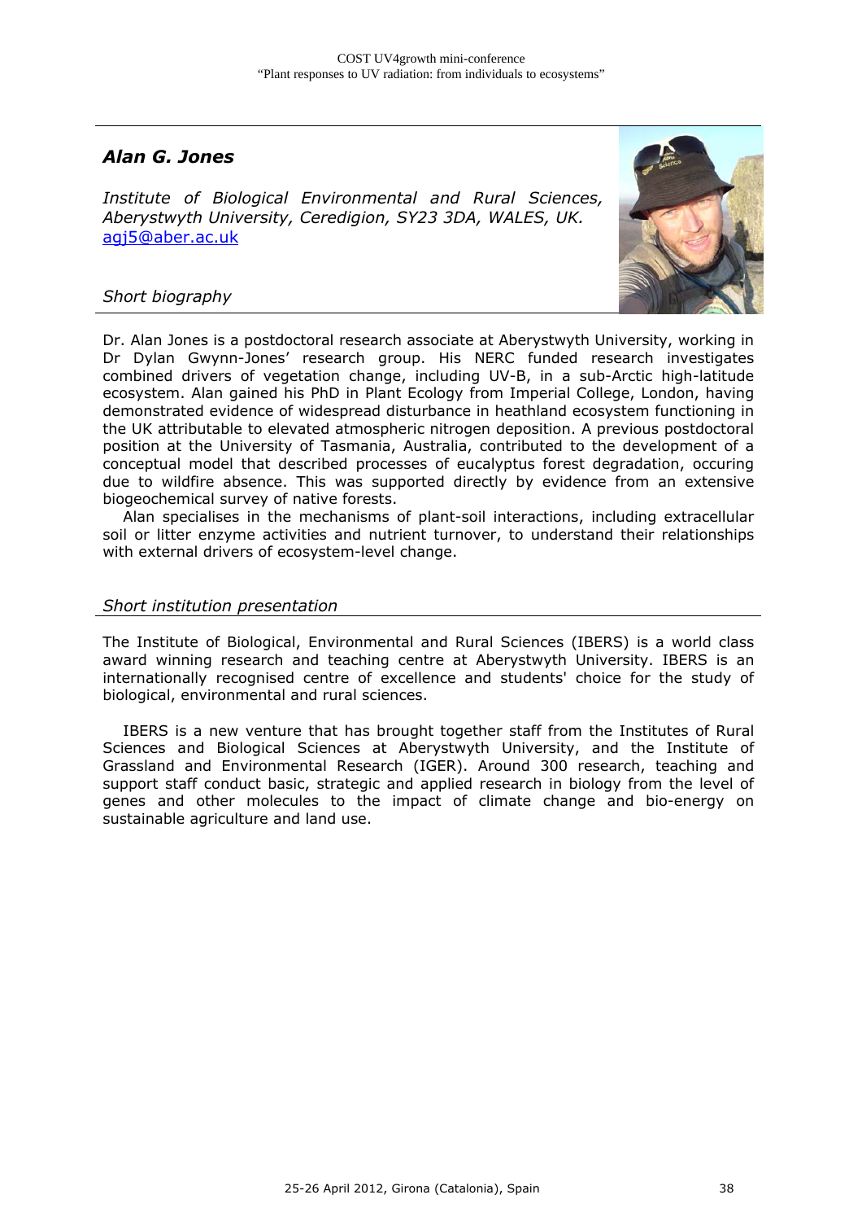## *Alan G. Jones*

*Institute of Biological Environmental and Rural Sciences, Aberystwyth University, Ceredigion, SY23 3DA, WALES, UK.*
agj5@aber.ac.uk

### *Short biography*

Dr. Alan Jones is a postdoctoral research associate at Aberystwyth University, working in Dr Dylan Gwynn-Jones' research group. His NERC funded research investigates combined drivers of vegetation change, including UV-B, in a sub-Arctic high-latitude ecosystem. Alan gained his PhD in Plant Ecology from Imperial College, London, having demonstrated evidence of widespread disturbance in heathland ecosystem functioning in the UK attributable to elevated atmospheric nitrogen deposition. A previous postdoctoral position at the University of Tasmania, Australia, contributed to the development of a conceptual model that described processes of eucalyptus forest degradation, occuring due to wildfire absence. This was supported directly by evidence from an extensive biogeochemical survey of native forests.

Alan specialises in the mechanisms of plant-soil interactions, including extracellular soil or litter enzyme activities and nutrient turnover, to understand their relationships with external drivers of ecosystem-level change.

### *Short institution presentation*

The Institute of Biological, Environmental and Rural Sciences (IBERS) is a world class award winning research and teaching centre at Aberystwyth University. IBERS is an internationally recognised centre of excellence and students' choice for the study of biological, environmental and rural sciences.

IBERS is a new venture that has brought together staff from the Institutes of Rural Sciences and Biological Sciences at Aberystwyth University, and the Institute of Grassland and Environmental Research (IGER). Around 300 research, teaching and support staff conduct basic, strategic and applied research in biology from the level of genes and other molecules to the impact of climate change and bio-energy on sustainable agriculture and land use.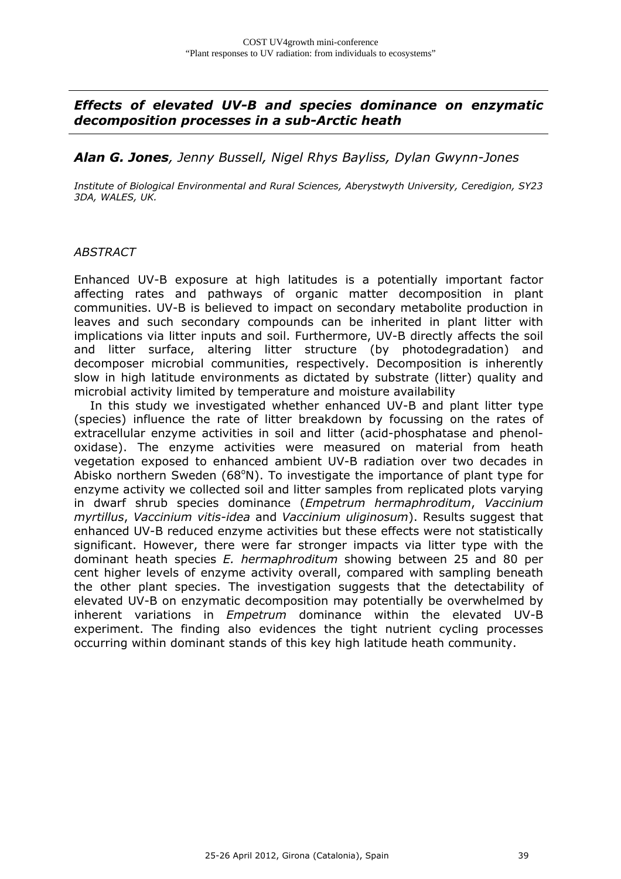## *Effects of elevated UV-B and species dominance on enzymatic decomposition processes in a sub-Arctic heath*

***Alan G. Jones**, Jenny Bussell, Nigel Rhys Bayliss, Dylan Gwynn-Jones*

*Institute of Biological Environmental and Rural Sciences, Aberystwyth University, Ceredigion, SY23 3DA, WALES, UK.*

*ABSTRACT*

Enhanced UV-B exposure at high latitudes is a potentially important factor affecting rates and pathways of organic matter decomposition in plant communities. UV-B is believed to impact on secondary metabolite production in leaves and such secondary compounds can be inherited in plant litter with implications via litter inputs and soil. Furthermore, UV-B directly affects the soil and litter surface, altering litter structure (by photodegradation) and decomposer microbial communities, respectively. Decomposition is inherently slow in high latitude environments as dictated by substrate (litter) quality and microbial activity limited by temperature and moisture availability

In this study we investigated whether enhanced UV-B and plant litter type (species) influence the rate of litter breakdown by focussing on the rates of extracellular enzyme activities in soil and litter (acid-phosphatase and phenol-oxidase). The enzyme activities were measured on material from heath vegetation exposed to enhanced ambient UV-B radiation over two decades in Abisko northern Sweden (68°N). To investigate the importance of plant type for enzyme activity we collected soil and litter samples from replicated plots varying in dwarf shrub species dominance (*Empetrum hermaphroditum*, *Vaccinium myrtillus*, *Vaccinium vitis-idea* and *Vaccinium uliginosum*). Results suggest that enhanced UV-B reduced enzyme activities but these effects were not statistically significant. However, there were far stronger impacts via litter type with the dominant heath species *E. hermaphroditum* showing between 25 and 80 per cent higher levels of enzyme activity overall, compared with sampling beneath the other plant species. The investigation suggests that the detectability of elevated UV-B on enzymatic decomposition may potentially be overwhelmed by inherent variations in *Empetrum* dominance within the elevated UV-B experiment. The finding also evidences the tight nutrient cycling processes occurring within dominant stands of this key high latitude heath community.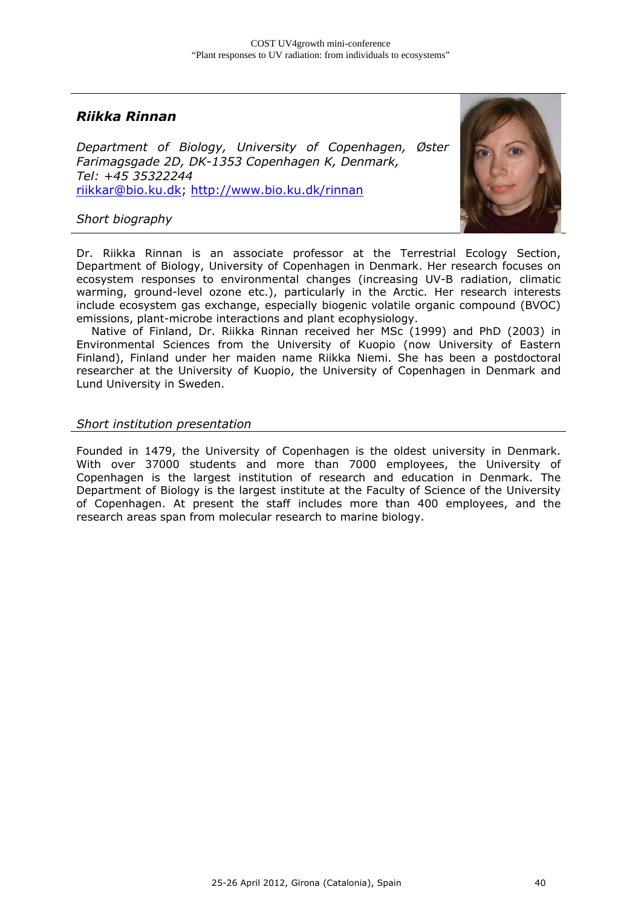## *Riikka Rinnan*

*Department of Biology, University of Copenhagen, Øster Farimagsgade 2D, DK-1353 Copenhagen K, Denmark,*
*Tel: +45 35322244*
riikkar@bio.ku.dk; http://www.bio.ku.dk/rinnan

### *Short biography*

Dr. Riikka Rinnan is an associate professor at the Terrestrial Ecology Section, Department of Biology, University of Copenhagen in Denmark. Her research focuses on ecosystem responses to environmental changes (increasing UV-B radiation, climatic warming, ground-level ozone etc.), particularly in the Arctic. Her research interests include ecosystem gas exchange, especially biogenic volatile organic compound (BVOC) emissions, plant-microbe interactions and plant ecophysiology.

Native of Finland, Dr. Riikka Rinnan received her MSc (1999) and PhD (2003) in Environmental Sciences from the University of Kuopio (now University of Eastern Finland), Finland under her maiden name Riikka Niemi. She has been a postdoctoral researcher at the University of Kuopio, the University of Copenhagen in Denmark and Lund University in Sweden.

### *Short institution presentation*

Founded in 1479, the University of Copenhagen is the oldest university in Denmark. With over 37000 students and more than 7000 employees, the University of Copenhagen is the largest institution of research and education in Denmark. The Department of Biology is the largest institute at the Faculty of Science of the University of Copenhagen. At present the staff includes more than 400 employees, and the research areas span from molecular research to marine biology.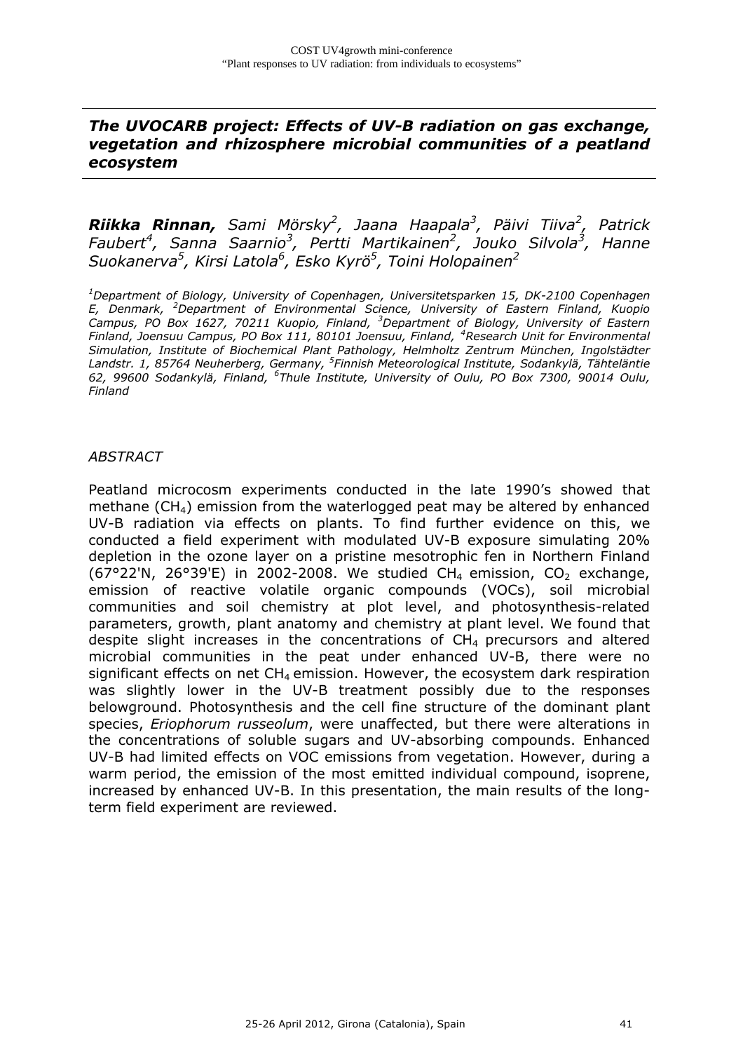## *The UVOCARB project: Effects of UV-B radiation on gas exchange, vegetation and rhizosphere microbial communities of a peatland ecosystem*

***Riikka Rinnan,*** *Sami Mörsky[2], Jaana Haapala[3], Päivi Tiiva[2], Patrick Faubert[4], Sanna Saarnio[3], Pertti Martikainen[2], Jouko Silvola[3], Hanne Suokanerva[5], Kirsi Latola[6], Esko Kyrö[5], Toini Holopainen[2]*

*[1]Department of Biology, University of Copenhagen, Universitetsparken 15, DK-2100 Copenhagen E, Denmark, [2]Department of Environmental Science, University of Eastern Finland, Kuopio Campus, PO Box 1627, 70211 Kuopio, Finland, [3]Department of Biology, University of Eastern Finland, Joensuu Campus, PO Box 111, 80101 Joensuu, Finland, [4]Research Unit for Environmental Simulation, Institute of Biochemical Plant Pathology, Helmholtz Zentrum München, Ingolstädter Landstr. 1, 85764 Neuherberg, Germany, [5]Finnish Meteorological Institute, Sodankylä, Tähteläntie 62, 99600 Sodankylä, Finland, [6]Thule Institute, University of Oulu, PO Box 7300, 90014 Oulu, Finland*

*ABSTRACT*

Peatland microcosm experiments conducted in the late 1990's showed that methane ($CH_4$) emission from the waterlogged peat may be altered by enhanced UV-B radiation via effects on plants. To find further evidence on this, we conducted a field experiment with modulated UV-B exposure simulating 20% depletion in the ozone layer on a pristine mesotrophic fen in Northern Finland (67°22'N, 26°39'E) in 2002-2008. We studied $CH_4$ emission, $CO_2$ exchange, emission of reactive volatile organic compounds (VOCs), soil microbial communities and soil chemistry at plot level, and photosynthesis-related parameters, growth, plant anatomy and chemistry at plant level. We found that despite slight increases in the concentrations of $CH_4$ precursors and altered microbial communities in the peat under enhanced UV-B, there were no significant effects on net $CH_4$ emission. However, the ecosystem dark respiration was slightly lower in the UV-B treatment possibly due to the responses belowground. Photosynthesis and the cell fine structure of the dominant plant species, *Eriophorum russeolum*, were unaffected, but there were alterations in the concentrations of soluble sugars and UV-absorbing compounds. Enhanced UV-B had limited effects on VOC emissions from vegetation. However, during a warm period, the emission of the most emitted individual compound, isoprene, increased by enhanced UV-B. In this presentation, the main results of the long-term field experiment are reviewed.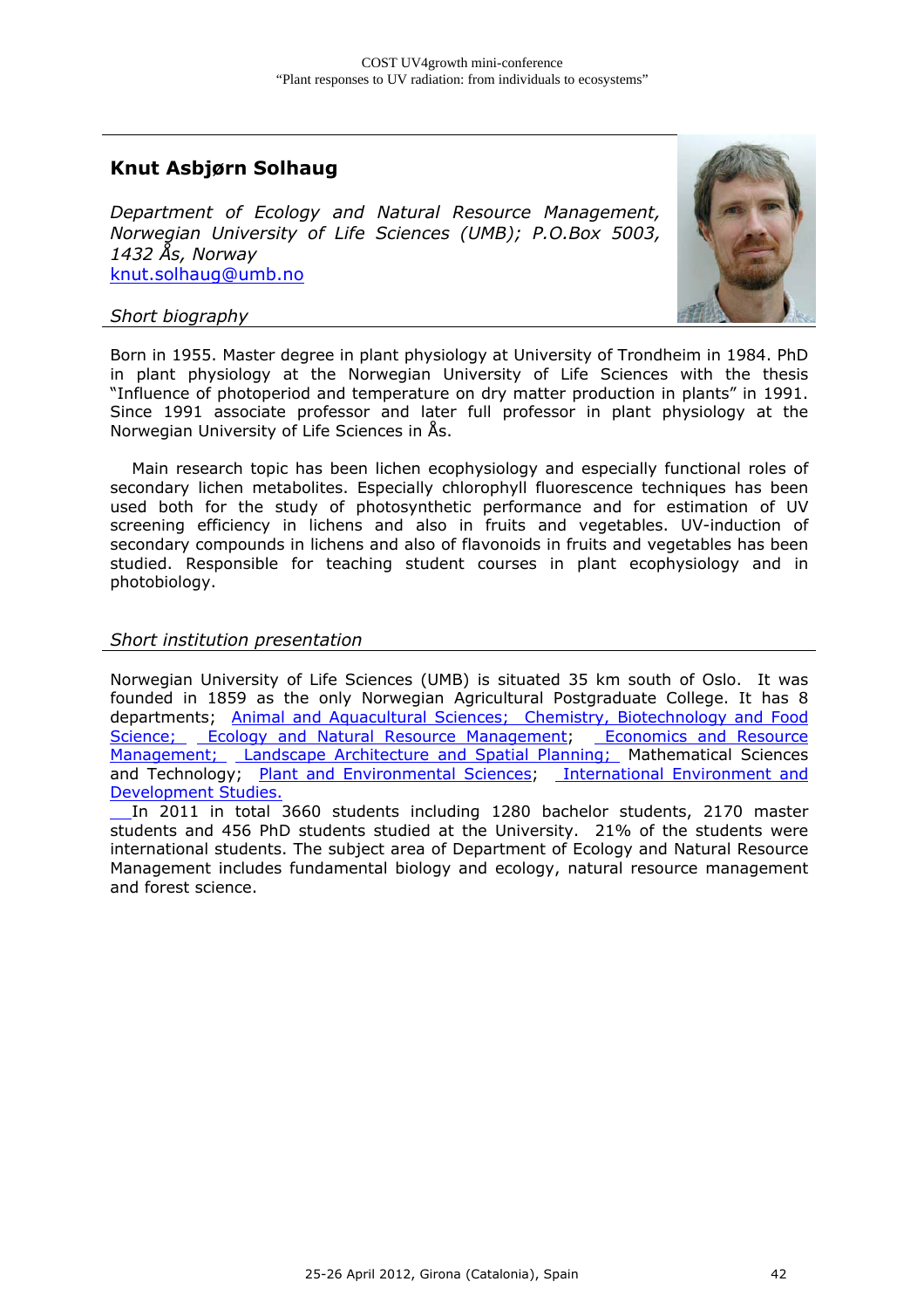## Knut Asbjørn Solhaug

*Department of Ecology and Natural Resource Management, Norwegian University of Life Sciences (UMB); P.O.Box 5003, 1432 Ås, Norway*
knut.solhaug@umb.no

### *Short biography*

Born in 1955. Master degree in plant physiology at University of Trondheim in 1984. PhD in plant physiology at the Norwegian University of Life Sciences with the thesis "Influence of photoperiod and temperature on dry matter production in plants" in 1991. Since 1991 associate professor and later full professor in plant physiology at the Norwegian University of Life Sciences in Ås.

Main research topic has been lichen ecophysiology and especially functional roles of secondary lichen metabolites. Especially chlorophyll fluorescence techniques has been used both for the study of photosynthetic performance and for estimation of UV screening efficiency in lichens and also in fruits and vegetables. UV-induction of secondary compounds in lichens and also of flavonoids in fruits and vegetables has been studied. Responsible for teaching student courses in plant ecophysiology and in photobiology.

### *Short institution presentation*

Norwegian University of Life Sciences (UMB) is situated 35 km south of Oslo. It was founded in 1859 as the only Norwegian Agricultural Postgraduate College. It has 8 departments; Animal and Aquacultural Sciences; Chemistry, Biotechnology and Food Science; Ecology and Natural Resource Management; Economics and Resource Management; Landscape Architecture and Spatial Planning; Mathematical Sciences and Technology; Plant and Environmental Sciences; International Environment and Development Studies.

In 2011 in total 3660 students including 1280 bachelor students, 2170 master students and 456 PhD students studied at the University. 21% of the students were international students. The subject area of Department of Ecology and Natural Resource Management includes fundamental biology and ecology, natural resource management and forest science.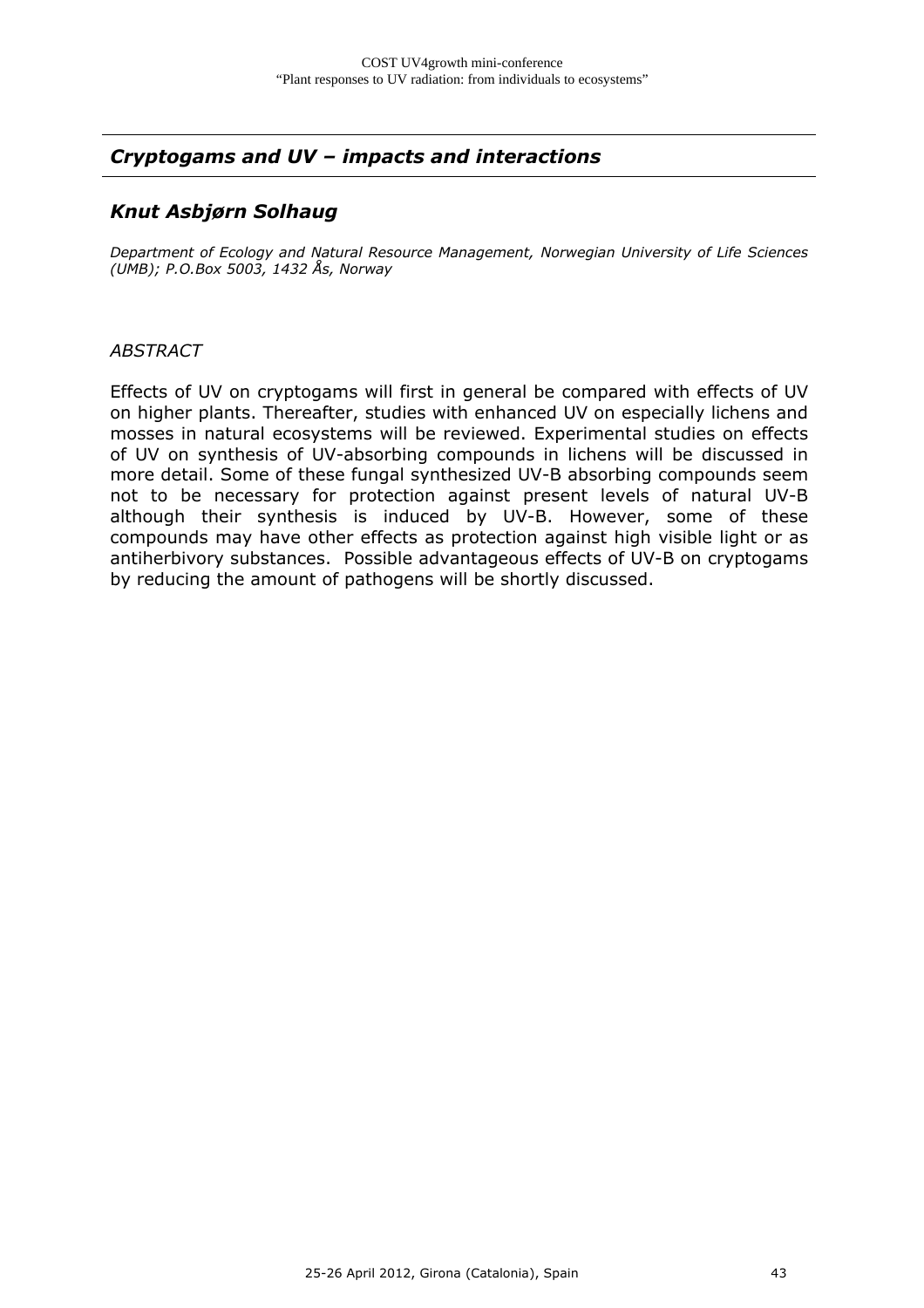## *Cryptogams and UV – impacts and interactions*

### *Knut Asbjørn Solhaug*

*Department of Ecology and Natural Resource Management, Norwegian University of Life Sciences (UMB); P.O.Box 5003, 1432 Ås, Norway*

*ABSTRACT*

Effects of UV on cryptogams will first in general be compared with effects of UV on higher plants. Thereafter, studies with enhanced UV on especially lichens and mosses in natural ecosystems will be reviewed. Experimental studies on effects of UV on synthesis of UV-absorbing compounds in lichens will be discussed in more detail. Some of these fungal synthesized UV-B absorbing compounds seem not to be necessary for protection against present levels of natural UV-B although their synthesis is induced by UV-B. However, some of these compounds may have other effects as protection against high visible light or as antiherbivory substances. Possible advantageous effects of UV-B on cryptogams by reducing the amount of pathogens will be shortly discussed.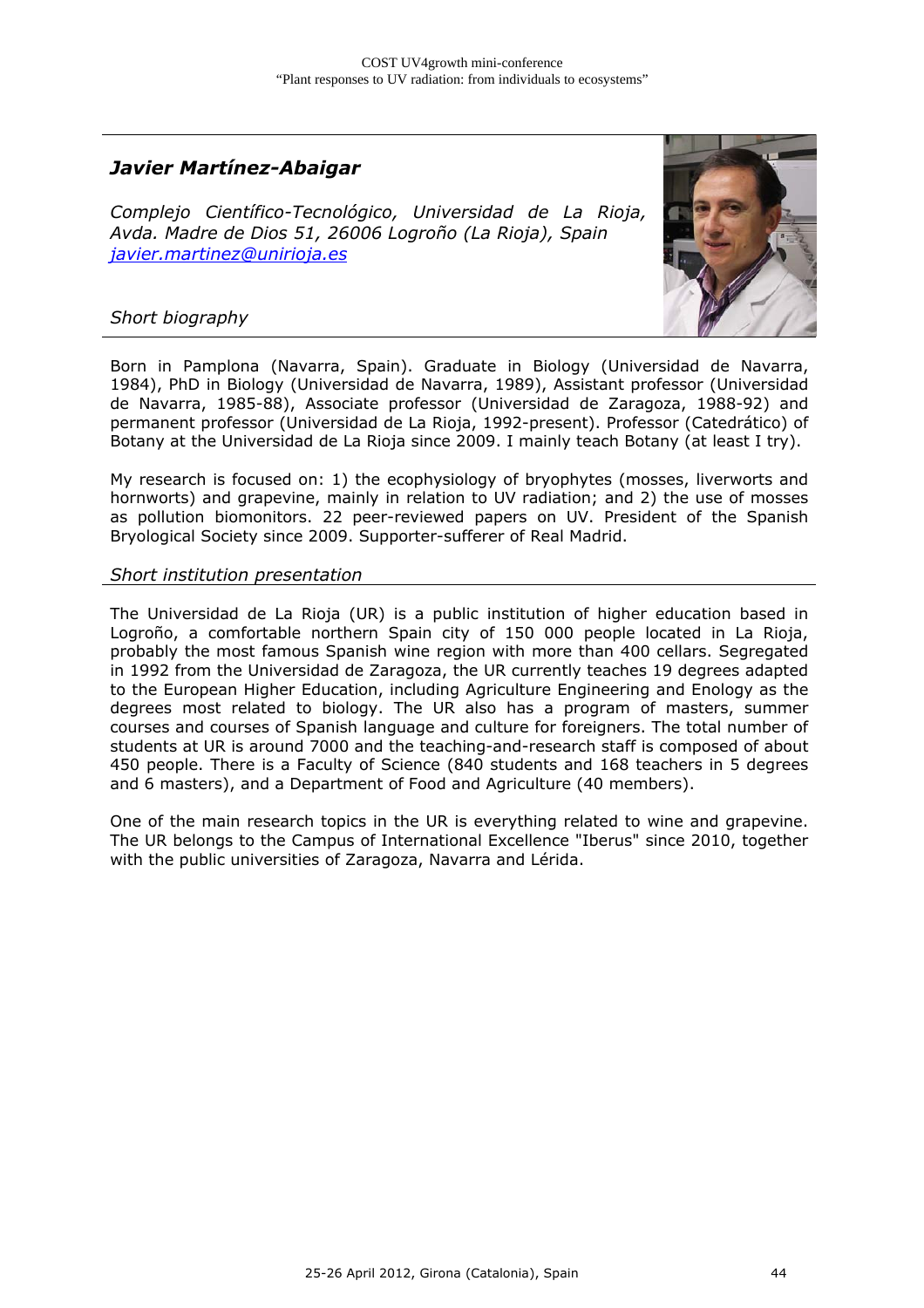## *Javier Martínez-Abaigar*

*Complejo Científico-Tecnológico, Universidad de La Rioja, Avda. Madre de Dios 51, 26006 Logroño (La Rioja), Spain*
*javier.martinez@unirioja.es*

### *Short biography*

Born in Pamplona (Navarra, Spain). Graduate in Biology (Universidad de Navarra, 1984), PhD in Biology (Universidad de Navarra, 1989), Assistant professor (Universidad de Navarra, 1985-88), Associate professor (Universidad de Zaragoza, 1988-92) and permanent professor (Universidad de La Rioja, 1992-present). Professor (Catedrático) of Botany at the Universidad de La Rioja since 2009. I mainly teach Botany (at least I try).

My research is focused on: 1) the ecophysiology of bryophytes (mosses, liverworts and hornworts) and grapevine, mainly in relation to UV radiation; and 2) the use of mosses as pollution biomonitors. 22 peer-reviewed papers on UV. President of the Spanish Bryological Society since 2009. Supporter-sufferer of Real Madrid.

### *Short institution presentation*

The Universidad de La Rioja (UR) is a public institution of higher education based in Logroño, a comfortable northern Spain city of 150 000 people located in La Rioja, probably the most famous Spanish wine region with more than 400 cellars. Segregated in 1992 from the Universidad de Zaragoza, the UR currently teaches 19 degrees adapted to the European Higher Education, including Agriculture Engineering and Enology as the degrees most related to biology. The UR also has a program of masters, summer courses and courses of Spanish language and culture for foreigners. The total number of students at UR is around 7000 and the teaching-and-research staff is composed of about 450 people. There is a Faculty of Science (840 students and 168 teachers in 5 degrees and 6 masters), and a Department of Food and Agriculture (40 members).

One of the main research topics in the UR is everything related to wine and grapevine. The UR belongs to the Campus of International Excellence "Iberus" since 2010, together with the public universities of Zaragoza, Navarra and Lérida.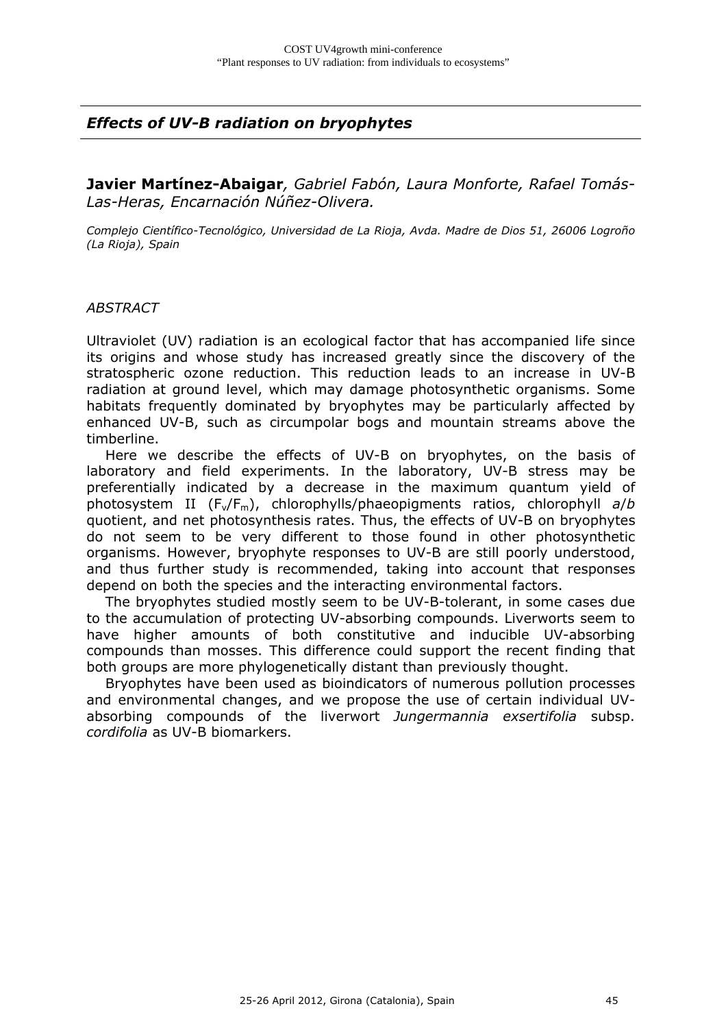## *Effects of UV-B radiation on bryophytes*

**Javier Martínez-Abaigar***, Gabriel Fabón, Laura Monforte, Rafael Tomás-Las-Heras, Encarnación Núñez-Olivera.*

*Complejo Científico-Tecnológico, Universidad de La Rioja, Avda. Madre de Dios 51, 26006 Logroño (La Rioja), Spain*

*ABSTRACT*

Ultraviolet (UV) radiation is an ecological factor that has accompanied life since its origins and whose study has increased greatly since the discovery of the stratospheric ozone reduction. This reduction leads to an increase in UV-B radiation at ground level, which may damage photosynthetic organisms. Some habitats frequently dominated by bryophytes may be particularly affected by enhanced UV-B, such as circumpolar bogs and mountain streams above the timberline.

Here we describe the effects of UV-B on bryophytes, on the basis of laboratory and field experiments. In the laboratory, UV-B stress may be preferentially indicated by a decrease in the maximum quantum yield of photosystem II ($F_v/F_m$), chlorophylls/phaeopigments ratios, chlorophyll *a*/*b* quotient, and net photosynthesis rates. Thus, the effects of UV-B on bryophytes do not seem to be very different to those found in other photosynthetic organisms. However, bryophyte responses to UV-B are still poorly understood, and thus further study is recommended, taking into account that responses depend on both the species and the interacting environmental factors.

The bryophytes studied mostly seem to be UV-B-tolerant, in some cases due to the accumulation of protecting UV-absorbing compounds. Liverworts seem to have higher amounts of both constitutive and inducible UV-absorbing compounds than mosses. This difference could support the recent finding that both groups are more phylogenetically distant than previously thought.

Bryophytes have been used as bioindicators of numerous pollution processes and environmental changes, and we propose the use of certain individual UV-absorbing compounds of the liverwort *Jungermannia exsertifolia* subsp. *cordifolia* as UV-B biomarkers.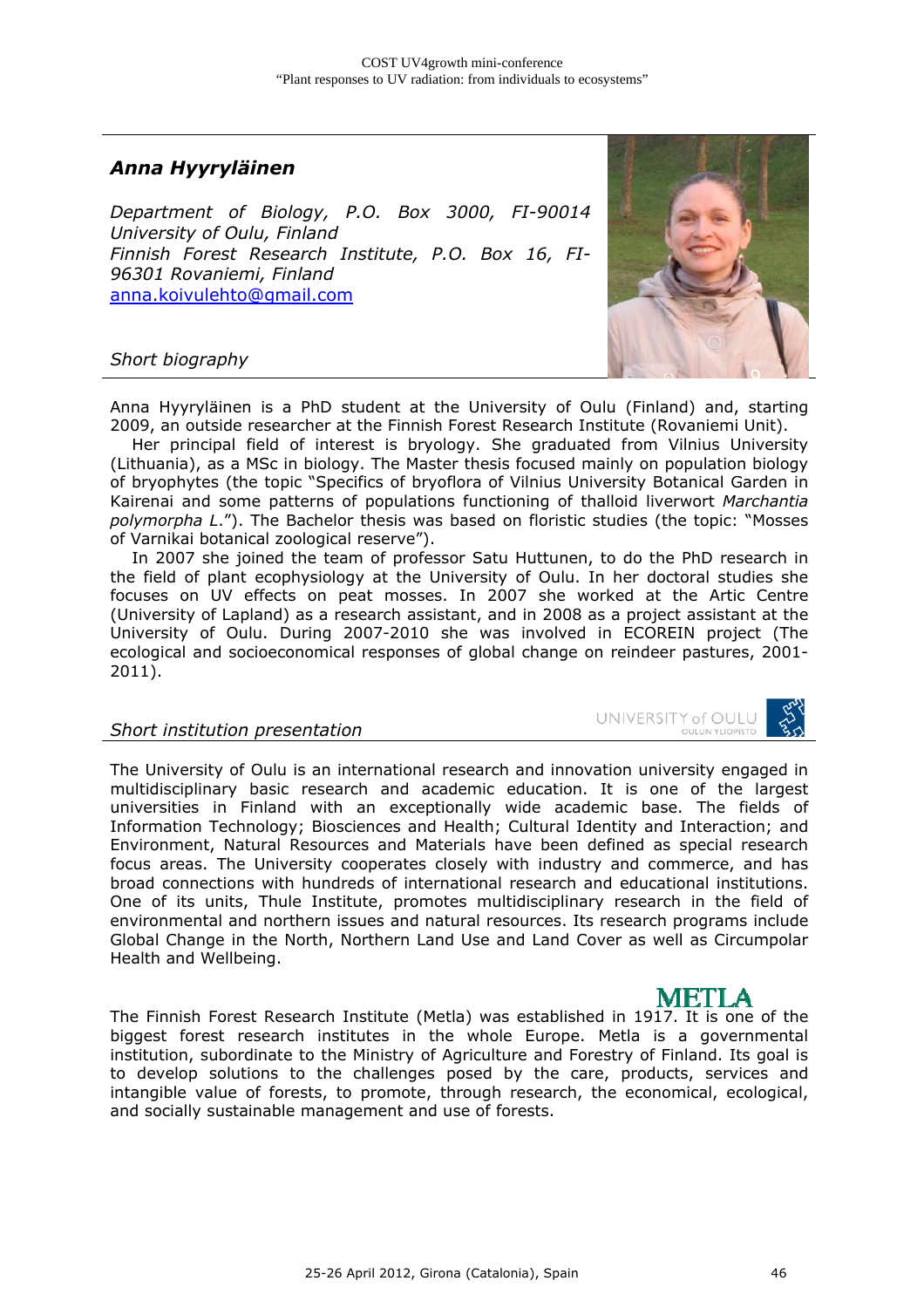## *Anna Hyyryläinen*

*Department of Biology, P.O. Box 3000, FI-90014 University of Oulu, Finland*
*Finnish Forest Research Institute, P.O. Box 16, FI-96301 Rovaniemi, Finland*
[anna.koivulehto@gmail.com](mailto:anna.koivulehto@gmail.com)

*Short biography*

Anna Hyyryläinen is a PhD student at the University of Oulu (Finland) and, starting 2009, an outside researcher at the Finnish Forest Research Institute (Rovaniemi Unit).

Her principal field of interest is bryology. She graduated from Vilnius University (Lithuania), as a MSc in biology. The Master thesis focused mainly on population biology of bryophytes (the topic "Specifics of bryoflora of Vilnius University Botanical Garden in Kairenai and some patterns of populations functioning of thalloid liverwort *Marchantia polymorpha L.*"). The Bachelor thesis was based on floristic studies (the topic: "Mosses of Varnikai botanical zoological reserve").

In 2007 she joined the team of professor Satu Huttunen, to do the PhD research in the field of plant ecophysiology at the University of Oulu. In her doctoral studies she focuses on UV effects on peat mosses. In 2007 she worked at the Artic Centre (University of Lapland) as a research assistant, and in 2008 as a project assistant at the University of Oulu. During 2007-2010 she was involved in ECOREIN project (The ecological and socioeconomical responses of global change on reindeer pastures, 2001-2011).

*Short institution presentation*

UNIVERSITY of OULU
OULUN YLIOPISTO

The University of Oulu is an international research and innovation university engaged in multidisciplinary basic research and academic education. It is one of the largest universities in Finland with an exceptionally wide academic base. The fields of Information Technology; Biosciences and Health; Cultural Identity and Interaction; and Environment, Natural Resources and Materials have been defined as special research focus areas. The University cooperates closely with industry and commerce, and has broad connections with hundreds of international research and educational institutions. One of its units, Thule Institute, promotes multidisciplinary research in the field of environmental and northern issues and natural resources. Its research programs include Global Change in the North, Northern Land Use and Land Cover as well as Circumpolar Health and Wellbeing.

METLA

The Finnish Forest Research Institute (Metla) was established in 1917. It is one of the biggest forest research institutes in the whole Europe. Metla is a governmental institution, subordinate to the Ministry of Agriculture and Forestry of Finland. Its goal is to develop solutions to the challenges posed by the care, products, services and intangible value of forests, to promote, through research, the economical, ecological, and socially sustainable management and use of forests.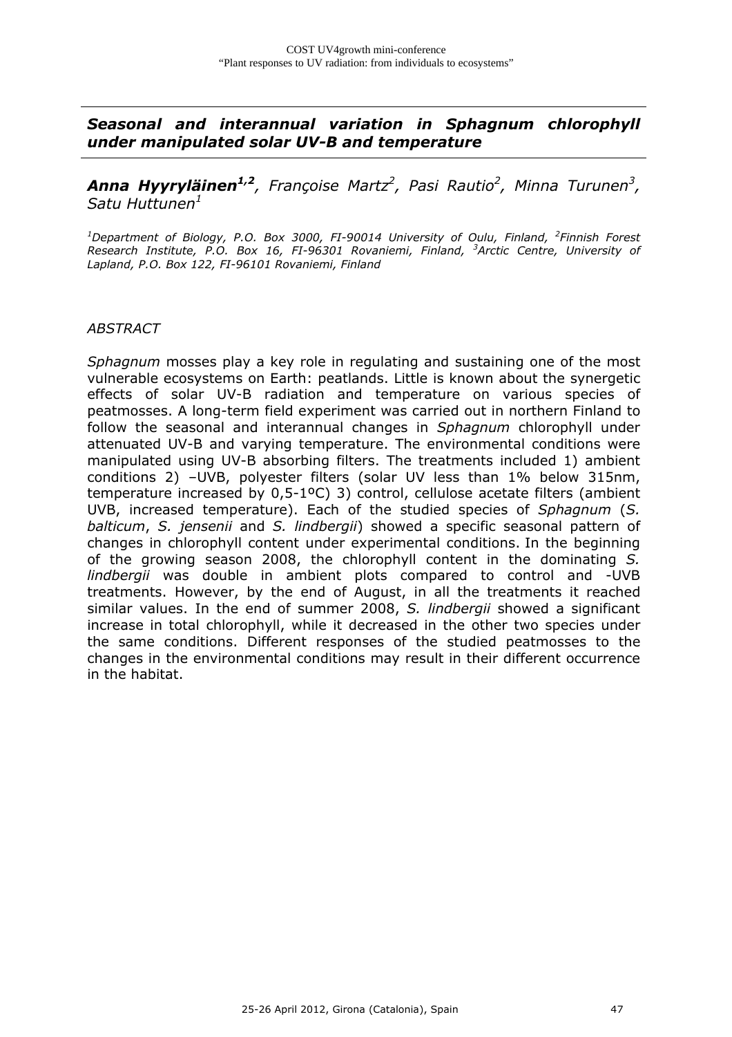## *Seasonal and interannual variation in Sphagnum chlorophyll under manipulated solar UV-B and temperature*

***Anna Hyyryläinen*[1,2]**, *Françoise Martz*[2], *Pasi Rautio*[2], *Minna Turunen*[3], *Satu Huttunen*[1]

*[1]Department of Biology, P.O. Box 3000, FI-90014 University of Oulu, Finland, [2]Finnish Forest Research Institute, P.O. Box 16, FI-96301 Rovaniemi, Finland, [3]Arctic Centre, University of Lapland, P.O. Box 122, FI-96101 Rovaniemi, Finland*

*ABSTRACT*

*Sphagnum* mosses play a key role in regulating and sustaining one of the most vulnerable ecosystems on Earth: peatlands. Little is known about the synergetic effects of solar UV-B radiation and temperature on various species of peatmosses. A long-term field experiment was carried out in northern Finland to follow the seasonal and interannual changes in *Sphagnum* chlorophyll under attenuated UV-B and varying temperature. The environmental conditions were manipulated using UV-B absorbing filters. The treatments included 1) ambient conditions 2) –UVB, polyester filters (solar UV less than 1% below 315nm, temperature increased by 0,5-1ºC) 3) control, cellulose acetate filters (ambient UVB, increased temperature). Each of the studied species of *Sphagnum* (*S. balticum*, *S. jensenii* and *S. lindbergii*) showed a specific seasonal pattern of changes in chlorophyll content under experimental conditions. In the beginning of the growing season 2008, the chlorophyll content in the dominating *S. lindbergii* was double in ambient plots compared to control and -UVB treatments. However, by the end of August, in all the treatments it reached similar values. In the end of summer 2008, *S. lindbergii* showed a significant increase in total chlorophyll, while it decreased in the other two species under the same conditions. Different responses of the studied peatmosses to the changes in the environmental conditions may result in their different occurrence in the habitat.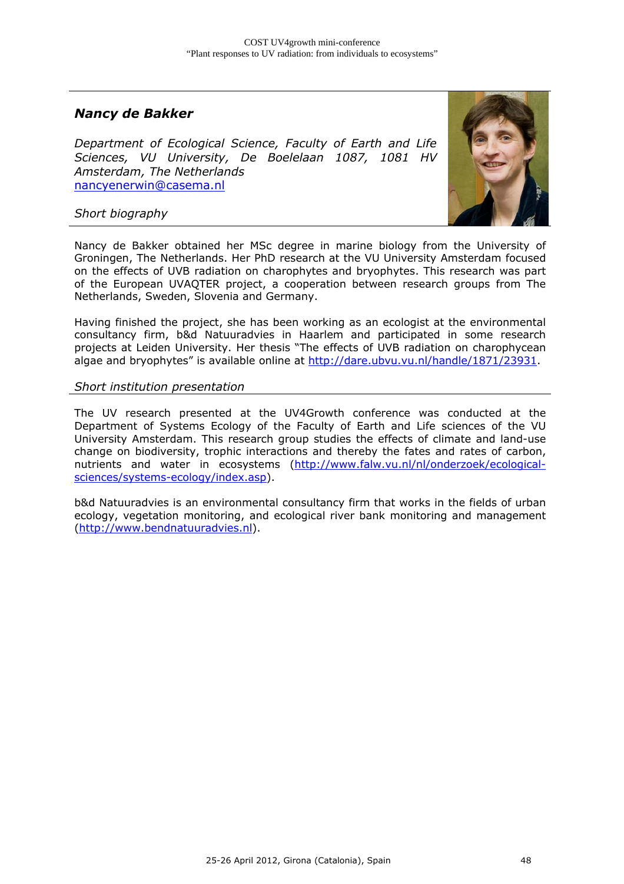## *Nancy de Bakker*

*Department of Ecological Science, Faculty of Earth and Life Sciences, VU University, De Boelelaan 1087, 1081 HV Amsterdam, The Netherlands*
nancyenerwin@casema.nl

### *Short biography*

Nancy de Bakker obtained her MSc degree in marine biology from the University of Groningen, The Netherlands. Her PhD research at the VU University Amsterdam focused on the effects of UVB radiation on charophytes and bryophytes. This research was part of the European UVAQTER project, a cooperation between research groups from The Netherlands, Sweden, Slovenia and Germany.

Having finished the project, she has been working as an ecologist at the environmental consultancy firm, b&d Natuuradvies in Haarlem and participated in some research projects at Leiden University. Her thesis "The effects of UVB radiation on charophycean algae and bryophytes" is available online at http://dare.ubvu.vu.nl/handle/1871/23931.

### *Short institution presentation*

The UV research presented at the UV4Growth conference was conducted at the Department of Systems Ecology of the Faculty of Earth and Life sciences of the VU University Amsterdam. This research group studies the effects of climate and land-use change on biodiversity, trophic interactions and thereby the fates and rates of carbon, nutrients and water in ecosystems (http://www.falw.vu.nl/nl/onderzoek/ecological-sciences/systems-ecology/index.asp).

b&d Natuuradvies is an environmental consultancy firm that works in the fields of urban ecology, vegetation monitoring, and ecological river bank monitoring and management (http://www.bendnatuuradvies.nl).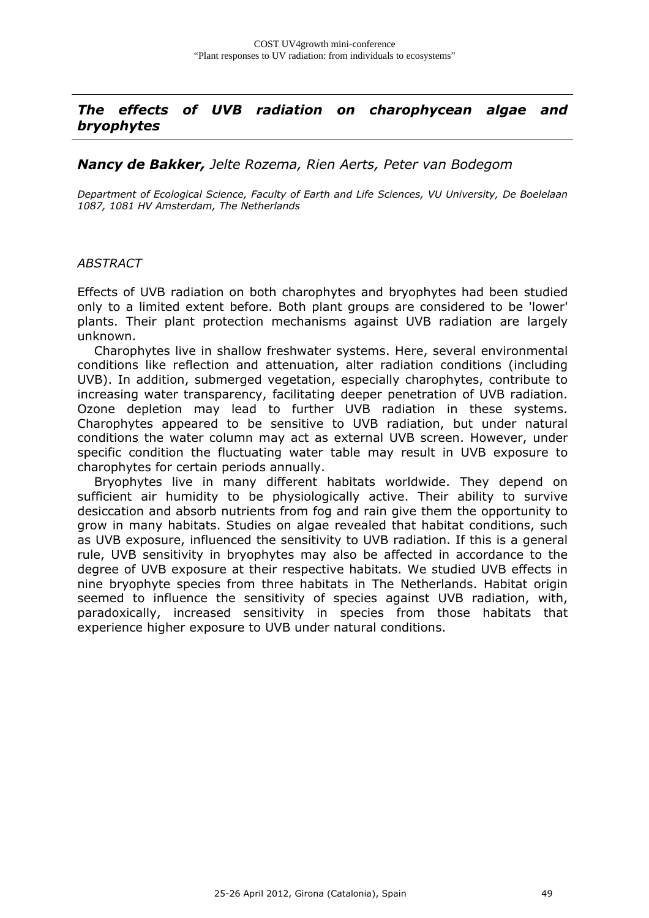## *The effects of UVB radiation on charophycean algae and bryophytes*

***Nancy de Bakker,*** *Jelte Rozema, Rien Aerts, Peter van Bodegom*

*Department of Ecological Science, Faculty of Earth and Life Sciences, VU University, De Boelelaan 1087, 1081 HV Amsterdam, The Netherlands*

*ABSTRACT*

Effects of UVB radiation on both charophytes and bryophytes had been studied only to a limited extent before. Both plant groups are considered to be 'lower' plants. Their plant protection mechanisms against UVB radiation are largely unknown.

Charophytes live in shallow freshwater systems. Here, several environmental conditions like reflection and attenuation, alter radiation conditions (including UVB). In addition, submerged vegetation, especially charophytes, contribute to increasing water transparency, facilitating deeper penetration of UVB radiation. Ozone depletion may lead to further UVB radiation in these systems. Charophytes appeared to be sensitive to UVB radiation, but under natural conditions the water column may act as external UVB screen. However, under specific condition the fluctuating water table may result in UVB exposure to charophytes for certain periods annually.

Bryophytes live in many different habitats worldwide. They depend on sufficient air humidity to be physiologically active. Their ability to survive desiccation and absorb nutrients from fog and rain give them the opportunity to grow in many habitats. Studies on algae revealed that habitat conditions, such as UVB exposure, influenced the sensitivity to UVB radiation. If this is a general rule, UVB sensitivity in bryophytes may also be affected in accordance to the degree of UVB exposure at their respective habitats. We studied UVB effects in nine bryophyte species from three habitats in The Netherlands. Habitat origin seemed to influence the sensitivity of species against UVB radiation, with, paradoxically, increased sensitivity in species from those habitats that experience higher exposure to UVB under natural conditions.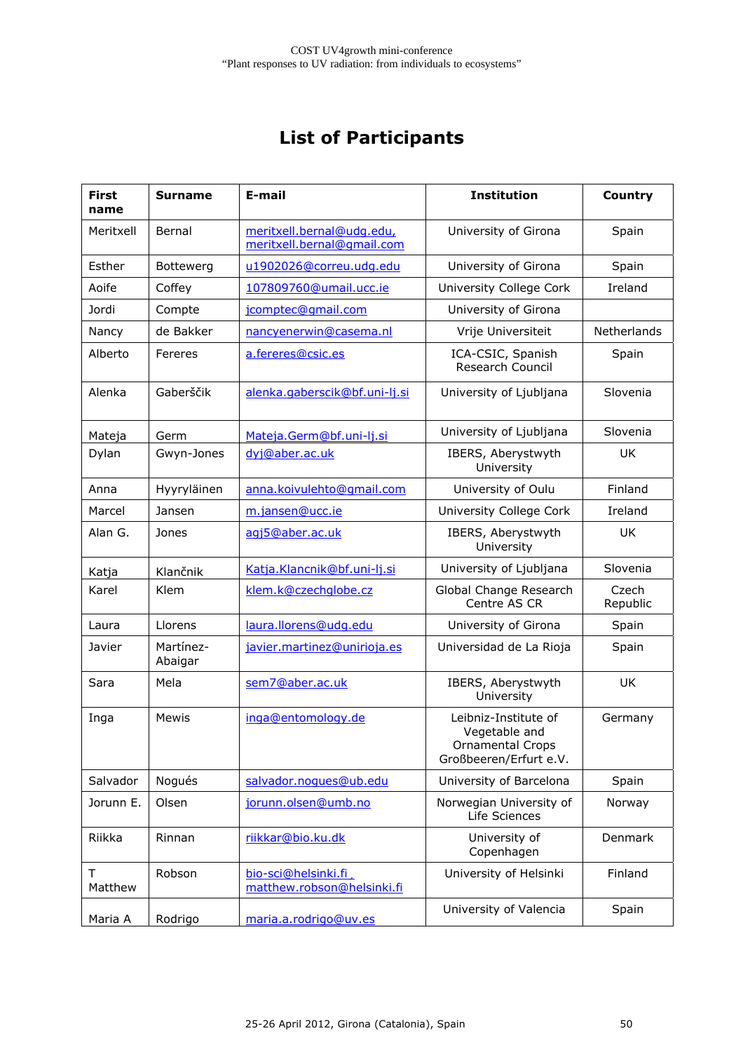# List of Participants

| First name | Surname | E-mail | Institution | Country |
|---|---|---|---|---|
| Meritxell | Bernal | meritxell.bernal@udg.edu, meritxell.bernal@gmail.com | University of Girona | Spain |
| Esther | Botteweg | u1902026@correu.udg.edu | University of Girona | Spain |
| Aoife | Coffey | 107809760@umail.ucc.ie | University College Cork | Ireland |
| Jordi | Compte | jcomptec@gmail.com | University of Girona | |
| Nancy | de Bakker | nancyenerwin@casema.nl | Vrije Universiteit | Netherlands |
| Alberto | Fereres | a.fereres@csic.es | ICA-CSIC, Spanish Research Council | Spain |
| Alenka | Gaberščik | alenka.gaberscik@bf.uni-lj.si | University of Ljubljana | Slovenia |
| Mateja | Germ | Mateja.Germ@bf.uni-lj.si | University of Ljubljana | Slovenia |
| Dylan | Gwyn-Jones | dyj@aber.ac.uk | IBERS, Aberystwyth University | UK |
| Anna | Hyyryläinen | anna.koivulehto@gmail.com | University of Oulu | Finland |
| Marcel | Jansen | m.jansen@ucc.ie | University College Cork | Ireland |
| Alan G. | Jones | agj5@aber.ac.uk | IBERS, Aberystwyth University | UK |
| Katja | Klančnik | Katja.Klancnik@bf.uni-lj.si | University of Ljubljana | Slovenia |
| Karel | Klem | klem.k@czechglobe.cz | Global Change Research Centre AS CR | Czech Republic |
| Laura | Llorens | laura.llorens@udg.edu | University of Girona | Spain |
| Javier | Martínez-Abaigar | javier.martinez@unirioja.es | Universidad de La Rioja | Spain |
| Sara | Mela | sem7@aber.ac.uk | IBERS, Aberystwyth University | UK |
| Inga | Mewis | inga@entomology.de | Leibniz-Institute of Vegetable and Ornamental Crops Großbeeren/Erfurt e.V. | Germany |
| Salvador | Nogués | salvador.nogues@ub.edu | University of Barcelona | Spain |
| Jorunn E. | Olsen | jorunn.olsen@umb.no | Norwegian University of Life Sciences | Norway |
| Riikka | Rinnan | riikkar@bio.ku.dk | University of Copenhagen | Denmark |
| T Matthew | Robson | bio-sci@helsinki.fi , matthew.robson@helsinki.fi | University of Helsinki | Finland |
| Maria A | Rodrigo | maria.a.rodrigo@uv.es | University of Valencia | Spain |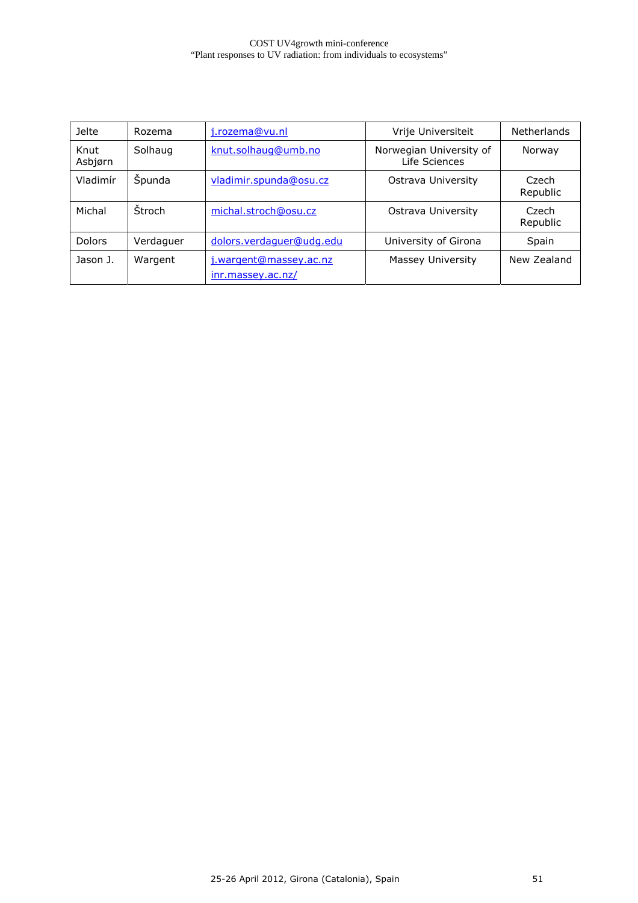| Jelte | Rozema | j.rozema@vu.nl | Vrije Universiteit | Netherlands |
|---|---|---|---|---|
| Knut Asbjørn | Solhaug | knut.solhaug@umb.no | Norwegian University of Life Sciences | Norway |
| Vladimír | Špunda | vladimir.spunda@osu.cz | Ostrava University | Czech Republic |
| Michal | Štroch | michal.stroch@osu.cz | Ostrava University | Czech Republic |
| Dolors | Verdaguer | dolors.verdaguer@udg.edu | University of Girona | Spain |
| Jason J. | Wargent | j.wargent@massey.ac.nz inr.massey.ac.nz/ | Massey University | New Zealand |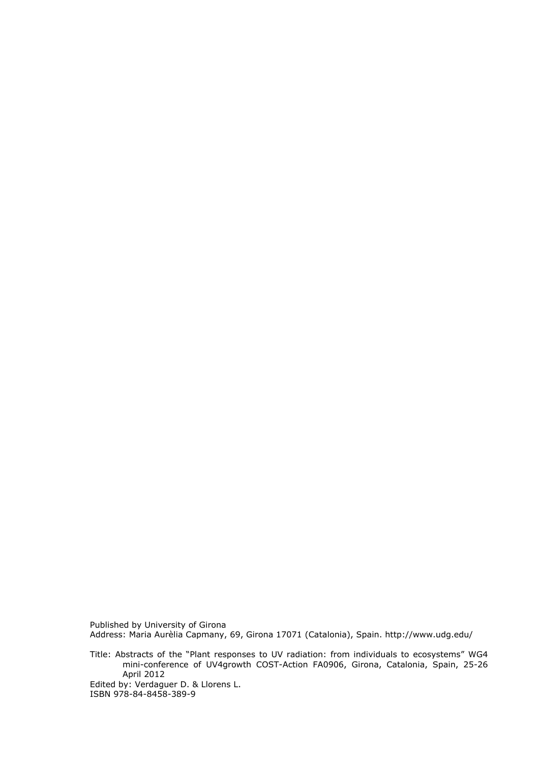Published by University of Girona
Address: Maria Aurèlia Capmany, 69, Girona 17071 (Catalonia), Spain. http://www.udg.edu/

Title: Abstracts of the "Plant responses to UV radiation: from individuals to ecosystems" WG4 mini-conference of UV4growth COST-Action FA0906, Girona, Catalonia, Spain, 25-26 April 2012
Edited by: Verdaguer D. & Llorens L.
ISBN 978-84-8458-389-9